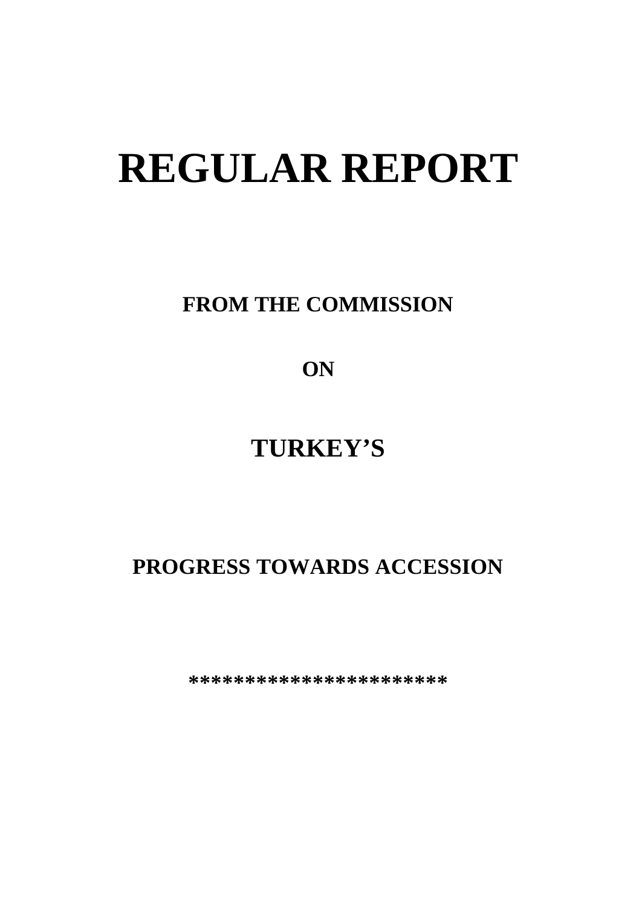# REGULAR REPORT

**FROM THE COMMISSION**

**ON**

## TURKEY’S

**PROGRESS TOWARDS ACCESSION**

**************************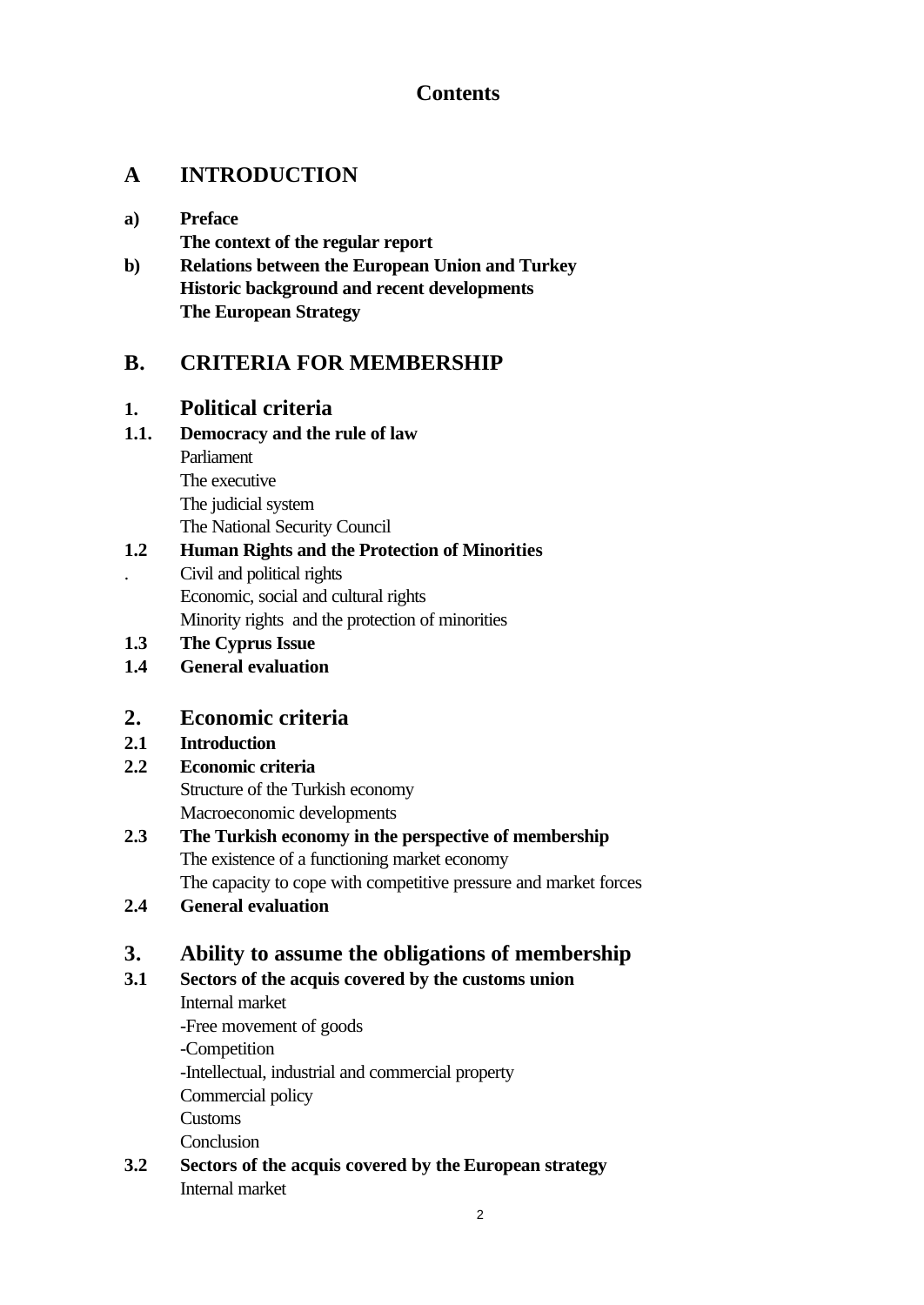## Contents

### A INTRODUCTION

**a) Preface**
**The context of the regular report**

**b) Relations between the European Union and Turkey**
**Historic background and recent developments**
**The European Strategy**

### B. CRITERIA FOR MEMBERSHIP

### 1. Political criteria

**1.1. Democracy and the rule of law**

Parliament
The executive
The judicial system
The National Security Council

**1.2 Human Rights and the Protection of Minorities**

. Civil and political rights
Economic, social and cultural rights
Minority rights and the protection of minorities

**1.3 The Cyprus Issue**

**1.4 General evaluation**

### 2. Economic criteria

**2.1 Introduction**

**2.2 Economic criteria**

Structure of the Turkish economy
Macroeconomic developments

**2.3 The Turkish economy in the perspective of membership**

The existence of a functioning market economy
The capacity to cope with competitive pressure and market forces

**2.4 General evaluation**

### 3. Ability to assume the obligations of membership

**3.1 Sectors of the acquis covered by the customs union**

Internal market
-Free movement of goods
-Competition
-Intellectual, industrial and commercial property
Commercial policy
Customs
Conclusion

**3.2 Sectors of the acquis covered by the European strategy**

Internal market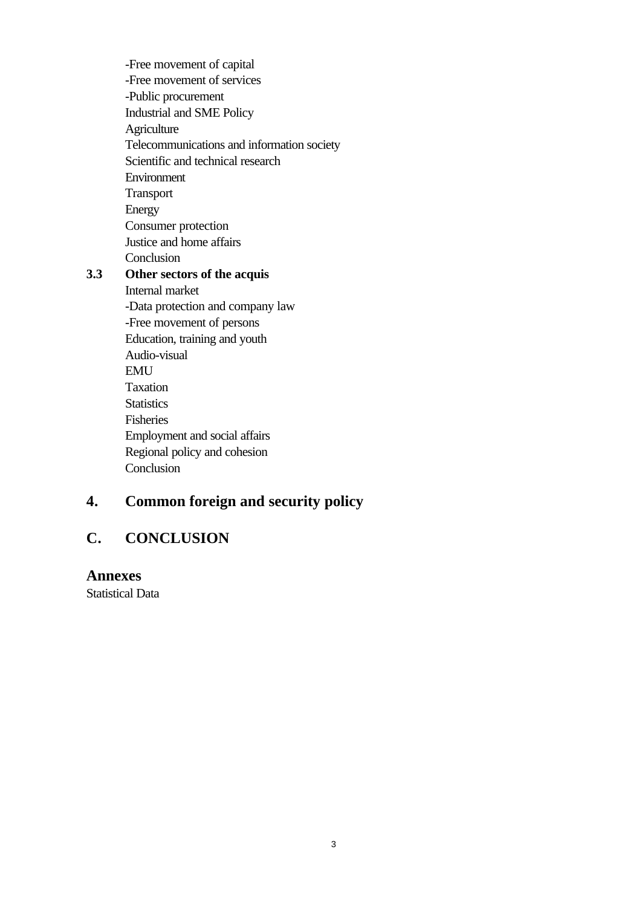-Free movement of capital
-Free movement of services
-Public procurement
Industrial and SME Policy
Agriculture
Telecommunications and information society
Scientific and technical research
Environment
Transport
Energy
Consumer protection
Justice and home affairs
Conclusion

**3.3 Other sectors of the acquis**

Internal market
-Data protection and company law
-Free movement of persons
Education, training and youth
Audio-visual
EMU
Taxation
Statistics
Fisheries
Employment and social affairs
Regional policy and cohesion
Conclusion

## 4. Common foreign and security policy

## C. CONCLUSION

## Annexes

Statistical Data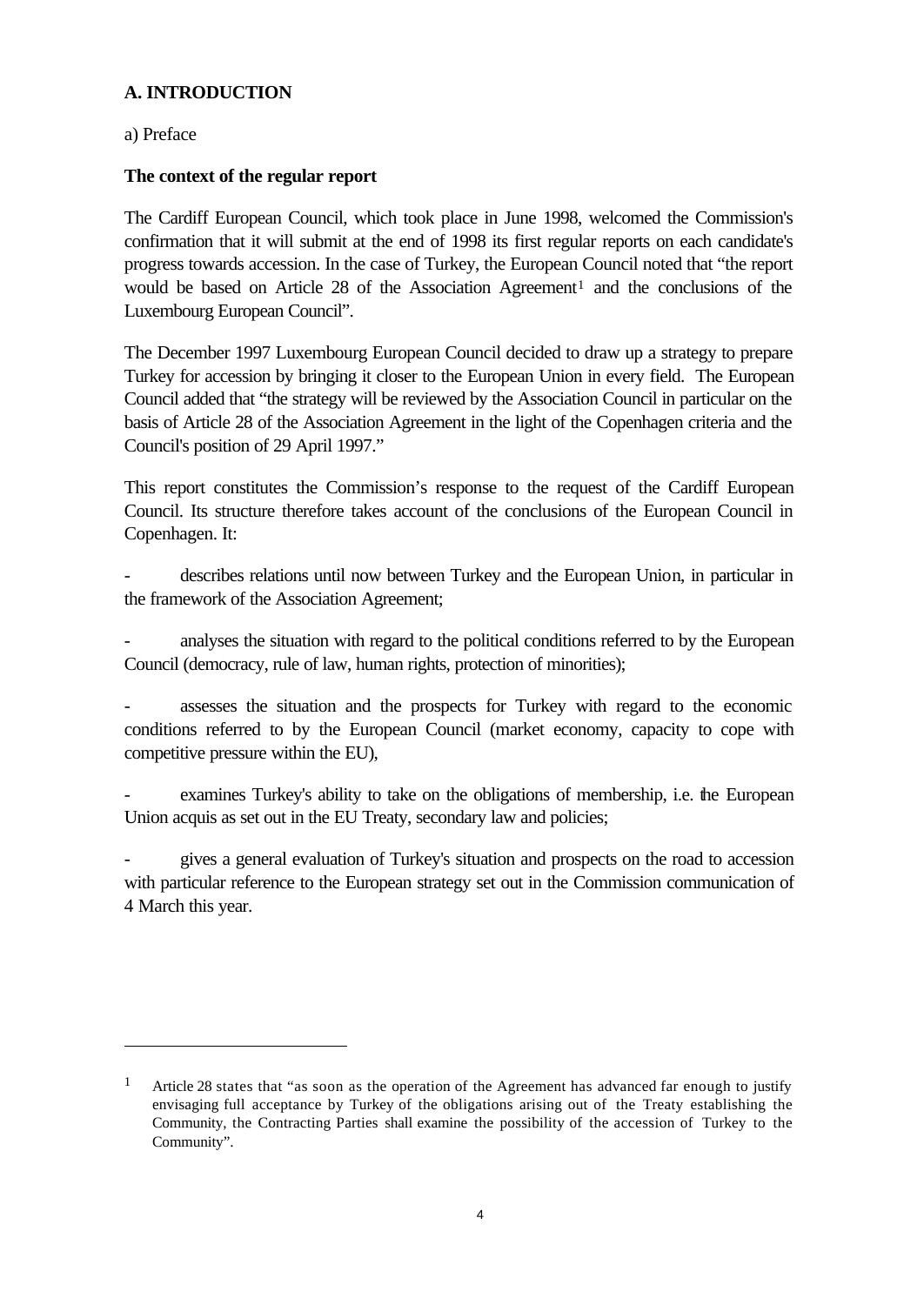## A. INTRODUCTION

a) Preface

**The context of the regular report**

The Cardiff European Council, which took place in June 1998, welcomed the Commission's confirmation that it will submit at the end of 1998 its first regular reports on each candidate's progress towards accession. In the case of Turkey, the European Council noted that "the report would be based on Article 28 of the Association Agreement[1] and the conclusions of the Luxembourg European Council".

The December 1997 Luxembourg European Council decided to draw up a strategy to prepare Turkey for accession by bringing it closer to the European Union in every field. The European Council added that "the strategy will be reviewed by the Association Council in particular on the basis of Article 28 of the Association Agreement in the light of the Copenhagen criteria and the Council's position of 29 April 1997."

This report constitutes the Commission's response to the request of the Cardiff European Council. Its structure therefore takes account of the conclusions of the European Council in Copenhagen. It:

- describes relations until now between Turkey and the European Union, in particular in the framework of the Association Agreement;
- analyses the situation with regard to the political conditions referred to by the European Council (democracy, rule of law, human rights, protection of minorities);
- assesses the situation and the prospects for Turkey with regard to the economic conditions referred to by the European Council (market economy, capacity to cope with competitive pressure within the EU),
- examines Turkey's ability to take on the obligations of membership, i.e. the European Union acquis as set out in the EU Treaty, secondary law and policies;
- gives a general evaluation of Turkey's situation and prospects on the road to accession with particular reference to the European strategy set out in the Commission communication of 4 March this year.

---

[1] Article 28 states that "as soon as the operation of the Agreement has advanced far enough to justify envisaging full acceptance by Turkey of the obligations arising out of the Treaty establishing the Community, the Contracting Parties shall examine the possibility of the accession of Turkey to the Community".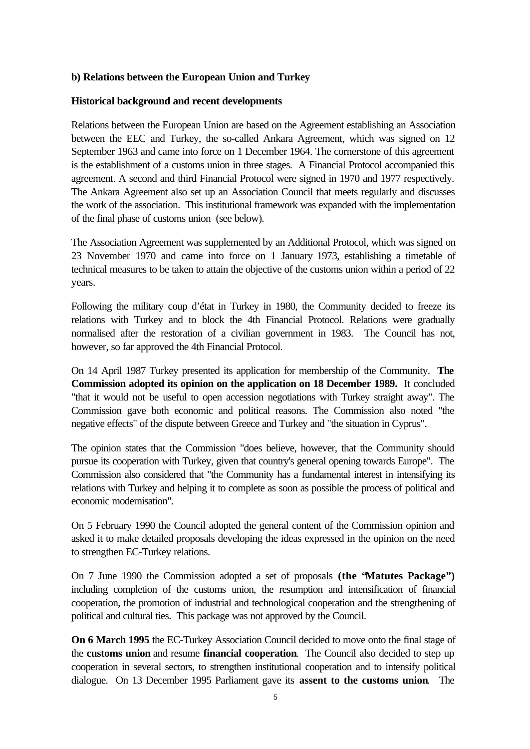**b) Relations between the European Union and Turkey**

**Historical background and recent developments**

Relations between the European Union are based on the Agreement establishing an Association between the EEC and Turkey, the so-called Ankara Agreement, which was signed on 12 September 1963 and came into force on 1 December 1964. The cornerstone of this agreement is the establishment of a customs union in three stages. A Financial Protocol accompanied this agreement. A second and third Financial Protocol were signed in 1970 and 1977 respectively. The Ankara Agreement also set up an Association Council that meets regularly and discusses the work of the association. This institutional framework was expanded with the implementation of the final phase of customs union (see below).

The Association Agreement was supplemented by an Additional Protocol, which was signed on 23 November 1970 and came into force on 1 January 1973, establishing a timetable of technical measures to be taken to attain the objective of the customs union within a period of 22 years.

Following the military coup d'état in Turkey in 1980, the Community decided to freeze its relations with Turkey and to block the 4th Financial Protocol. Relations were gradually normalised after the restoration of a civilian government in 1983. The Council has not, however, so far approved the 4th Financial Protocol.

On 14 April 1987 Turkey presented its application for membership of the Community. **The Commission adopted its opinion on the application on 18 December 1989.** It concluded "that it would not be useful to open accession negotiations with Turkey straight away". The Commission gave both economic and political reasons. The Commission also noted "the negative effects" of the dispute between Greece and Turkey and "the situation in Cyprus".

The opinion states that the Commission "does believe, however, that the Community should pursue its cooperation with Turkey, given that country's general opening towards Europe". The Commission also considered that "the Community has a fundamental interest in intensifying its relations with Turkey and helping it to complete as soon as possible the process of political and economic modernisation".

On 5 February 1990 the Council adopted the general content of the Commission opinion and asked it to make detailed proposals developing the ideas expressed in the opinion on the need to strengthen EC-Turkey relations.

On 7 June 1990 the Commission adopted a set of proposals **(the "Matutes Package")** including completion of the customs union, the resumption and intensification of financial cooperation, the promotion of industrial and technological cooperation and the strengthening of political and cultural ties. This package was not approved by the Council.

**On 6 March 1995** the EC-Turkey Association Council decided to move onto the final stage of the **customs union** and resume **financial cooperation**. The Council also decided to step up cooperation in several sectors, to strengthen institutional cooperation and to intensify political dialogue. On 13 December 1995 Parliament gave its **assent to the customs union**. The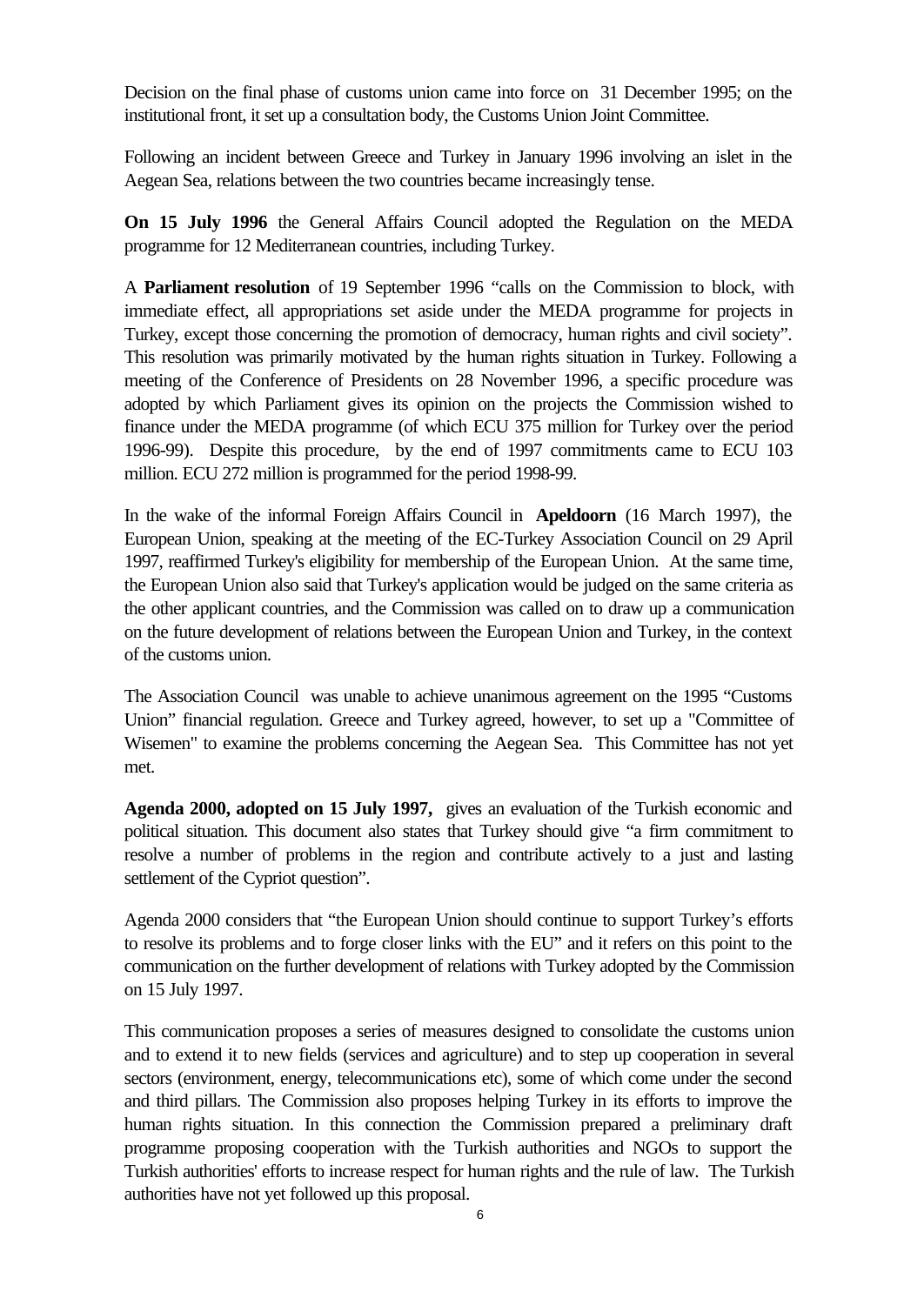Decision on the final phase of customs union came into force on 31 December 1995; on the institutional front, it set up a consultation body, the Customs Union Joint Committee.

Following an incident between Greece and Turkey in January 1996 involving an islet in the Aegean Sea, relations between the two countries became increasingly tense.

**On 15 July 1996** the General Affairs Council adopted the Regulation on the MEDA programme for 12 Mediterranean countries, including Turkey.

A **Parliament resolution** of 19 September 1996 "calls on the Commission to block, with immediate effect, all appropriations set aside under the MEDA programme for projects in Turkey, except those concerning the promotion of democracy, human rights and civil society". This resolution was primarily motivated by the human rights situation in Turkey. Following a meeting of the Conference of Presidents on 28 November 1996, a specific procedure was adopted by which Parliament gives its opinion on the projects the Commission wished to finance under the MEDA programme (of which ECU 375 million for Turkey over the period 1996-99). Despite this procedure, by the end of 1997 commitments came to ECU 103 million. ECU 272 million is programmed for the period 1998-99.

In the wake of the informal Foreign Affairs Council in **Apeldoorn** (16 March 1997), the European Union, speaking at the meeting of the EC-Turkey Association Council on 29 April 1997, reaffirmed Turkey's eligibility for membership of the European Union. At the same time, the European Union also said that Turkey's application would be judged on the same criteria as the other applicant countries, and the Commission was called on to draw up a communication on the future development of relations between the European Union and Turkey, in the context of the customs union.

The Association Council was unable to achieve unanimous agreement on the 1995 "Customs Union" financial regulation. Greece and Turkey agreed, however, to set up a "Committee of Wisemen" to examine the problems concerning the Aegean Sea. This Committee has not yet met.

**Agenda 2000, adopted on 15 July 1997,** gives an evaluation of the Turkish economic and political situation. This document also states that Turkey should give "a firm commitment to resolve a number of problems in the region and contribute actively to a just and lasting settlement of the Cypriot question".

Agenda 2000 considers that "the European Union should continue to support Turkey's efforts to resolve its problems and to forge closer links with the EU" and it refers on this point to the communication on the further development of relations with Turkey adopted by the Commission on 15 July 1997.

This communication proposes a series of measures designed to consolidate the customs union and to extend it to new fields (services and agriculture) and to step up cooperation in several sectors (environment, energy, telecommunications etc), some of which come under the second and third pillars. The Commission also proposes helping Turkey in its efforts to improve the human rights situation. In this connection the Commission prepared a preliminary draft programme proposing cooperation with the Turkish authorities and NGOs to support the Turkish authorities' efforts to increase respect for human rights and the rule of law. The Turkish authorities have not yet followed up this proposal.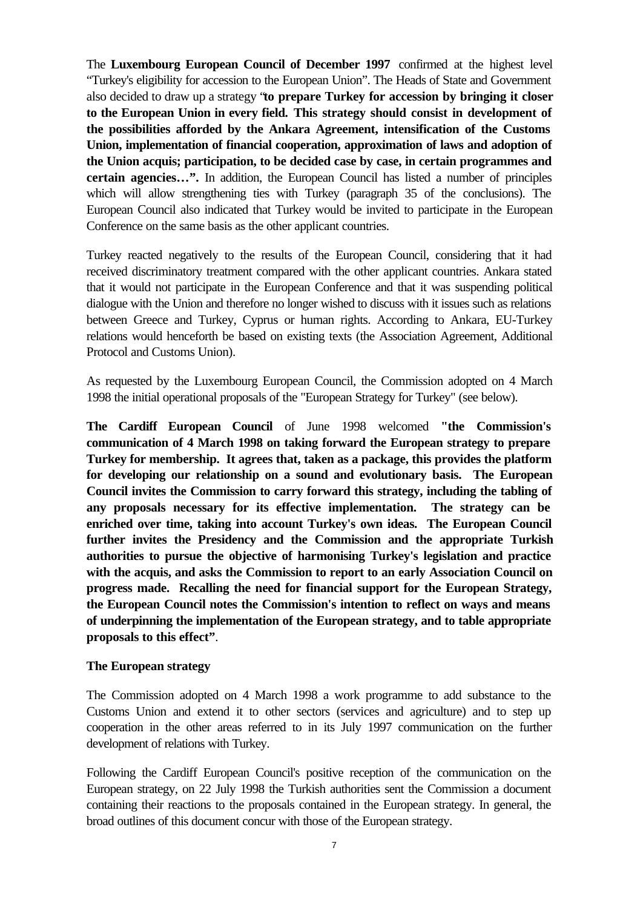The **Luxembourg European Council of December 1997** confirmed at the highest level "Turkey's eligibility for accession to the European Union". The Heads of State and Government also decided to draw up a strategy "**to prepare Turkey for accession by bringing it closer to the European Union in every field. This strategy should consist in development of the possibilities afforded by the Ankara Agreement, intensification of the Customs Union, implementation of financial cooperation, approximation of laws and adoption of the Union acquis; participation, to be decided case by case, in certain programmes and certain agencies…".** In addition, the European Council has listed a number of principles which will allow strengthening ties with Turkey (paragraph 35 of the conclusions). The European Council also indicated that Turkey would be invited to participate in the European Conference on the same basis as the other applicant countries.

Turkey reacted negatively to the results of the European Council, considering that it had received discriminatory treatment compared with the other applicant countries. Ankara stated that it would not participate in the European Conference and that it was suspending political dialogue with the Union and therefore no longer wished to discuss with it issues such as relations between Greece and Turkey, Cyprus or human rights. According to Ankara, EU-Turkey relations would henceforth be based on existing texts (the Association Agreement, Additional Protocol and Customs Union).

As requested by the Luxembourg European Council, the Commission adopted on 4 March 1998 the initial operational proposals of the "European Strategy for Turkey" (see below).

**The Cardiff European Council** of June 1998 welcomed **"the Commission's communication of 4 March 1998 on taking forward the European strategy to prepare Turkey for membership. It agrees that, taken as a package, this provides the platform for developing our relationship on a sound and evolutionary basis. The European Council invites the Commission to carry forward this strategy, including the tabling of any proposals necessary for its effective implementation. The strategy can be enriched over time, taking into account Turkey's own ideas. The European Council further invites the Presidency and the Commission and the appropriate Turkish authorities to pursue the objective of harmonising Turkey's legislation and practice with the acquis, and asks the Commission to report to an early Association Council on progress made. Recalling the need for financial support for the European Strategy, the European Council notes the Commission's intention to reflect on ways and means of underpinning the implementation of the European strategy, and to table appropriate proposals to this effect"**.

**The European strategy**

The Commission adopted on 4 March 1998 a work programme to add substance to the Customs Union and extend it to other sectors (services and agriculture) and to step up cooperation in the other areas referred to in its July 1997 communication on the further development of relations with Turkey.

Following the Cardiff European Council's positive reception of the communication on the European strategy, on 22 July 1998 the Turkish authorities sent the Commission a document containing their reactions to the proposals contained in the European strategy. In general, the broad outlines of this document concur with those of the European strategy.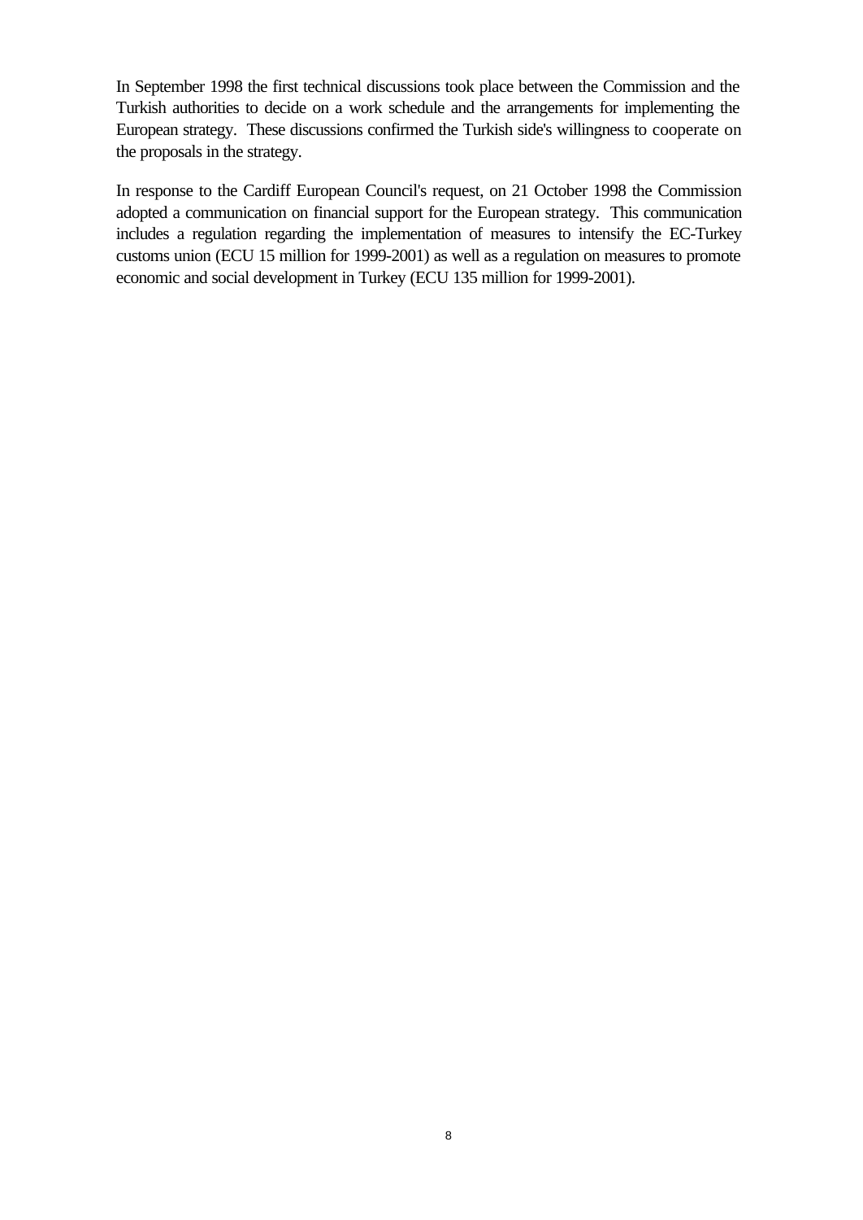In September 1998 the first technical discussions took place between the Commission and the Turkish authorities to decide on a work schedule and the arrangements for implementing the European strategy. These discussions confirmed the Turkish side's willingness to cooperate on the proposals in the strategy.

In response to the Cardiff European Council's request, on 21 October 1998 the Commission adopted a communication on financial support for the European strategy. This communication includes a regulation regarding the implementation of measures to intensify the EC-Turkey customs union (ECU 15 million for 1999-2001) as well as a regulation on measures to promote economic and social development in Turkey (ECU 135 million for 1999-2001).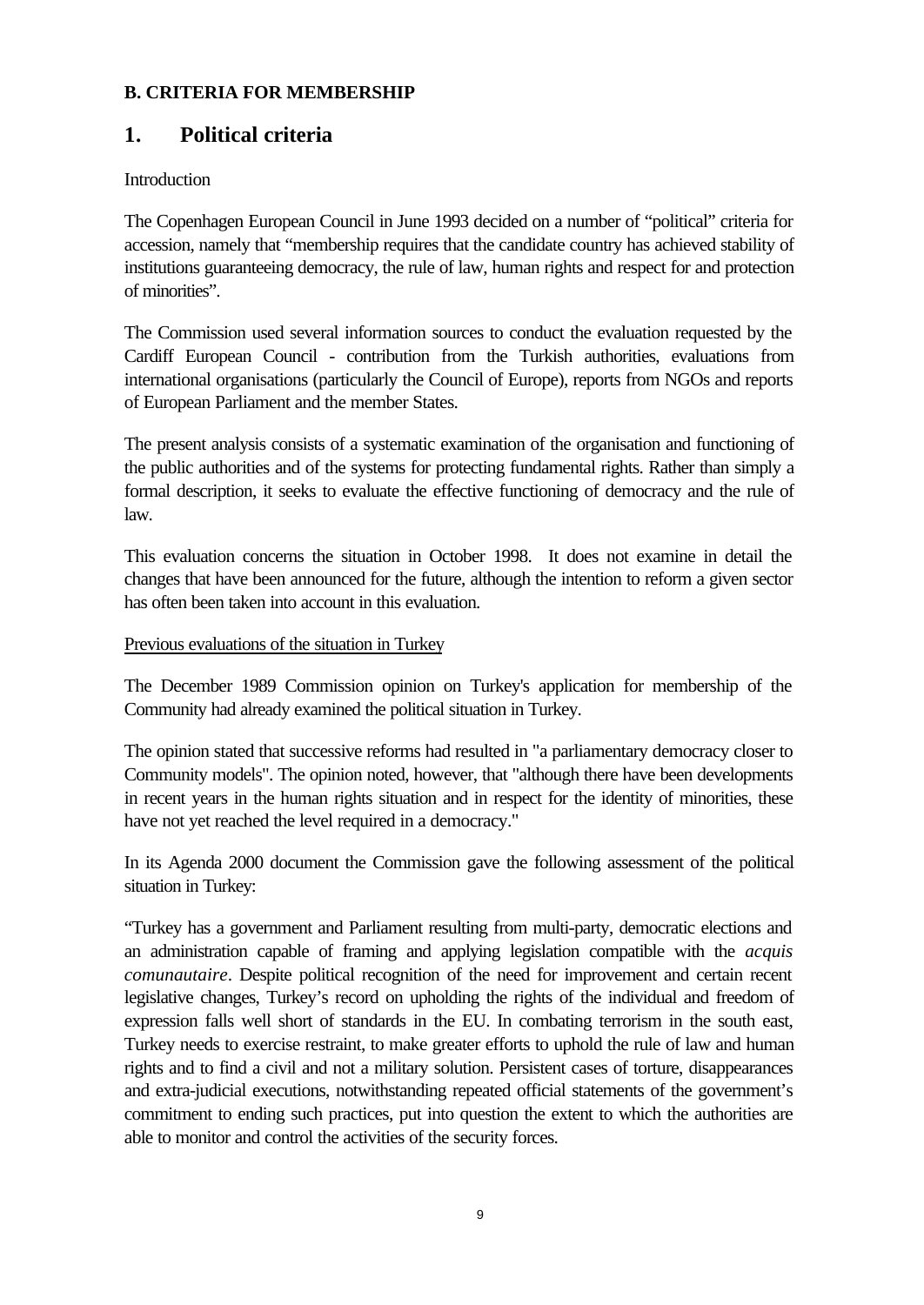**B. CRITERIA FOR MEMBERSHIP**

## 1. Political criteria

Introduction

The Copenhagen European Council in June 1993 decided on a number of "political" criteria for accession, namely that "membership requires that the candidate country has achieved stability of institutions guaranteeing democracy, the rule of law, human rights and respect for and protection of minorities".

The Commission used several information sources to conduct the evaluation requested by the Cardiff European Council - contribution from the Turkish authorities, evaluations from international organisations (particularly the Council of Europe), reports from NGOs and reports of European Parliament and the member States.

The present analysis consists of a systematic examination of the organisation and functioning of the public authorities and of the systems for protecting fundamental rights. Rather than simply a formal description, it seeks to evaluate the effective functioning of democracy and the rule of law.

This evaluation concerns the situation in October 1998. It does not examine in detail the changes that have been announced for the future, although the intention to reform a given sector has often been taken into account in this evaluation.

Previous evaluations of the situation in Turkey

The December 1989 Commission opinion on Turkey's application for membership of the Community had already examined the political situation in Turkey.

The opinion stated that successive reforms had resulted in "a parliamentary democracy closer to Community models". The opinion noted, however, that "although there have been developments in recent years in the human rights situation and in respect for the identity of minorities, these have not yet reached the level required in a democracy."

In its Agenda 2000 document the Commission gave the following assessment of the political situation in Turkey:

"Turkey has a government and Parliament resulting from multi-party, democratic elections and an administration capable of framing and applying legislation compatible with the *acquis comunautaire*. Despite political recognition of the need for improvement and certain recent legislative changes, Turkey's record on upholding the rights of the individual and freedom of expression falls well short of standards in the EU. In combating terrorism in the south east, Turkey needs to exercise restraint, to make greater efforts to uphold the rule of law and human rights and to find a civil and not a military solution. Persistent cases of torture, disappearances and extra-judicial executions, notwithstanding repeated official statements of the government's commitment to ending such practices, put into question the extent to which the authorities are able to monitor and control the activities of the security forces.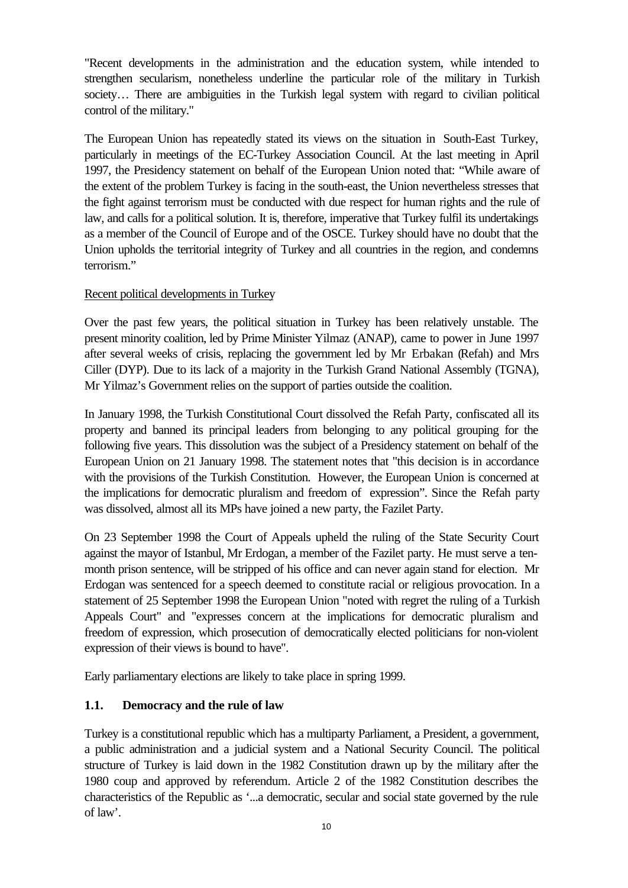"Recent developments in the administration and the education system, while intended to strengthen secularism, nonetheless underline the particular role of the military in Turkish society… There are ambiguities in the Turkish legal system with regard to civilian political control of the military."

The European Union has repeatedly stated its views on the situation in South-East Turkey, particularly in meetings of the EC-Turkey Association Council. At the last meeting in April 1997, the Presidency statement on behalf of the European Union noted that: "While aware of the extent of the problem Turkey is facing in the south-east, the Union nevertheless stresses that the fight against terrorism must be conducted with due respect for human rights and the rule of law, and calls for a political solution. It is, therefore, imperative that Turkey fulfil its undertakings as a member of the Council of Europe and of the OSCE. Turkey should have no doubt that the Union upholds the territorial integrity of Turkey and all countries in the region, and condemns terrorism."

Recent political developments in Turkey

Over the past few years, the political situation in Turkey has been relatively unstable. The present minority coalition, led by Prime Minister Yilmaz (ANAP), came to power in June 1997 after several weeks of crisis, replacing the government led by Mr Erbakan (Refah) and Mrs Ciller (DYP). Due to its lack of a majority in the Turkish Grand National Assembly (TGNA), Mr Yilmaz's Government relies on the support of parties outside the coalition.

In January 1998, the Turkish Constitutional Court dissolved the Refah Party, confiscated all its property and banned its principal leaders from belonging to any political grouping for the following five years. This dissolution was the subject of a Presidency statement on behalf of the European Union on 21 January 1998. The statement notes that "this decision is in accordance with the provisions of the Turkish Constitution. However, the European Union is concerned at the implications for democratic pluralism and freedom of expression". Since the Refah party was dissolved, almost all its MPs have joined a new party, the Fazilet Party.

On 23 September 1998 the Court of Appeals upheld the ruling of the State Security Court against the mayor of Istanbul, Mr Erdogan, a member of the Fazilet party. He must serve a ten-month prison sentence, will be stripped of his office and can never again stand for election. Mr Erdogan was sentenced for a speech deemed to constitute racial or religious provocation. In a statement of 25 September 1998 the European Union "noted with regret the ruling of a Turkish Appeals Court" and "expresses concern at the implications for democratic pluralism and freedom of expression, which prosecution of democratically elected politicians for non-violent expression of their views is bound to have".

Early parliamentary elections are likely to take place in spring 1999.

### 1.1. Democracy and the rule of law

Turkey is a constitutional republic which has a multiparty Parliament, a President, a government, a public administration and a judicial system and a National Security Council. The political structure of Turkey is laid down in the 1982 Constitution drawn up by the military after the 1980 coup and approved by referendum. Article 2 of the 1982 Constitution describes the characteristics of the Republic as '...a democratic, secular and social state governed by the rule of law'.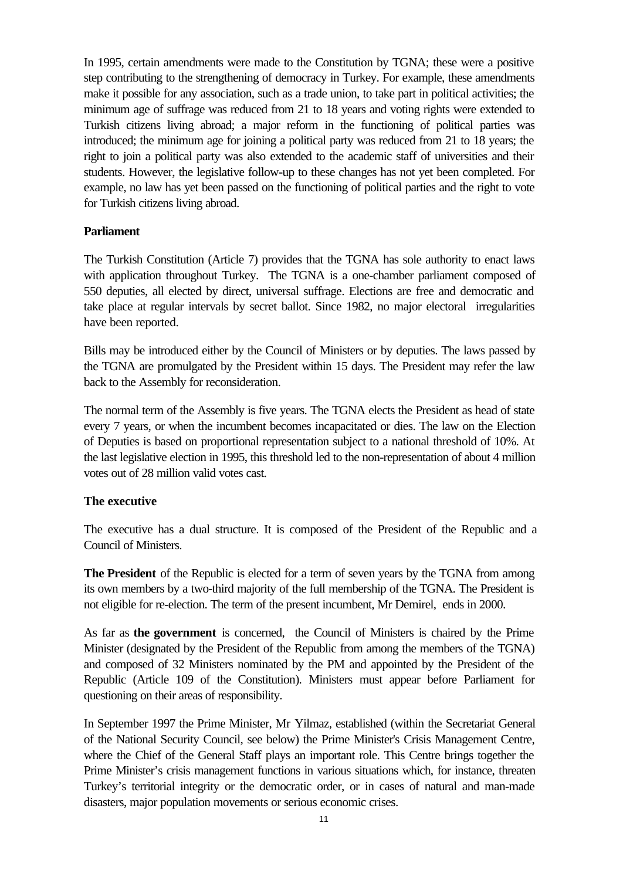In 1995, certain amendments were made to the Constitution by TGNA; these were a positive step contributing to the strengthening of democracy in Turkey. For example, these amendments make it possible for any association, such as a trade union, to take part in political activities; the minimum age of suffrage was reduced from 21 to 18 years and voting rights were extended to Turkish citizens living abroad; a major reform in the functioning of political parties was introduced; the minimum age for joining a political party was reduced from 21 to 18 years; the right to join a political party was also extended to the academic staff of universities and their students. However, the legislative follow-up to these changes has not yet been completed. For example, no law has yet been passed on the functioning of political parties and the right to vote for Turkish citizens living abroad.

**Parliament**

The Turkish Constitution (Article 7) provides that the TGNA has sole authority to enact laws with application throughout Turkey. The TGNA is a one-chamber parliament composed of 550 deputies, all elected by direct, universal suffrage. Elections are free and democratic and take place at regular intervals by secret ballot. Since 1982, no major electoral irregularities have been reported.

Bills may be introduced either by the Council of Ministers or by deputies. The laws passed by the TGNA are promulgated by the President within 15 days. The President may refer the law back to the Assembly for reconsideration.

The normal term of the Assembly is five years. The TGNA elects the President as head of state every 7 years, or when the incumbent becomes incapacitated or dies. The law on the Election of Deputies is based on proportional representation subject to a national threshold of 10%. At the last legislative election in 1995, this threshold led to the non-representation of about 4 million votes out of 28 million valid votes cast.

**The executive**

The executive has a dual structure. It is composed of the President of the Republic and a Council of Ministers.

**The President** of the Republic is elected for a term of seven years by the TGNA from among its own members by a two-third majority of the full membership of the TGNA. The President is not eligible for re-election. The term of the present incumbent, Mr Demirel, ends in 2000.

As far as **the government** is concerned, the Council of Ministers is chaired by the Prime Minister (designated by the President of the Republic from among the members of the TGNA) and composed of 32 Ministers nominated by the PM and appointed by the President of the Republic (Article 109 of the Constitution). Ministers must appear before Parliament for questioning on their areas of responsibility.

In September 1997 the Prime Minister, Mr Yilmaz, established (within the Secretariat General of the National Security Council, see below) the Prime Minister's Crisis Management Centre, where the Chief of the General Staff plays an important role. This Centre brings together the Prime Minister's crisis management functions in various situations which, for instance, threaten Turkey's territorial integrity or the democratic order, or in cases of natural and man-made disasters, major population movements or serious economic crises.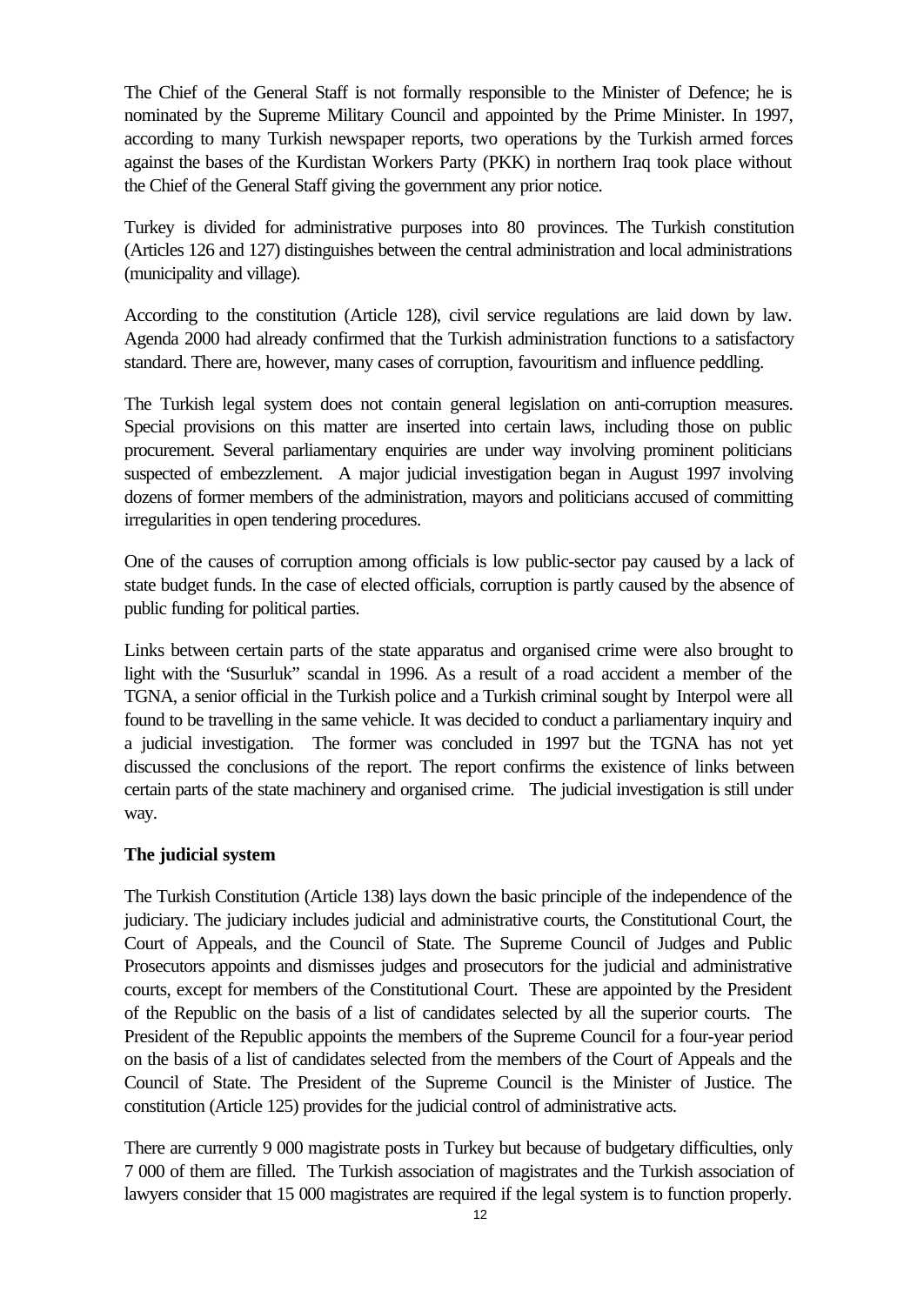The Chief of the General Staff is not formally responsible to the Minister of Defence; he is nominated by the Supreme Military Council and appointed by the Prime Minister. In 1997, according to many Turkish newspaper reports, two operations by the Turkish armed forces against the bases of the Kurdistan Workers Party (PKK) in northern Iraq took place without the Chief of the General Staff giving the government any prior notice.

Turkey is divided for administrative purposes into 80 provinces. The Turkish constitution (Articles 126 and 127) distinguishes between the central administration and local administrations (municipality and village).

According to the constitution (Article 128), civil service regulations are laid down by law. Agenda 2000 had already confirmed that the Turkish administration functions to a satisfactory standard. There are, however, many cases of corruption, favouritism and influence peddling.

The Turkish legal system does not contain general legislation on anti-corruption measures. Special provisions on this matter are inserted into certain laws, including those on public procurement. Several parliamentary enquiries are under way involving prominent politicians suspected of embezzlement. A major judicial investigation began in August 1997 involving dozens of former members of the administration, mayors and politicians accused of committing irregularities in open tendering procedures.

One of the causes of corruption among officials is low public-sector pay caused by a lack of state budget funds. In the case of elected officials, corruption is partly caused by the absence of public funding for political parties.

Links between certain parts of the state apparatus and organised crime were also brought to light with the 'Susurluk" scandal in 1996. As a result of a road accident a member of the TGNA, a senior official in the Turkish police and a Turkish criminal sought by Interpol were all found to be travelling in the same vehicle. It was decided to conduct a parliamentary inquiry and a judicial investigation. The former was concluded in 1997 but the TGNA has not yet discussed the conclusions of the report. The report confirms the existence of links between certain parts of the state machinery and organised crime. The judicial investigation is still under way.

**The judicial system**

The Turkish Constitution (Article 138) lays down the basic principle of the independence of the judiciary. The judiciary includes judicial and administrative courts, the Constitutional Court, the Court of Appeals, and the Council of State. The Supreme Council of Judges and Public Prosecutors appoints and dismisses judges and prosecutors for the judicial and administrative courts, except for members of the Constitutional Court. These are appointed by the President of the Republic on the basis of a list of candidates selected by all the superior courts. The President of the Republic appoints the members of the Supreme Council for a four-year period on the basis of a list of candidates selected from the members of the Court of Appeals and the Council of State. The President of the Supreme Council is the Minister of Justice. The constitution (Article 125) provides for the judicial control of administrative acts.

There are currently 9 000 magistrate posts in Turkey but because of budgetary difficulties, only 7 000 of them are filled. The Turkish association of magistrates and the Turkish association of lawyers consider that 15 000 magistrates are required if the legal system is to function properly.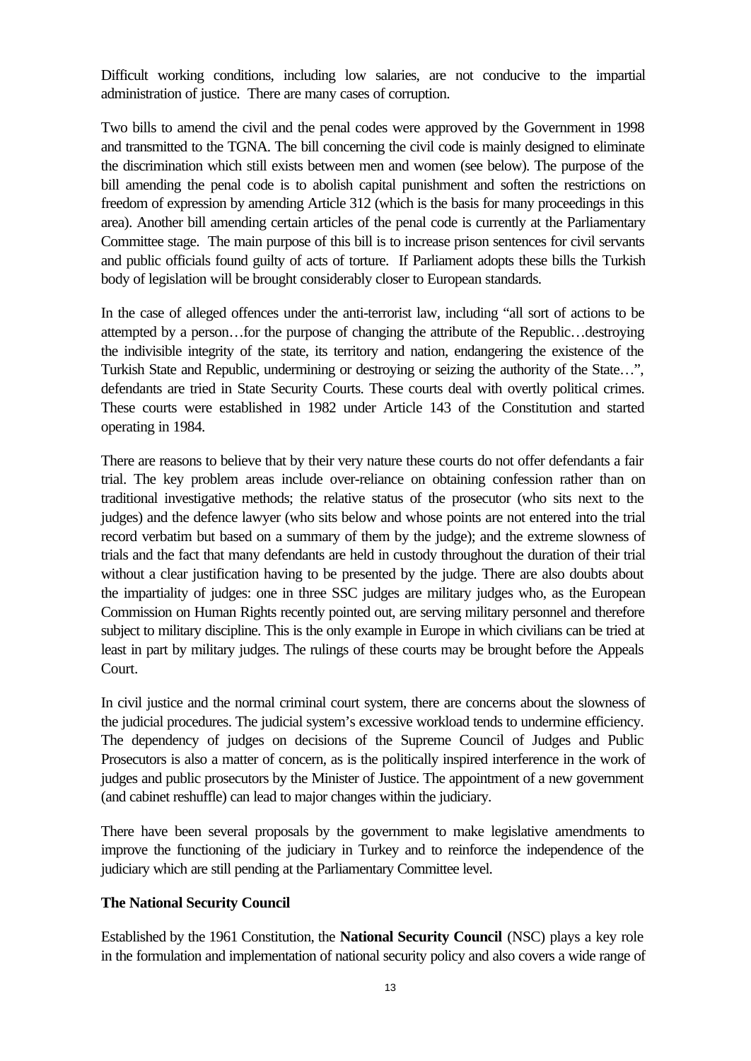Difficult working conditions, including low salaries, are not conducive to the impartial administration of justice. There are many cases of corruption.

Two bills to amend the civil and the penal codes were approved by the Government in 1998 and transmitted to the TGNA. The bill concerning the civil code is mainly designed to eliminate the discrimination which still exists between men and women (see below). The purpose of the bill amending the penal code is to abolish capital punishment and soften the restrictions on freedom of expression by amending Article 312 (which is the basis for many proceedings in this area). Another bill amending certain articles of the penal code is currently at the Parliamentary Committee stage. The main purpose of this bill is to increase prison sentences for civil servants and public officials found guilty of acts of torture. If Parliament adopts these bills the Turkish body of legislation will be brought considerably closer to European standards.

In the case of alleged offences under the anti-terrorist law, including "all sort of actions to be attempted by a person…for the purpose of changing the attribute of the Republic…destroying the indivisible integrity of the state, its territory and nation, endangering the existence of the Turkish State and Republic, undermining or destroying or seizing the authority of the State…", defendants are tried in State Security Courts. These courts deal with overtly political crimes. These courts were established in 1982 under Article 143 of the Constitution and started operating in 1984.

There are reasons to believe that by their very nature these courts do not offer defendants a fair trial. The key problem areas include over-reliance on obtaining confession rather than on traditional investigative methods; the relative status of the prosecutor (who sits next to the judges) and the defence lawyer (who sits below and whose points are not entered into the trial record verbatim but based on a summary of them by the judge); and the extreme slowness of trials and the fact that many defendants are held in custody throughout the duration of their trial without a clear justification having to be presented by the judge. There are also doubts about the impartiality of judges: one in three SSC judges are military judges who, as the European Commission on Human Rights recently pointed out, are serving military personnel and therefore subject to military discipline. This is the only example in Europe in which civilians can be tried at least in part by military judges. The rulings of these courts may be brought before the Appeals Court.

In civil justice and the normal criminal court system, there are concerns about the slowness of the judicial procedures. The judicial system's excessive workload tends to undermine efficiency. The dependency of judges on decisions of the Supreme Council of Judges and Public Prosecutors is also a matter of concern, as is the politically inspired interference in the work of judges and public prosecutors by the Minister of Justice. The appointment of a new government (and cabinet reshuffle) can lead to major changes within the judiciary.

There have been several proposals by the government to make legislative amendments to improve the functioning of the judiciary in Turkey and to reinforce the independence of the judiciary which are still pending at the Parliamentary Committee level.

**The National Security Council**

Established by the 1961 Constitution, the **National Security Council** (NSC) plays a key role in the formulation and implementation of national security policy and also covers a wide range of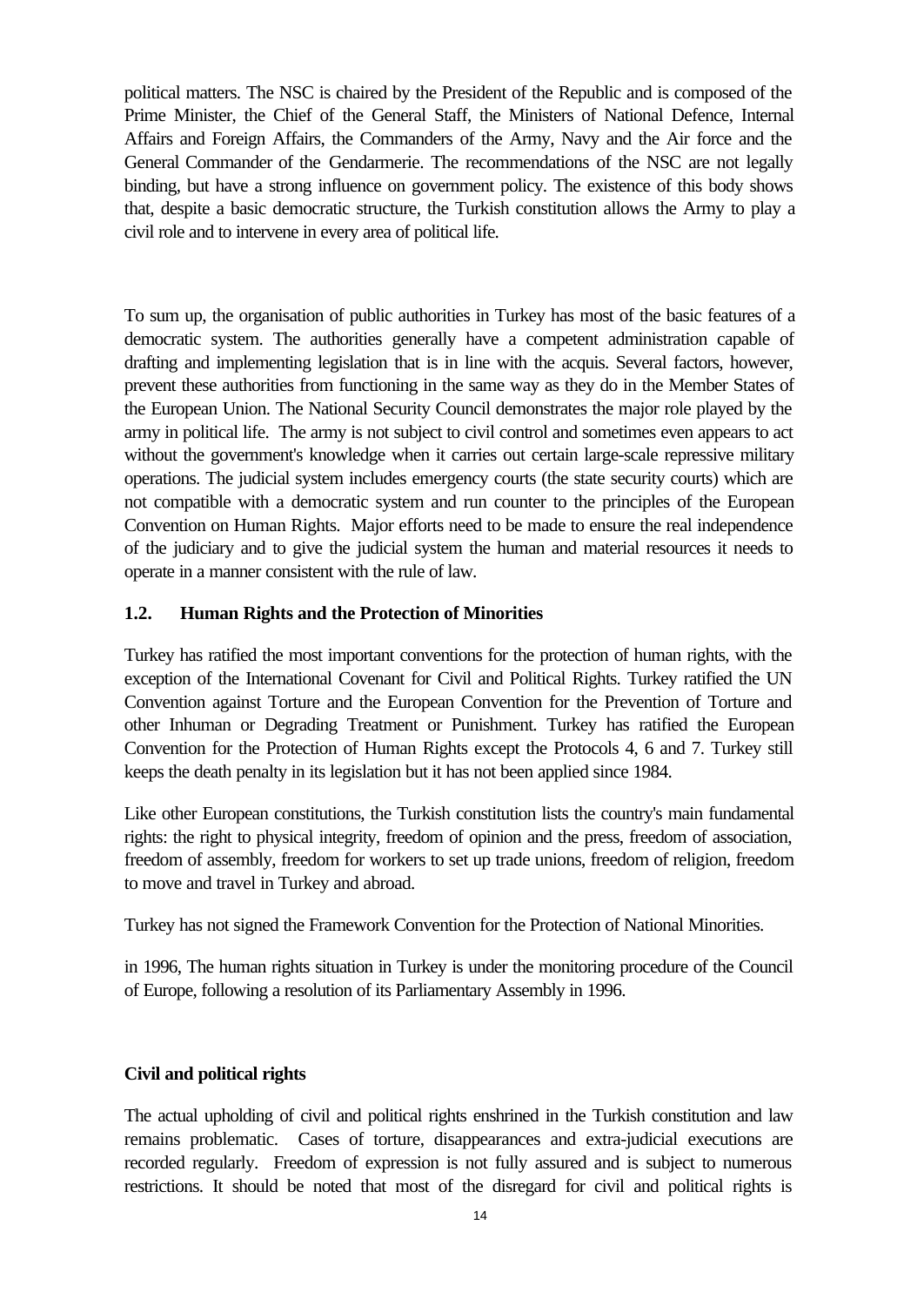political matters. The NSC is chaired by the President of the Republic and is composed of the Prime Minister, the Chief of the General Staff, the Ministers of National Defence, Internal Affairs and Foreign Affairs, the Commanders of the Army, Navy and the Air force and the General Commander of the Gendarmerie. The recommendations of the NSC are not legally binding, but have a strong influence on government policy. The existence of this body shows that, despite a basic democratic structure, the Turkish constitution allows the Army to play a civil role and to intervene in every area of political life.

To sum up, the organisation of public authorities in Turkey has most of the basic features of a democratic system. The authorities generally have a competent administration capable of drafting and implementing legislation that is in line with the acquis. Several factors, however, prevent these authorities from functioning in the same way as they do in the Member States of the European Union. The National Security Council demonstrates the major role played by the army in political life. The army is not subject to civil control and sometimes even appears to act without the government's knowledge when it carries out certain large-scale repressive military operations. The judicial system includes emergency courts (the state security courts) which are not compatible with a democratic system and run counter to the principles of the European Convention on Human Rights. Major efforts need to be made to ensure the real independence of the judiciary and to give the judicial system the human and material resources it needs to operate in a manner consistent with the rule of law.

### 1.2. Human Rights and the Protection of Minorities

Turkey has ratified the most important conventions for the protection of human rights, with the exception of the International Covenant for Civil and Political Rights. Turkey ratified the UN Convention against Torture and the European Convention for the Prevention of Torture and other Inhuman or Degrading Treatment or Punishment. Turkey has ratified the European Convention for the Protection of Human Rights except the Protocols 4, 6 and 7. Turkey still keeps the death penalty in its legislation but it has not been applied since 1984.

Like other European constitutions, the Turkish constitution lists the country's main fundamental rights: the right to physical integrity, freedom of opinion and the press, freedom of association, freedom of assembly, freedom for workers to set up trade unions, freedom of religion, freedom to move and travel in Turkey and abroad.

Turkey has not signed the Framework Convention for the Protection of National Minorities.

in 1996, The human rights situation in Turkey is under the monitoring procedure of the Council of Europe, following a resolution of its Parliamentary Assembly in 1996.

**Civil and political rights**

The actual upholding of civil and political rights enshrined in the Turkish constitution and law remains problematic. Cases of torture, disappearances and extra-judicial executions are recorded regularly. Freedom of expression is not fully assured and is subject to numerous restrictions. It should be noted that most of the disregard for civil and political rights is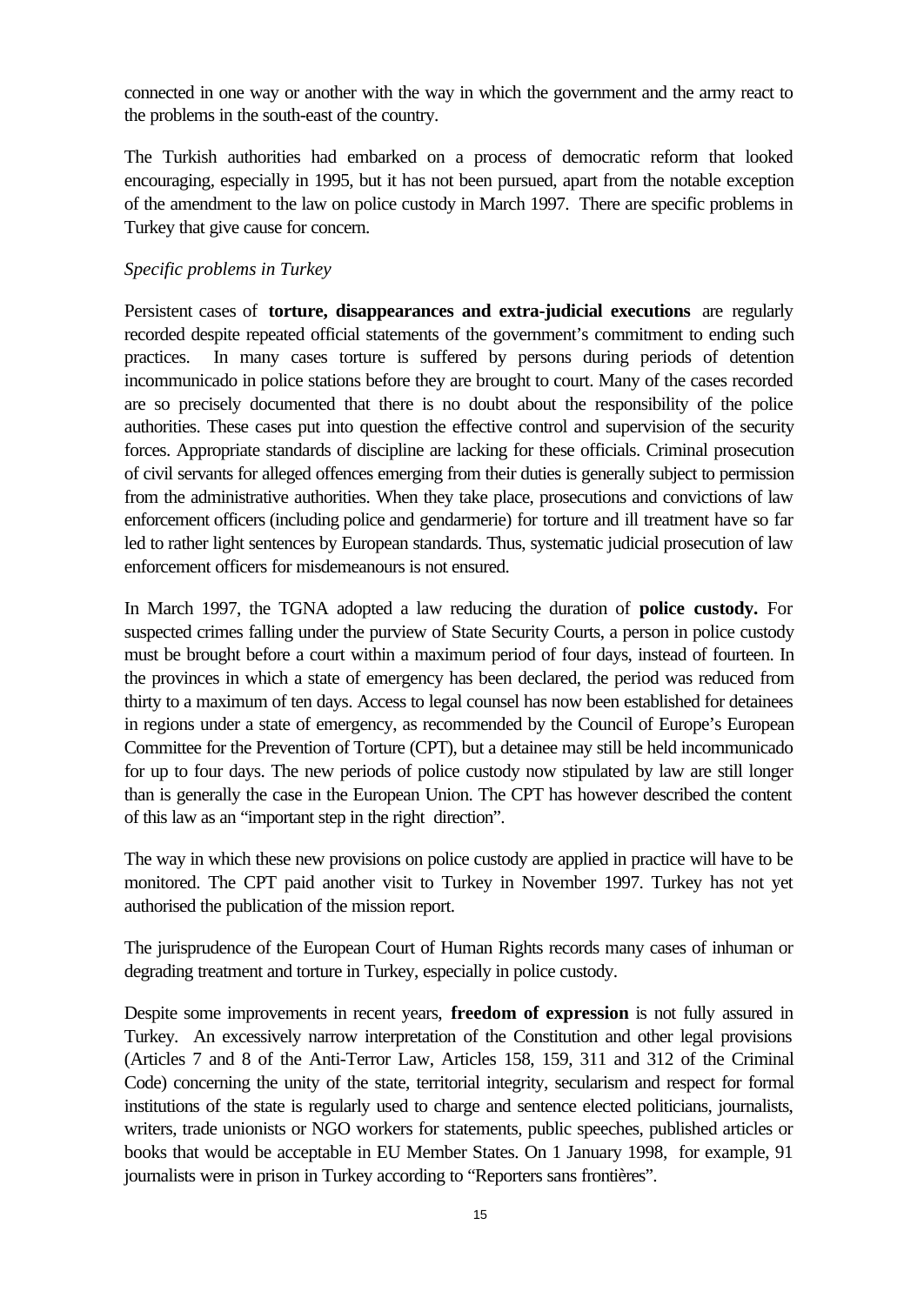connected in one way or another with the way in which the government and the army react to the problems in the south-east of the country.

The Turkish authorities had embarked on a process of democratic reform that looked encouraging, especially in 1995, but it has not been pursued, apart from the notable exception of the amendment to the law on police custody in March 1997. There are specific problems in Turkey that give cause for concern.

*Specific problems in Turkey*

Persistent cases of **torture, disappearances and extra-judicial executions** are regularly recorded despite repeated official statements of the government's commitment to ending such practices. In many cases torture is suffered by persons during periods of detention incommunicado in police stations before they are brought to court. Many of the cases recorded are so precisely documented that there is no doubt about the responsibility of the police authorities. These cases put into question the effective control and supervision of the security forces. Appropriate standards of discipline are lacking for these officials. Criminal prosecution of civil servants for alleged offences emerging from their duties is generally subject to permission from the administrative authorities. When they take place, prosecutions and convictions of law enforcement officers (including police and gendarmerie) for torture and ill treatment have so far led to rather light sentences by European standards. Thus, systematic judicial prosecution of law enforcement officers for misdemeanours is not ensured.

In March 1997, the TGNA adopted a law reducing the duration of **police custody.** For suspected crimes falling under the purview of State Security Courts, a person in police custody must be brought before a court within a maximum period of four days, instead of fourteen. In the provinces in which a state of emergency has been declared, the period was reduced from thirty to a maximum of ten days. Access to legal counsel has now been established for detainees in regions under a state of emergency, as recommended by the Council of Europe's European Committee for the Prevention of Torture (CPT), but a detainee may still be held incommunicado for up to four days. The new periods of police custody now stipulated by law are still longer than is generally the case in the European Union. The CPT has however described the content of this law as an "important step in the right direction".

The way in which these new provisions on police custody are applied in practice will have to be monitored. The CPT paid another visit to Turkey in November 1997. Turkey has not yet authorised the publication of the mission report.

The jurisprudence of the European Court of Human Rights records many cases of inhuman or degrading treatment and torture in Turkey, especially in police custody.

Despite some improvements in recent years, **freedom of expression** is not fully assured in Turkey. An excessively narrow interpretation of the Constitution and other legal provisions (Articles 7 and 8 of the Anti-Terror Law, Articles 158, 159, 311 and 312 of the Criminal Code) concerning the unity of the state, territorial integrity, secularism and respect for formal institutions of the state is regularly used to charge and sentence elected politicians, journalists, writers, trade unionists or NGO workers for statements, public speeches, published articles or books that would be acceptable in EU Member States. On 1 January 1998, for example, 91 journalists were in prison in Turkey according to "Reporters sans frontières".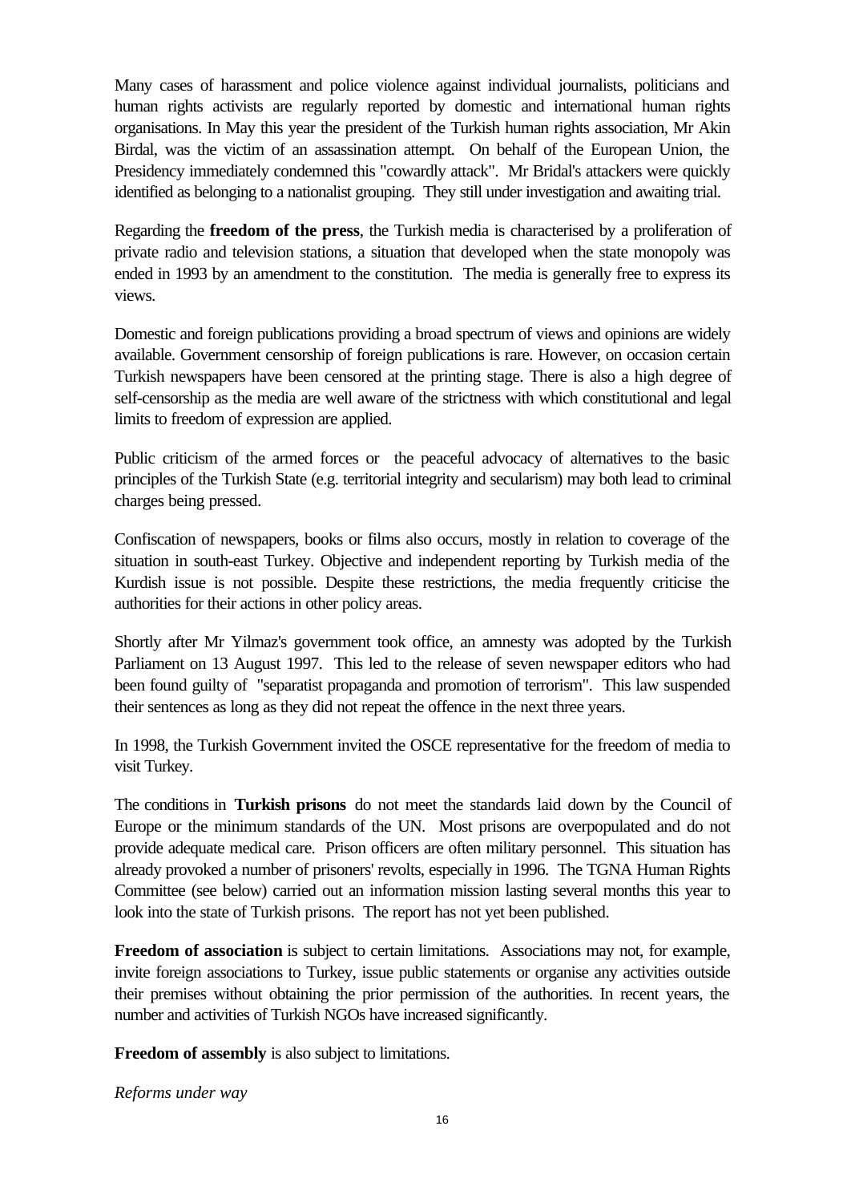Many cases of harassment and police violence against individual journalists, politicians and human rights activists are regularly reported by domestic and international human rights organisations. In May this year the president of the Turkish human rights association, Mr Akin Birdal, was the victim of an assassination attempt. On behalf of the European Union, the Presidency immediately condemned this "cowardly attack". Mr Bridal's attackers were quickly identified as belonging to a nationalist grouping. They still under investigation and awaiting trial.

Regarding the **freedom of the press**, the Turkish media is characterised by a proliferation of private radio and television stations, a situation that developed when the state monopoly was ended in 1993 by an amendment to the constitution. The media is generally free to express its views.

Domestic and foreign publications providing a broad spectrum of views and opinions are widely available. Government censorship of foreign publications is rare. However, on occasion certain Turkish newspapers have been censored at the printing stage. There is also a high degree of self-censorship as the media are well aware of the strictness with which constitutional and legal limits to freedom of expression are applied.

Public criticism of the armed forces or the peaceful advocacy of alternatives to the basic principles of the Turkish State (e.g. territorial integrity and secularism) may both lead to criminal charges being pressed.

Confiscation of newspapers, books or films also occurs, mostly in relation to coverage of the situation in south-east Turkey. Objective and independent reporting by Turkish media of the Kurdish issue is not possible. Despite these restrictions, the media frequently criticise the authorities for their actions in other policy areas.

Shortly after Mr Yilmaz's government took office, an amnesty was adopted by the Turkish Parliament on 13 August 1997. This led to the release of seven newspaper editors who had been found guilty of "separatist propaganda and promotion of terrorism". This law suspended their sentences as long as they did not repeat the offence in the next three years.

In 1998, the Turkish Government invited the OSCE representative for the freedom of media to visit Turkey.

The conditions in **Turkish prisons** do not meet the standards laid down by the Council of Europe or the minimum standards of the UN. Most prisons are overpopulated and do not provide adequate medical care. Prison officers are often military personnel. This situation has already provoked a number of prisoners' revolts, especially in 1996. The TGNA Human Rights Committee (see below) carried out an information mission lasting several months this year to look into the state of Turkish prisons. The report has not yet been published.

**Freedom of association** is subject to certain limitations. Associations may not, for example, invite foreign associations to Turkey, issue public statements or organise any activities outside their premises without obtaining the prior permission of the authorities. In recent years, the number and activities of Turkish NGOs have increased significantly.

**Freedom of assembly** is also subject to limitations.

*Reforms under way*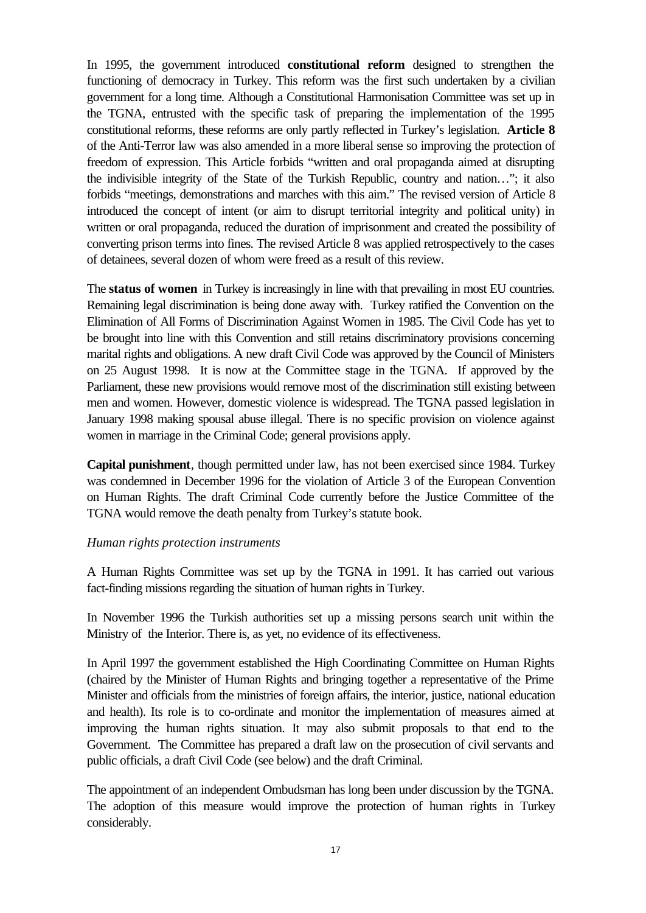In 1995, the government introduced **constitutional reform** designed to strengthen the functioning of democracy in Turkey. This reform was the first such undertaken by a civilian government for a long time. Although a Constitutional Harmonisation Committee was set up in the TGNA, entrusted with the specific task of preparing the implementation of the 1995 constitutional reforms, these reforms are only partly reflected in Turkey's legislation. **Article 8** of the Anti-Terror law was also amended in a more liberal sense so improving the protection of freedom of expression. This Article forbids "written and oral propaganda aimed at disrupting the indivisible integrity of the State of the Turkish Republic, country and nation…"; it also forbids "meetings, demonstrations and marches with this aim." The revised version of Article 8 introduced the concept of intent (or aim to disrupt territorial integrity and political unity) in written or oral propaganda, reduced the duration of imprisonment and created the possibility of converting prison terms into fines. The revised Article 8 was applied retrospectively to the cases of detainees, several dozen of whom were freed as a result of this review.

The **status of women** in Turkey is increasingly in line with that prevailing in most EU countries. Remaining legal discrimination is being done away with. Turkey ratified the Convention on the Elimination of All Forms of Discrimination Against Women in 1985. The Civil Code has yet to be brought into line with this Convention and still retains discriminatory provisions concerning marital rights and obligations. A new draft Civil Code was approved by the Council of Ministers on 25 August 1998. It is now at the Committee stage in the TGNA. If approved by the Parliament, these new provisions would remove most of the discrimination still existing between men and women. However, domestic violence is widespread. The TGNA passed legislation in January 1998 making spousal abuse illegal. There is no specific provision on violence against women in marriage in the Criminal Code; general provisions apply.

**Capital punishment**, though permitted under law, has not been exercised since 1984. Turkey was condemned in December 1996 for the violation of Article 3 of the European Convention on Human Rights. The draft Criminal Code currently before the Justice Committee of the TGNA would remove the death penalty from Turkey's statute book.

*Human rights protection instruments*

A Human Rights Committee was set up by the TGNA in 1991. It has carried out various fact-finding missions regarding the situation of human rights in Turkey.

In November 1996 the Turkish authorities set up a missing persons search unit within the Ministry of the Interior. There is, as yet, no evidence of its effectiveness.

In April 1997 the government established the High Coordinating Committee on Human Rights (chaired by the Minister of Human Rights and bringing together a representative of the Prime Minister and officials from the ministries of foreign affairs, the interior, justice, national education and health). Its role is to co-ordinate and monitor the implementation of measures aimed at improving the human rights situation. It may also submit proposals to that end to the Government. The Committee has prepared a draft law on the prosecution of civil servants and public officials, a draft Civil Code (see below) and the draft Criminal.

The appointment of an independent Ombudsman has long been under discussion by the TGNA. The adoption of this measure would improve the protection of human rights in Turkey considerably.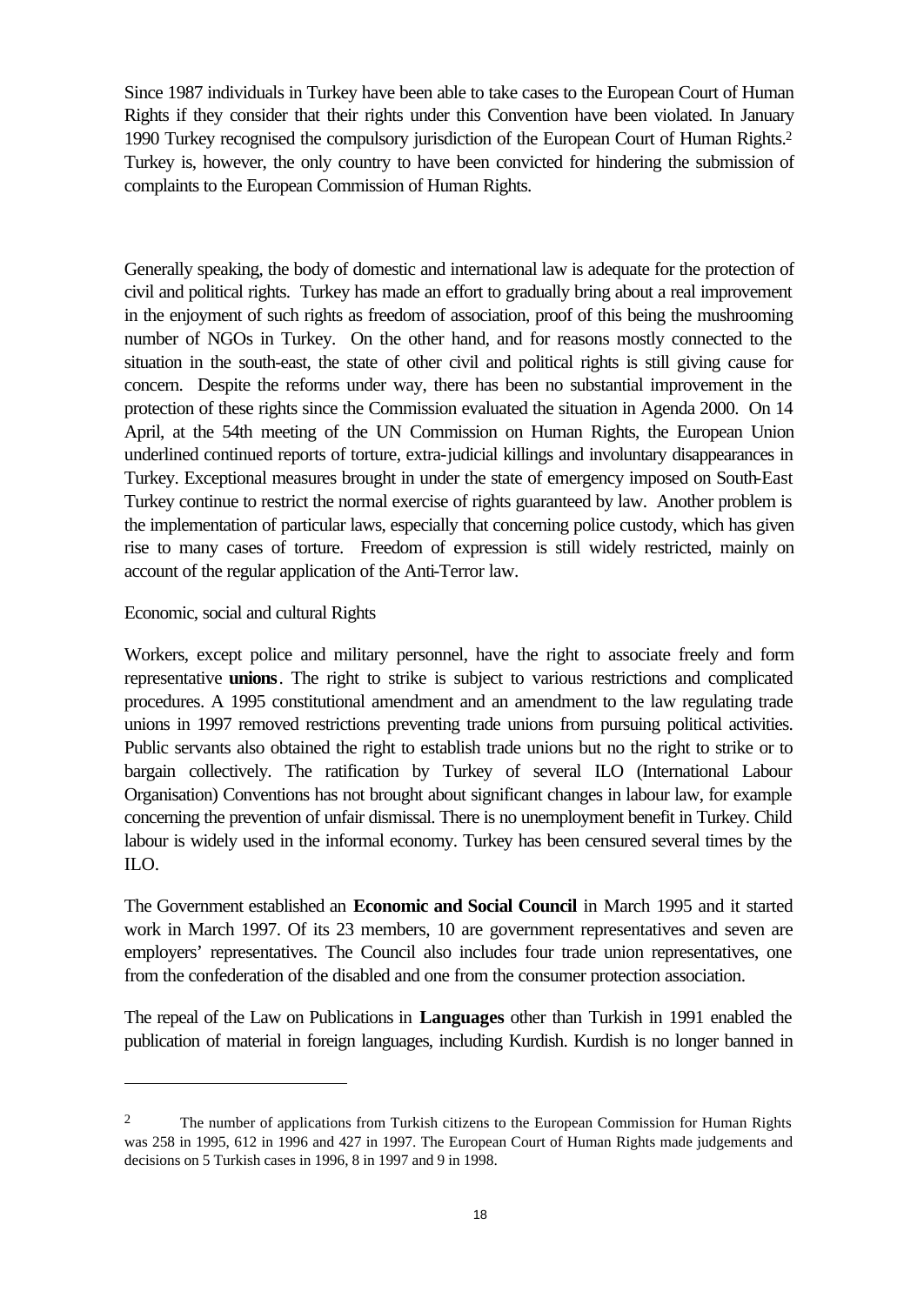Since 1987 individuals in Turkey have been able to take cases to the European Court of Human Rights if they consider that their rights under this Convention have been violated. In January 1990 Turkey recognised the compulsory jurisdiction of the European Court of Human Rights.[2] Turkey is, however, the only country to have been convicted for hindering the submission of complaints to the European Commission of Human Rights.

Generally speaking, the body of domestic and international law is adequate for the protection of civil and political rights. Turkey has made an effort to gradually bring about a real improvement in the enjoyment of such rights as freedom of association, proof of this being the mushrooming number of NGOs in Turkey. On the other hand, and for reasons mostly connected to the situation in the south-east, the state of other civil and political rights is still giving cause for concern. Despite the reforms under way, there has been no substantial improvement in the protection of these rights since the Commission evaluated the situation in Agenda 2000. On 14 April, at the 54th meeting of the UN Commission on Human Rights, the European Union underlined continued reports of torture, extra-judicial killings and involuntary disappearances in Turkey. Exceptional measures brought in under the state of emergency imposed on South-East Turkey continue to restrict the normal exercise of rights guaranteed by law. Another problem is the implementation of particular laws, especially that concerning police custody, which has given rise to many cases of torture. Freedom of expression is still widely restricted, mainly on account of the regular application of the Anti-Terror law.

Economic, social and cultural Rights

Workers, except police and military personnel, have the right to associate freely and form representative **unions**. The right to strike is subject to various restrictions and complicated procedures. A 1995 constitutional amendment and an amendment to the law regulating trade unions in 1997 removed restrictions preventing trade unions from pursuing political activities. Public servants also obtained the right to establish trade unions but no the right to strike or to bargain collectively. The ratification by Turkey of several ILO (International Labour Organisation) Conventions has not brought about significant changes in labour law, for example concerning the prevention of unfair dismissal. There is no unemployment benefit in Turkey. Child labour is widely used in the informal economy. Turkey has been censured several times by the ILO.

The Government established an **Economic and Social Council** in March 1995 and it started work in March 1997. Of its 23 members, 10 are government representatives and seven are employers' representatives. The Council also includes four trade union representatives, one from the confederation of the disabled and one from the consumer protection association.

The repeal of the Law on Publications in **Languages** other than Turkish in 1991 enabled the publication of material in foreign languages, including Kurdish. Kurdish is no longer banned in

---

[2] The number of applications from Turkish citizens to the European Commission for Human Rights was 258 in 1995, 612 in 1996 and 427 in 1997. The European Court of Human Rights made judgements and decisions on 5 Turkish cases in 1996, 8 in 1997 and 9 in 1998.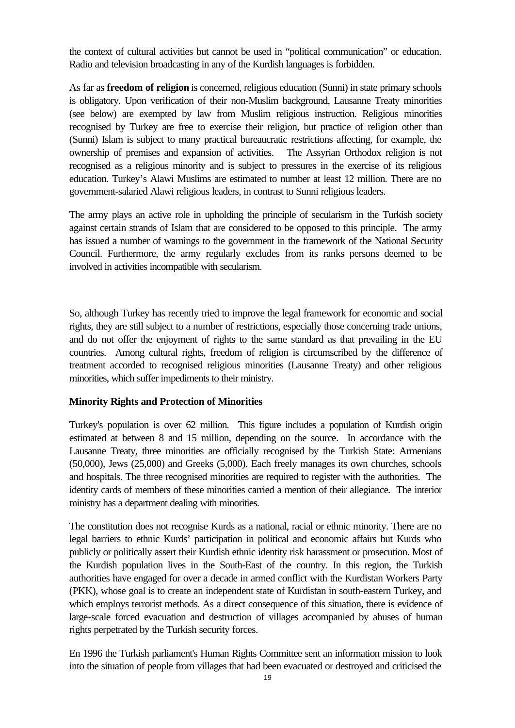the context of cultural activities but cannot be used in "political communication" or education. Radio and television broadcasting in any of the Kurdish languages is forbidden.

As far as **freedom of religion** is concerned, religious education (Sunni) in state primary schools is obligatory. Upon verification of their non-Muslim background, Lausanne Treaty minorities (see below) are exempted by law from Muslim religious instruction. Religious minorities recognised by Turkey are free to exercise their religion, but practice of religion other than (Sunni) Islam is subject to many practical bureaucratic restrictions affecting, for example, the ownership of premises and expansion of activities. The Assyrian Orthodox religion is not recognised as a religious minority and is subject to pressures in the exercise of its religious education. Turkey's Alawi Muslims are estimated to number at least 12 million. There are no government-salaried Alawi religious leaders, in contrast to Sunni religious leaders.

The army plays an active role in upholding the principle of secularism in the Turkish society against certain strands of Islam that are considered to be opposed to this principle. The army has issued a number of warnings to the government in the framework of the National Security Council. Furthermore, the army regularly excludes from its ranks persons deemed to be involved in activities incompatible with secularism.

So, although Turkey has recently tried to improve the legal framework for economic and social rights, they are still subject to a number of restrictions, especially those concerning trade unions, and do not offer the enjoyment of rights to the same standard as that prevailing in the EU countries. Among cultural rights, freedom of religion is circumscribed by the difference of treatment accorded to recognised religious minorities (Lausanne Treaty) and other religious minorities, which suffer impediments to their ministry.

**Minority Rights and Protection of Minorities**

Turkey's population is over 62 million. This figure includes a population of Kurdish origin estimated at between 8 and 15 million, depending on the source. In accordance with the Lausanne Treaty, three minorities are officially recognised by the Turkish State: Armenians (50,000), Jews (25,000) and Greeks (5,000). Each freely manages its own churches, schools and hospitals. The three recognised minorities are required to register with the authorities. The identity cards of members of these minorities carried a mention of their allegiance. The interior ministry has a department dealing with minorities.

The constitution does not recognise Kurds as a national, racial or ethnic minority. There are no legal barriers to ethnic Kurds' participation in political and economic affairs but Kurds who publicly or politically assert their Kurdish ethnic identity risk harassment or prosecution. Most of the Kurdish population lives in the South-East of the country. In this region, the Turkish authorities have engaged for over a decade in armed conflict with the Kurdistan Workers Party (PKK), whose goal is to create an independent state of Kurdistan in south-eastern Turkey, and which employs terrorist methods. As a direct consequence of this situation, there is evidence of large-scale forced evacuation and destruction of villages accompanied by abuses of human rights perpetrated by the Turkish security forces.

En 1996 the Turkish parliament's Human Rights Committee sent an information mission to look into the situation of people from villages that had been evacuated or destroyed and criticised the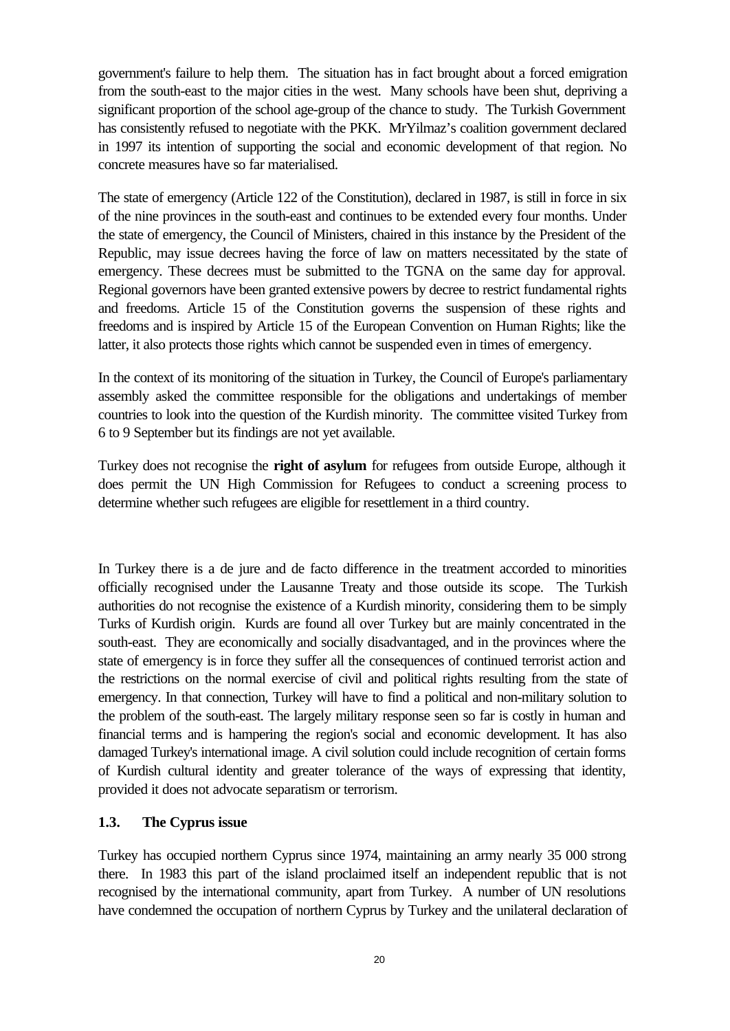government's failure to help them. The situation has in fact brought about a forced emigration from the south-east to the major cities in the west. Many schools have been shut, depriving a significant proportion of the school age-group of the chance to study. The Turkish Government has consistently refused to negotiate with the PKK. MrYilmaz's coalition government declared in 1997 its intention of supporting the social and economic development of that region. No concrete measures have so far materialised.

The state of emergency (Article 122 of the Constitution), declared in 1987, is still in force in six of the nine provinces in the south-east and continues to be extended every four months. Under the state of emergency, the Council of Ministers, chaired in this instance by the President of the Republic, may issue decrees having the force of law on matters necessitated by the state of emergency. These decrees must be submitted to the TGNA on the same day for approval. Regional governors have been granted extensive powers by decree to restrict fundamental rights and freedoms. Article 15 of the Constitution governs the suspension of these rights and freedoms and is inspired by Article 15 of the European Convention on Human Rights; like the latter, it also protects those rights which cannot be suspended even in times of emergency.

In the context of its monitoring of the situation in Turkey, the Council of Europe's parliamentary assembly asked the committee responsible for the obligations and undertakings of member countries to look into the question of the Kurdish minority. The committee visited Turkey from 6 to 9 September but its findings are not yet available.

Turkey does not recognise the **right of asylum** for refugees from outside Europe, although it does permit the UN High Commission for Refugees to conduct a screening process to determine whether such refugees are eligible for resettlement in a third country.

In Turkey there is a de jure and de facto difference in the treatment accorded to minorities officially recognised under the Lausanne Treaty and those outside its scope. The Turkish authorities do not recognise the existence of a Kurdish minority, considering them to be simply Turks of Kurdish origin. Kurds are found all over Turkey but are mainly concentrated in the south-east. They are economically and socially disadvantaged, and in the provinces where the state of emergency is in force they suffer all the consequences of continued terrorist action and the restrictions on the normal exercise of civil and political rights resulting from the state of emergency. In that connection, Turkey will have to find a political and non-military solution to the problem of the south-east. The largely military response seen so far is costly in human and financial terms and is hampering the region's social and economic development. It has also damaged Turkey's international image. A civil solution could include recognition of certain forms of Kurdish cultural identity and greater tolerance of the ways of expressing that identity, provided it does not advocate separatism or terrorism.

### 1.3. The Cyprus issue

Turkey has occupied northern Cyprus since 1974, maintaining an army nearly 35 000 strong there. In 1983 this part of the island proclaimed itself an independent republic that is not recognised by the international community, apart from Turkey. A number of UN resolutions have condemned the occupation of northern Cyprus by Turkey and the unilateral declaration of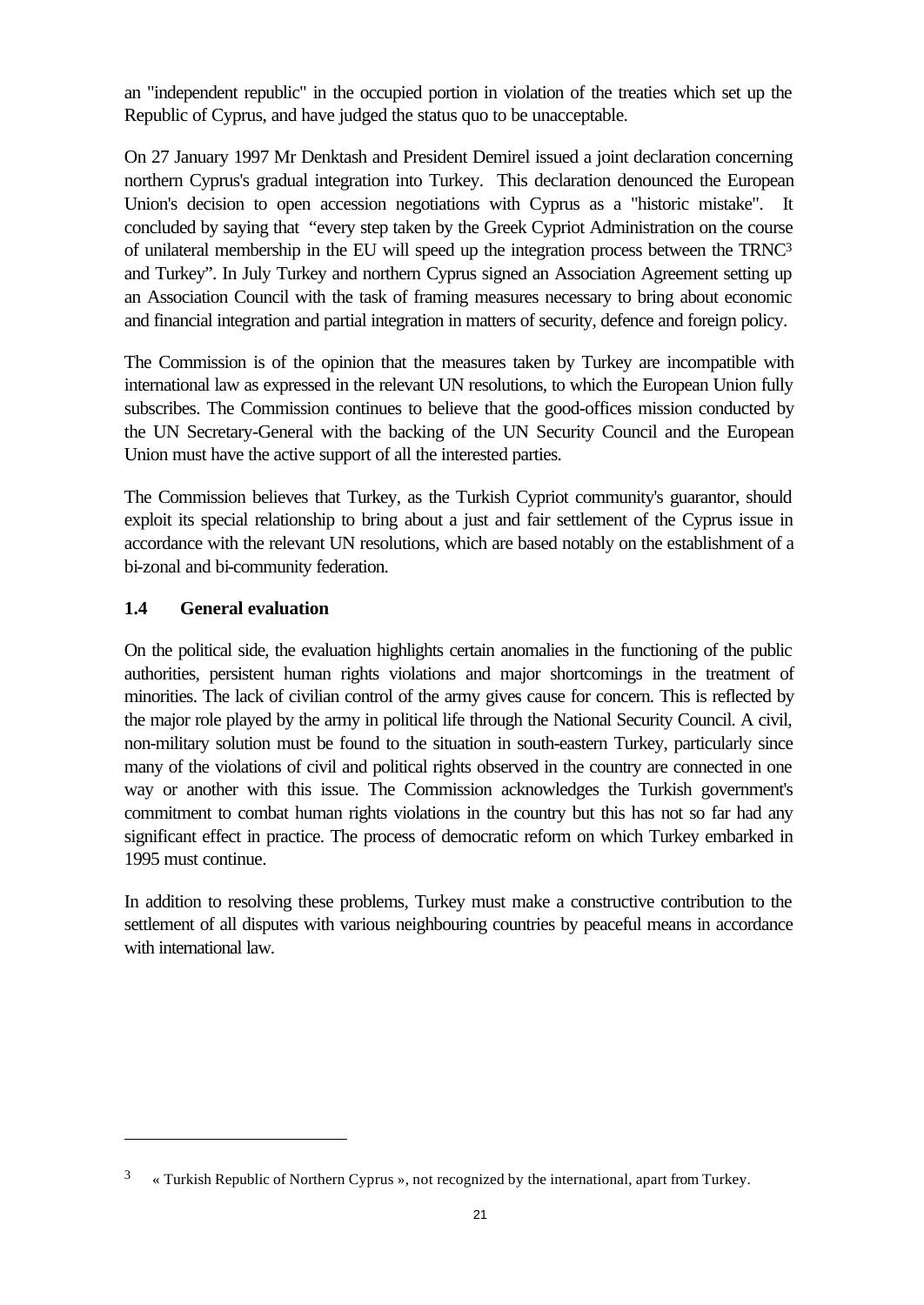an "independent republic" in the occupied portion in violation of the treaties which set up the Republic of Cyprus, and have judged the status quo to be unacceptable.

On 27 January 1997 Mr Denktash and President Demirel issued a joint declaration concerning northern Cyprus's gradual integration into Turkey. This declaration denounced the European Union's decision to open accession negotiations with Cyprus as a "historic mistake". It concluded by saying that "every step taken by the Greek Cypriot Administration on the course of unilateral membership in the EU will speed up the integration process between the TRNC[3] and Turkey". In July Turkey and northern Cyprus signed an Association Agreement setting up an Association Council with the task of framing measures necessary to bring about economic and financial integration and partial integration in matters of security, defence and foreign policy.

The Commission is of the opinion that the measures taken by Turkey are incompatible with international law as expressed in the relevant UN resolutions, to which the European Union fully subscribes. The Commission continues to believe that the good-offices mission conducted by the UN Secretary-General with the backing of the UN Security Council and the European Union must have the active support of all the interested parties.

The Commission believes that Turkey, as the Turkish Cypriot community's guarantor, should exploit its special relationship to bring about a just and fair settlement of the Cyprus issue in accordance with the relevant UN resolutions, which are based notably on the establishment of a bi-zonal and bi-community federation.

### 1.4 General evaluation

On the political side, the evaluation highlights certain anomalies in the functioning of the public authorities, persistent human rights violations and major shortcomings in the treatment of minorities. The lack of civilian control of the army gives cause for concern. This is reflected by the major role played by the army in political life through the National Security Council. A civil, non-military solution must be found to the situation in south-eastern Turkey, particularly since many of the violations of civil and political rights observed in the country are connected in one way or another with this issue. The Commission acknowledges the Turkish government's commitment to combat human rights violations in the country but this has not so far had any significant effect in practice. The process of democratic reform on which Turkey embarked in 1995 must continue.

In addition to resolving these problems, Turkey must make a constructive contribution to the settlement of all disputes with various neighbouring countries by peaceful means in accordance with international law.

---

[3] « Turkish Republic of Northern Cyprus », not recognized by the international, apart from Turkey.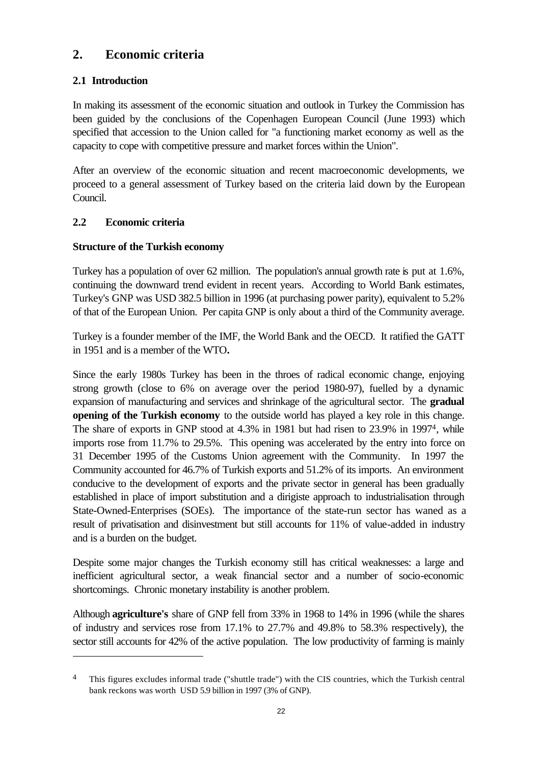## 2. Economic criteria

### 2.1 Introduction

In making its assessment of the economic situation and outlook in Turkey the Commission has been guided by the conclusions of the Copenhagen European Council (June 1993) which specified that accession to the Union called for "a functioning market economy as well as the capacity to cope with competitive pressure and market forces within the Union".

After an overview of the economic situation and recent macroeconomic developments, we proceed to a general assessment of Turkey based on the criteria laid down by the European Council.

### 2.2 Economic criteria

**Structure of the Turkish economy**

Turkey has a population of over 62 million. The population's annual growth rate is put at 1.6%, continuing the downward trend evident in recent years. According to World Bank estimates, Turkey's GNP was USD 382.5 billion in 1996 (at purchasing power parity), equivalent to 5.2% of that of the European Union. Per capita GNP is only about a third of the Community average.

Turkey is a founder member of the IMF, the World Bank and the OECD. It ratified the GATT in 1951 and is a member of the WTO**.**

Since the early 1980s Turkey has been in the throes of radical economic change, enjoying strong growth (close to 6% on average over the period 1980-97), fuelled by a dynamic expansion of manufacturing and services and shrinkage of the agricultural sector. The **gradual opening of the Turkish economy** to the outside world has played a key role in this change. The share of exports in GNP stood at 4.3% in 1981 but had risen to 23.9% in 1997[4], while imports rose from 11.7% to 29.5%. This opening was accelerated by the entry into force on 31 December 1995 of the Customs Union agreement with the Community. In 1997 the Community accounted for 46.7% of Turkish exports and 51.2% of its imports. An environment conducive to the development of exports and the private sector in general has been gradually established in place of import substitution and a dirigiste approach to industrialisation through State-Owned-Enterprises (SOEs). The importance of the state-run sector has waned as a result of privatisation and disinvestment but still accounts for 11% of value-added in industry and is a burden on the budget.

Despite some major changes the Turkish economy still has critical weaknesses: a large and inefficient agricultural sector, a weak financial sector and a number of socio-economic shortcomings. Chronic monetary instability is another problem.

Although **agriculture's** share of GNP fell from 33% in 1968 to 14% in 1996 (while the shares of industry and services rose from 17.1% to 27.7% and 49.8% to 58.3% respectively), the sector still accounts for 42% of the active population. The low productivity of farming is mainly

---

[4] This figures excludes informal trade ("shuttle trade") with the CIS countries, which the Turkish central bank reckons was worth USD 5.9 billion in 1997 (3% of GNP).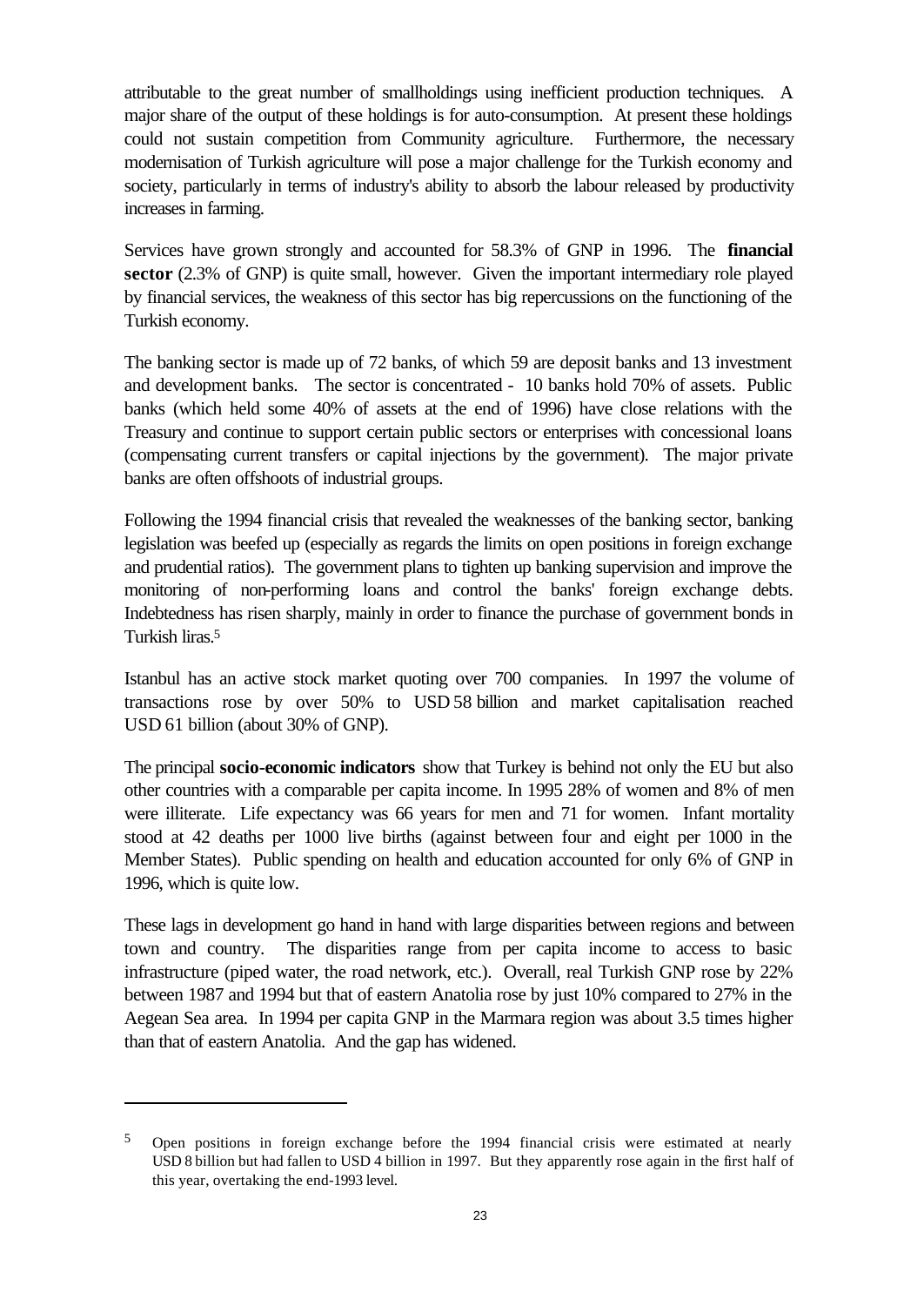attributable to the great number of smallholdings using inefficient production techniques. A major share of the output of these holdings is for auto-consumption. At present these holdings could not sustain competition from Community agriculture. Furthermore, the necessary modernisation of Turkish agriculture will pose a major challenge for the Turkish economy and society, particularly in terms of industry's ability to absorb the labour released by productivity increases in farming.

Services have grown strongly and accounted for 58.3% of GNP in 1996. The **financial sector** (2.3% of GNP) is quite small, however. Given the important intermediary role played by financial services, the weakness of this sector has big repercussions on the functioning of the Turkish economy.

The banking sector is made up of 72 banks, of which 59 are deposit banks and 13 investment and development banks. The sector is concentrated - 10 banks hold 70% of assets. Public banks (which held some 40% of assets at the end of 1996) have close relations with the Treasury and continue to support certain public sectors or enterprises with concessional loans (compensating current transfers or capital injections by the government). The major private banks are often offshoots of industrial groups.

Following the 1994 financial crisis that revealed the weaknesses of the banking sector, banking legislation was beefed up (especially as regards the limits on open positions in foreign exchange and prudential ratios). The government plans to tighten up banking supervision and improve the monitoring of non-performing loans and control the banks' foreign exchange debts. Indebtedness has risen sharply, mainly in order to finance the purchase of government bonds in Turkish liras.[5]

Istanbul has an active stock market quoting over 700 companies. In 1997 the volume of transactions rose by over 50% to USD 58 billion and market capitalisation reached USD 61 billion (about 30% of GNP).

The principal **socio-economic indicators** show that Turkey is behind not only the EU but also other countries with a comparable per capita income. In 1995 28% of women and 8% of men were illiterate. Life expectancy was 66 years for men and 71 for women. Infant mortality stood at 42 deaths per 1000 live births (against between four and eight per 1000 in the Member States). Public spending on health and education accounted for only 6% of GNP in 1996, which is quite low.

These lags in development go hand in hand with large disparities between regions and between town and country. The disparities range from per capita income to access to basic infrastructure (piped water, the road network, etc.). Overall, real Turkish GNP rose by 22% between 1987 and 1994 but that of eastern Anatolia rose by just 10% compared to 27% in the Aegean Sea area. In 1994 per capita GNP in the Marmara region was about 3.5 times higher than that of eastern Anatolia. And the gap has widened.

---

[5] Open positions in foreign exchange before the 1994 financial crisis were estimated at nearly USD 8 billion but had fallen to USD 4 billion in 1997. But they apparently rose again in the first half of this year, overtaking the end-1993 level.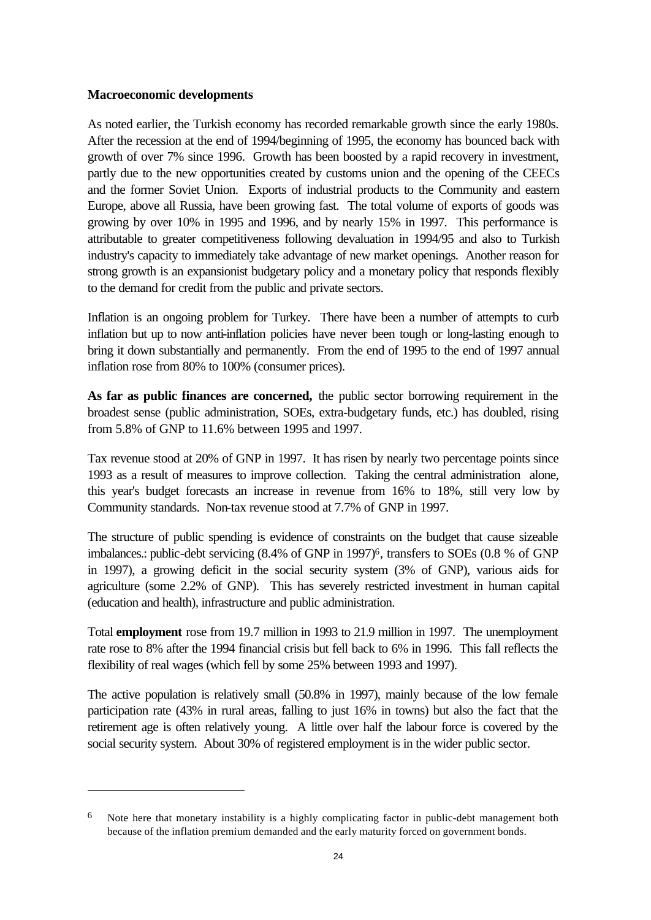**Macroeconomic developments**

As noted earlier, the Turkish economy has recorded remarkable growth since the early 1980s. After the recession at the end of 1994/beginning of 1995, the economy has bounced back with growth of over 7% since 1996. Growth has been boosted by a rapid recovery in investment, partly due to the new opportunities created by customs union and the opening of the CEECs and the former Soviet Union. Exports of industrial products to the Community and eastern Europe, above all Russia, have been growing fast. The total volume of exports of goods was growing by over 10% in 1995 and 1996, and by nearly 15% in 1997. This performance is attributable to greater competitiveness following devaluation in 1994/95 and also to Turkish industry's capacity to immediately take advantage of new market openings. Another reason for strong growth is an expansionist budgetary policy and a monetary policy that responds flexibly to the demand for credit from the public and private sectors.

Inflation is an ongoing problem for Turkey. There have been a number of attempts to curb inflation but up to now anti-inflation policies have never been tough or long-lasting enough to bring it down substantially and permanently. From the end of 1995 to the end of 1997 annual inflation rose from 80% to 100% (consumer prices).

**As far as public finances are concerned,** the public sector borrowing requirement in the broadest sense (public administration, SOEs, extra-budgetary funds, etc.) has doubled, rising from 5.8% of GNP to 11.6% between 1995 and 1997.

Tax revenue stood at 20% of GNP in 1997. It has risen by nearly two percentage points since 1993 as a result of measures to improve collection. Taking the central administration alone, this year's budget forecasts an increase in revenue from 16% to 18%, still very low by Community standards. Non-tax revenue stood at 7.7% of GNP in 1997.

The structure of public spending is evidence of constraints on the budget that cause sizeable imbalances.: public-debt servicing (8.4% of GNP in 1997)[6], transfers to SOEs (0.8 % of GNP in 1997), a growing deficit in the social security system (3% of GNP), various aids for agriculture (some 2.2% of GNP). This has severely restricted investment in human capital (education and health), infrastructure and public administration.

Total **employment** rose from 19.7 million in 1993 to 21.9 million in 1997. The unemployment rate rose to 8% after the 1994 financial crisis but fell back to 6% in 1996. This fall reflects the flexibility of real wages (which fell by some 25% between 1993 and 1997).

The active population is relatively small (50.8% in 1997), mainly because of the low female participation rate (43% in rural areas, falling to just 16% in towns) but also the fact that the retirement age is often relatively young. A little over half the labour force is covered by the social security system. About 30% of registered employment is in the wider public sector.

---

[6] Note here that monetary instability is a highly complicating factor in public-debt management both because of the inflation premium demanded and the early maturity forced on government bonds.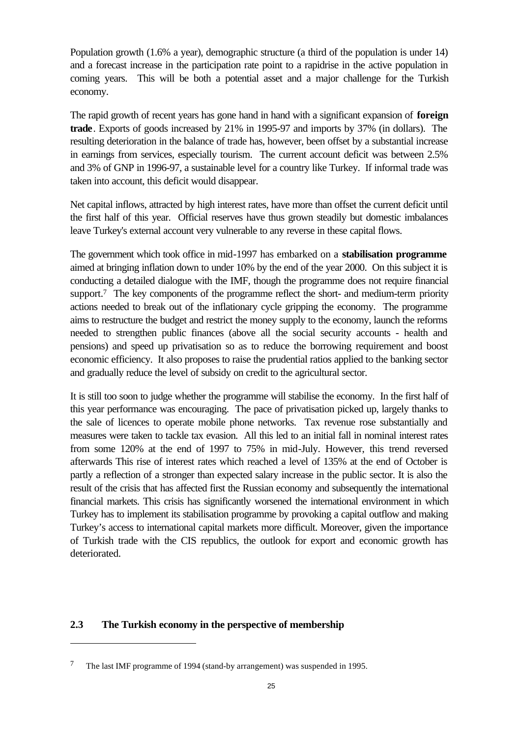Population growth (1.6% a year), demographic structure (a third of the population is under 14) and a forecast increase in the participation rate point to a rapidrise in the active population in coming years. This will be both a potential asset and a major challenge for the Turkish economy.

The rapid growth of recent years has gone hand in hand with a significant expansion of **foreign trade**. Exports of goods increased by 21% in 1995-97 and imports by 37% (in dollars). The resulting deterioration in the balance of trade has, however, been offset by a substantial increase in earnings from services, especially tourism. The current account deficit was between 2.5% and 3% of GNP in 1996-97, a sustainable level for a country like Turkey. If informal trade was taken into account, this deficit would disappear.

Net capital inflows, attracted by high interest rates, have more than offset the current deficit until the first half of this year. Official reserves have thus grown steadily but domestic imbalances leave Turkey's external account very vulnerable to any reverse in these capital flows.

The government which took office in mid-1997 has embarked on a **stabilisation programme** aimed at bringing inflation down to under 10% by the end of the year 2000. On this subject it is conducting a detailed dialogue with the IMF, though the programme does not require financial support.[7] The key components of the programme reflect the short- and medium-term priority actions needed to break out of the inflationary cycle gripping the economy. The programme aims to restructure the budget and restrict the money supply to the economy, launch the reforms needed to strengthen public finances (above all the social security accounts - health and pensions) and speed up privatisation so as to reduce the borrowing requirement and boost economic efficiency. It also proposes to raise the prudential ratios applied to the banking sector and gradually reduce the level of subsidy on credit to the agricultural sector.

It is still too soon to judge whether the programme will stabilise the economy. In the first half of this year performance was encouraging. The pace of privatisation picked up, largely thanks to the sale of licences to operate mobile phone networks. Tax revenue rose substantially and measures were taken to tackle tax evasion. All this led to an initial fall in nominal interest rates from some 120% at the end of 1997 to 75% in mid-July. However, this trend reversed afterwards This rise of interest rates which reached a level of 135% at the end of October is partly a reflection of a stronger than expected salary increase in the public sector. It is also the result of the crisis that has affected first the Russian economy and subsequently the international financial markets. This crisis has significantly worsened the international environment in which Turkey has to implement its stabilisation programme by provoking a capital outflow and making Turkey's access to international capital markets more difficult. Moreover, given the importance of Turkish trade with the CIS republics, the outlook for export and economic growth has deteriorated.

## 2.3 The Turkish economy in the perspective of membership

[7] The last IMF programme of 1994 (stand-by arrangement) was suspended in 1995.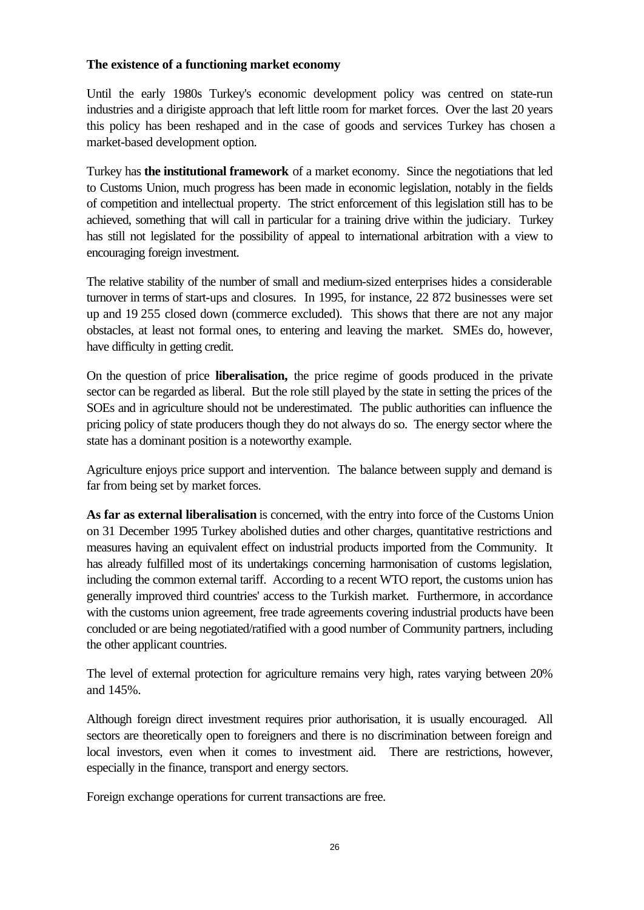**The existence of a functioning market economy**

Until the early 1980s Turkey's economic development policy was centred on state-run industries and a dirigiste approach that left little room for market forces. Over the last 20 years this policy has been reshaped and in the case of goods and services Turkey has chosen a market-based development option.

Turkey has **the institutional framework** of a market economy. Since the negotiations that led to Customs Union, much progress has been made in economic legislation, notably in the fields of competition and intellectual property. The strict enforcement of this legislation still has to be achieved, something that will call in particular for a training drive within the judiciary. Turkey has still not legislated for the possibility of appeal to international arbitration with a view to encouraging foreign investment.

The relative stability of the number of small and medium-sized enterprises hides a considerable turnover in terms of start-ups and closures. In 1995, for instance, 22 872 businesses were set up and 19 255 closed down (commerce excluded). This shows that there are not any major obstacles, at least not formal ones, to entering and leaving the market. SMEs do, however, have difficulty in getting credit.

On the question of price **liberalisation,** the price regime of goods produced in the private sector can be regarded as liberal. But the role still played by the state in setting the prices of the SOEs and in agriculture should not be underestimated. The public authorities can influence the pricing policy of state producers though they do not always do so. The energy sector where the state has a dominant position is a noteworthy example.

Agriculture enjoys price support and intervention. The balance between supply and demand is far from being set by market forces.

**As far as external liberalisation** is concerned, with the entry into force of the Customs Union on 31 December 1995 Turkey abolished duties and other charges, quantitative restrictions and measures having an equivalent effect on industrial products imported from the Community. It has already fulfilled most of its undertakings concerning harmonisation of customs legislation, including the common external tariff. According to a recent WTO report, the customs union has generally improved third countries' access to the Turkish market. Furthermore, in accordance with the customs union agreement, free trade agreements covering industrial products have been concluded or are being negotiated/ratified with a good number of Community partners, including the other applicant countries.

The level of external protection for agriculture remains very high, rates varying between 20% and 145%.

Although foreign direct investment requires prior authorisation, it is usually encouraged. All sectors are theoretically open to foreigners and there is no discrimination between foreign and local investors, even when it comes to investment aid. There are restrictions, however, especially in the finance, transport and energy sectors.

Foreign exchange operations for current transactions are free.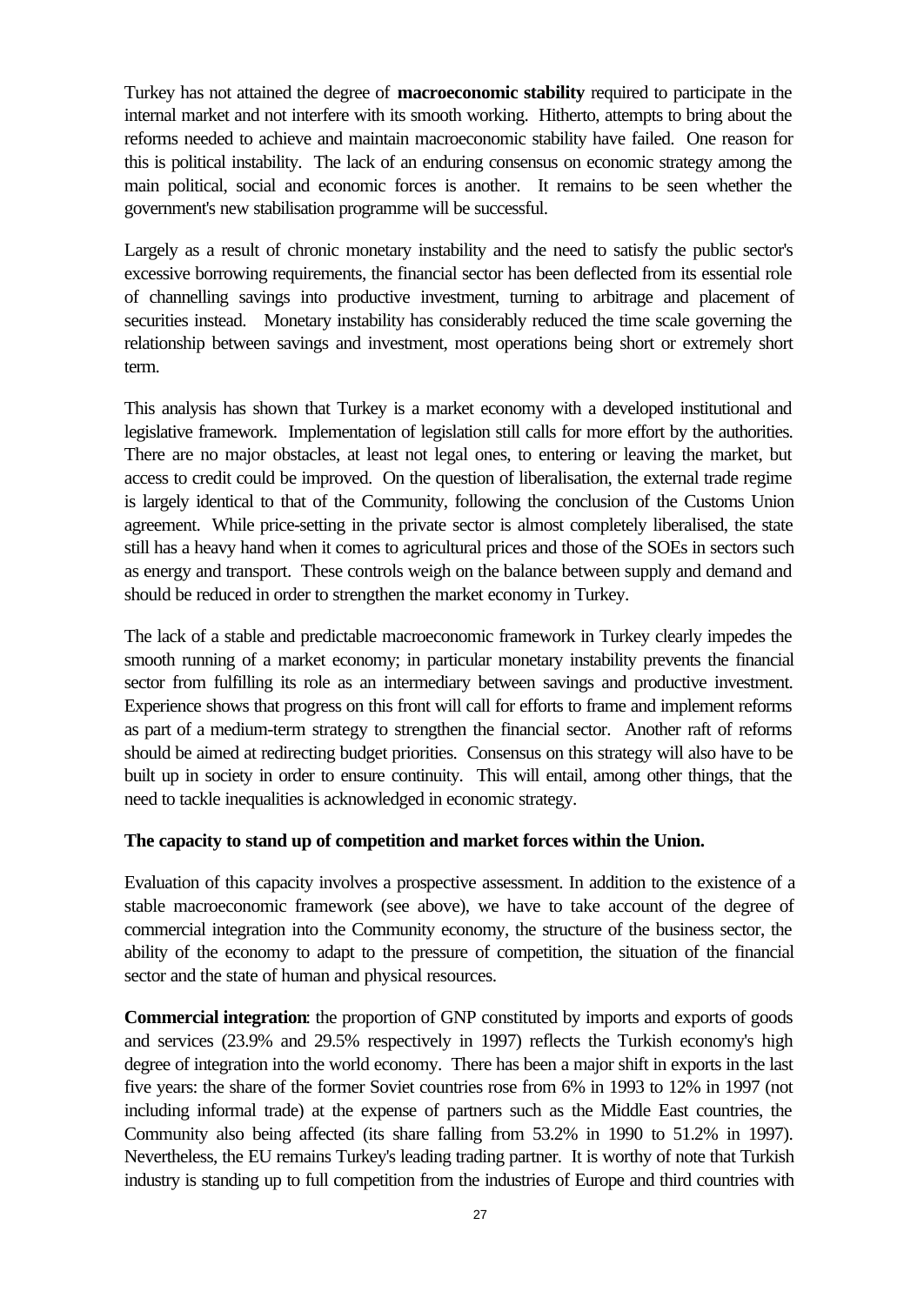Turkey has not attained the degree of **macroeconomic stability** required to participate in the internal market and not interfere with its smooth working. Hitherto, attempts to bring about the reforms needed to achieve and maintain macroeconomic stability have failed. One reason for this is political instability. The lack of an enduring consensus on economic strategy among the main political, social and economic forces is another. It remains to be seen whether the government's new stabilisation programme will be successful.

Largely as a result of chronic monetary instability and the need to satisfy the public sector's excessive borrowing requirements, the financial sector has been deflected from its essential role of channelling savings into productive investment, turning to arbitrage and placement of securities instead. Monetary instability has considerably reduced the time scale governing the relationship between savings and investment, most operations being short or extremely short term.

This analysis has shown that Turkey is a market economy with a developed institutional and legislative framework. Implementation of legislation still calls for more effort by the authorities. There are no major obstacles, at least not legal ones, to entering or leaving the market, but access to credit could be improved. On the question of liberalisation, the external trade regime is largely identical to that of the Community, following the conclusion of the Customs Union agreement. While price-setting in the private sector is almost completely liberalised, the state still has a heavy hand when it comes to agricultural prices and those of the SOEs in sectors such as energy and transport. These controls weigh on the balance between supply and demand and should be reduced in order to strengthen the market economy in Turkey.

The lack of a stable and predictable macroeconomic framework in Turkey clearly impedes the smooth running of a market economy; in particular monetary instability prevents the financial sector from fulfilling its role as an intermediary between savings and productive investment. Experience shows that progress on this front will call for efforts to frame and implement reforms as part of a medium-term strategy to strengthen the financial sector. Another raft of reforms should be aimed at redirecting budget priorities. Consensus on this strategy will also have to be built up in society in order to ensure continuity. This will entail, among other things, that the need to tackle inequalities is acknowledged in economic strategy.

**The capacity to stand up of competition and market forces within the Union.**

Evaluation of this capacity involves a prospective assessment. In addition to the existence of a stable macroeconomic framework (see above), we have to take account of the degree of commercial integration into the Community economy, the structure of the business sector, the ability of the economy to adapt to the pressure of competition, the situation of the financial sector and the state of human and physical resources.

**Commercial integration**: the proportion of GNP constituted by imports and exports of goods and services (23.9% and 29.5% respectively in 1997) reflects the Turkish economy's high degree of integration into the world economy. There has been a major shift in exports in the last five years: the share of the former Soviet countries rose from 6% in 1993 to 12% in 1997 (not including informal trade) at the expense of partners such as the Middle East countries, the Community also being affected (its share falling from 53.2% in 1990 to 51.2% in 1997). Nevertheless, the EU remains Turkey's leading trading partner. It is worthy of note that Turkish industry is standing up to full competition from the industries of Europe and third countries with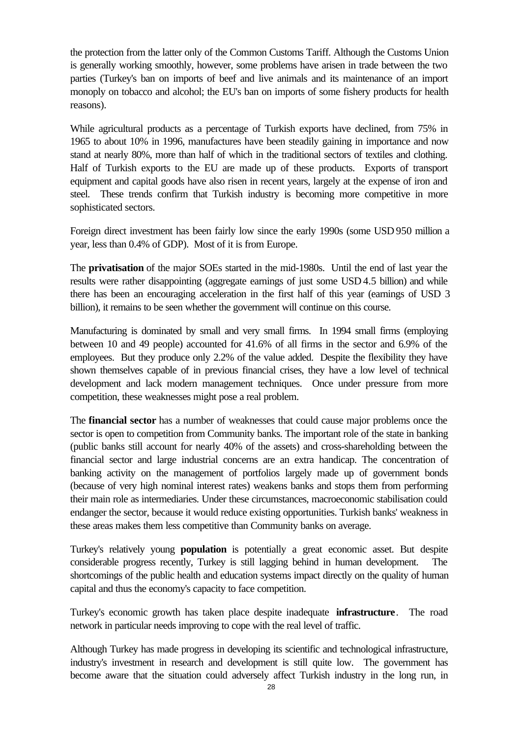the protection from the latter only of the Common Customs Tariff. Although the Customs Union is generally working smoothly, however, some problems have arisen in trade between the two parties (Turkey's ban on imports of beef and live animals and its maintenance of an import monoply on tobacco and alcohol; the EU's ban on imports of some fishery products for health reasons).

While agricultural products as a percentage of Turkish exports have declined, from 75% in 1965 to about 10% in 1996, manufactures have been steadily gaining in importance and now stand at nearly 80%, more than half of which in the traditional sectors of textiles and clothing. Half of Turkish exports to the EU are made up of these products. Exports of transport equipment and capital goods have also risen in recent years, largely at the expense of iron and steel. These trends confirm that Turkish industry is becoming more competitive in more sophisticated sectors.

Foreign direct investment has been fairly low since the early 1990s (some USD 950 million a year, less than 0.4% of GDP). Most of it is from Europe.

The **privatisation** of the major SOEs started in the mid-1980s. Until the end of last year the results were rather disappointing (aggregate earnings of just some USD 4.5 billion) and while there has been an encouraging acceleration in the first half of this year (earnings of USD 3 billion), it remains to be seen whether the government will continue on this course.

Manufacturing is dominated by small and very small firms. In 1994 small firms (employing between 10 and 49 people) accounted for 41.6% of all firms in the sector and 6.9% of the employees. But they produce only 2.2% of the value added. Despite the flexibility they have shown themselves capable of in previous financial crises, they have a low level of technical development and lack modern management techniques. Once under pressure from more competition, these weaknesses might pose a real problem.

The **financial sector** has a number of weaknesses that could cause major problems once the sector is open to competition from Community banks. The important role of the state in banking (public banks still account for nearly 40% of the assets) and cross-shareholding between the financial sector and large industrial concerns are an extra handicap. The concentration of banking activity on the management of portfolios largely made up of government bonds (because of very high nominal interest rates) weakens banks and stops them from performing their main role as intermediaries. Under these circumstances, macroeconomic stabilisation could endanger the sector, because it would reduce existing opportunities. Turkish banks' weakness in these areas makes them less competitive than Community banks on average.

Turkey's relatively young **population** is potentially a great economic asset. But despite considerable progress recently, Turkey is still lagging behind in human development. The shortcomings of the public health and education systems impact directly on the quality of human capital and thus the economy's capacity to face competition.

Turkey's economic growth has taken place despite inadequate **infrastructure**. The road network in particular needs improving to cope with the real level of traffic.

Although Turkey has made progress in developing its scientific and technological infrastructure, industry's investment in research and development is still quite low. The government has become aware that the situation could adversely affect Turkish industry in the long run, in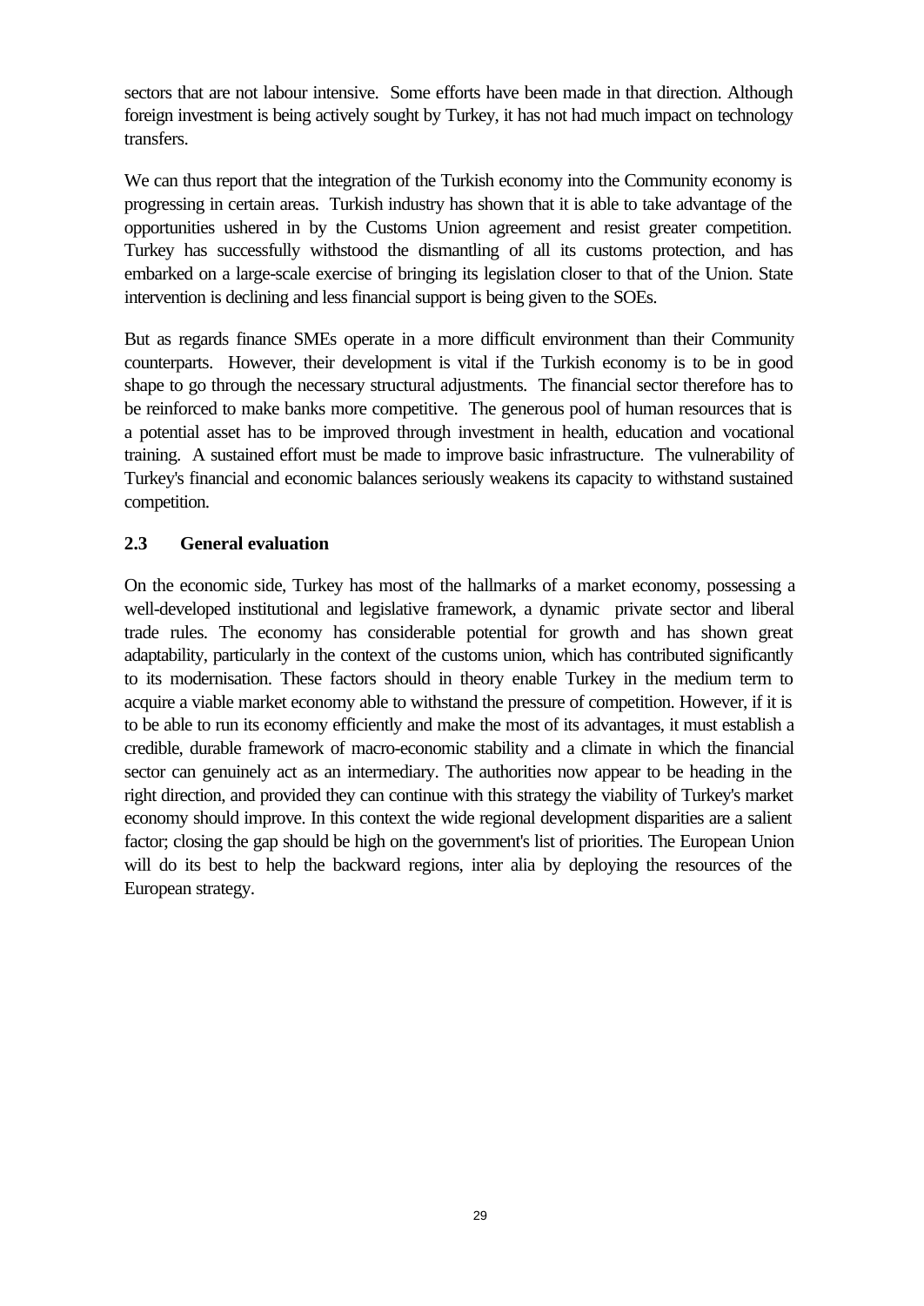sectors that are not labour intensive. Some efforts have been made in that direction. Although foreign investment is being actively sought by Turkey, it has not had much impact on technology transfers.

We can thus report that the integration of the Turkish economy into the Community economy is progressing in certain areas. Turkish industry has shown that it is able to take advantage of the opportunities ushered in by the Customs Union agreement and resist greater competition. Turkey has successfully withstood the dismantling of all its customs protection, and has embarked on a large-scale exercise of bringing its legislation closer to that of the Union. State intervention is declining and less financial support is being given to the SOEs.

But as regards finance SMEs operate in a more difficult environment than their Community counterparts. However, their development is vital if the Turkish economy is to be in good shape to go through the necessary structural adjustments. The financial sector therefore has to be reinforced to make banks more competitive. The generous pool of human resources that is a potential asset has to be improved through investment in health, education and vocational training. A sustained effort must be made to improve basic infrastructure. The vulnerability of Turkey's financial and economic balances seriously weakens its capacity to withstand sustained competition.

### 2.3 General evaluation

On the economic side, Turkey has most of the hallmarks of a market economy, possessing a well-developed institutional and legislative framework, a dynamic private sector and liberal trade rules. The economy has considerable potential for growth and has shown great adaptability, particularly in the context of the customs union, which has contributed significantly to its modernisation. These factors should in theory enable Turkey in the medium term to acquire a viable market economy able to withstand the pressure of competition. However, if it is to be able to run its economy efficiently and make the most of its advantages, it must establish a credible, durable framework of macro-economic stability and a climate in which the financial sector can genuinely act as an intermediary. The authorities now appear to be heading in the right direction, and provided they can continue with this strategy the viability of Turkey's market economy should improve. In this context the wide regional development disparities are a salient factor; closing the gap should be high on the government's list of priorities. The European Union will do its best to help the backward regions, inter alia by deploying the resources of the European strategy.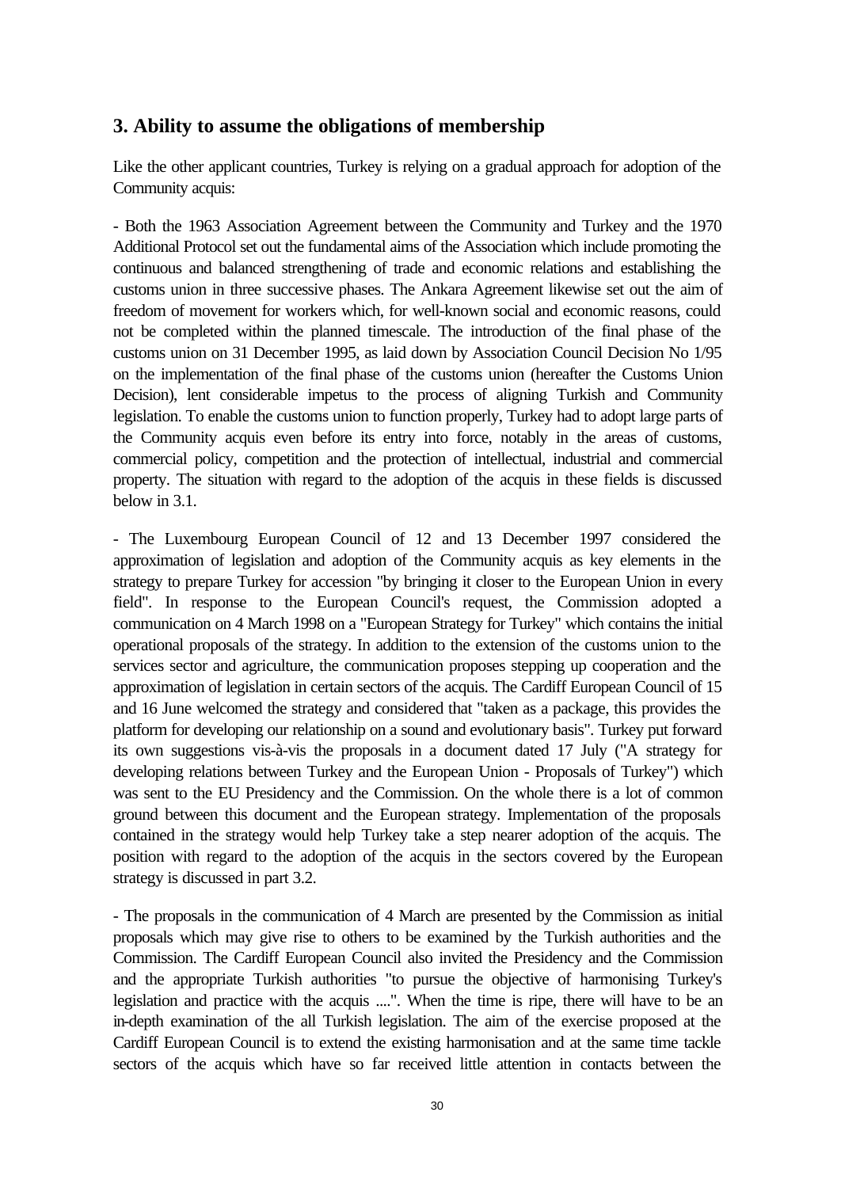## 3. Ability to assume the obligations of membership

Like the other applicant countries, Turkey is relying on a gradual approach for adoption of the Community acquis:

- Both the 1963 Association Agreement between the Community and Turkey and the 1970 Additional Protocol set out the fundamental aims of the Association which include promoting the continuous and balanced strengthening of trade and economic relations and establishing the customs union in three successive phases. The Ankara Agreement likewise set out the aim of freedom of movement for workers which, for well-known social and economic reasons, could not be completed within the planned timescale. The introduction of the final phase of the customs union on 31 December 1995, as laid down by Association Council Decision No 1/95 on the implementation of the final phase of the customs union (hereafter the Customs Union Decision), lent considerable impetus to the process of aligning Turkish and Community legislation. To enable the customs union to function properly, Turkey had to adopt large parts of the Community acquis even before its entry into force, notably in the areas of customs, commercial policy, competition and the protection of intellectual, industrial and commercial property. The situation with regard to the adoption of the acquis in these fields is discussed below in 3.1.

- The Luxembourg European Council of 12 and 13 December 1997 considered the approximation of legislation and adoption of the Community acquis as key elements in the strategy to prepare Turkey for accession "by bringing it closer to the European Union in every field". In response to the European Council's request, the Commission adopted a communication on 4 March 1998 on a "European Strategy for Turkey" which contains the initial operational proposals of the strategy. In addition to the extension of the customs union to the services sector and agriculture, the communication proposes stepping up cooperation and the approximation of legislation in certain sectors of the acquis. The Cardiff European Council of 15 and 16 June welcomed the strategy and considered that "taken as a package, this provides the platform for developing our relationship on a sound and evolutionary basis". Turkey put forward its own suggestions vis-à-vis the proposals in a document dated 17 July ("A strategy for developing relations between Turkey and the European Union - Proposals of Turkey") which was sent to the EU Presidency and the Commission. On the whole there is a lot of common ground between this document and the European strategy. Implementation of the proposals contained in the strategy would help Turkey take a step nearer adoption of the acquis. The position with regard to the adoption of the acquis in the sectors covered by the European strategy is discussed in part 3.2.

- The proposals in the communication of 4 March are presented by the Commission as initial proposals which may give rise to others to be examined by the Turkish authorities and the Commission. The Cardiff European Council also invited the Presidency and the Commission and the appropriate Turkish authorities "to pursue the objective of harmonising Turkey's legislation and practice with the acquis ....". When the time is ripe, there will have to be an in-depth examination of the all Turkish legislation. The aim of the exercise proposed at the Cardiff European Council is to extend the existing harmonisation and at the same time tackle sectors of the acquis which have so far received little attention in contacts between the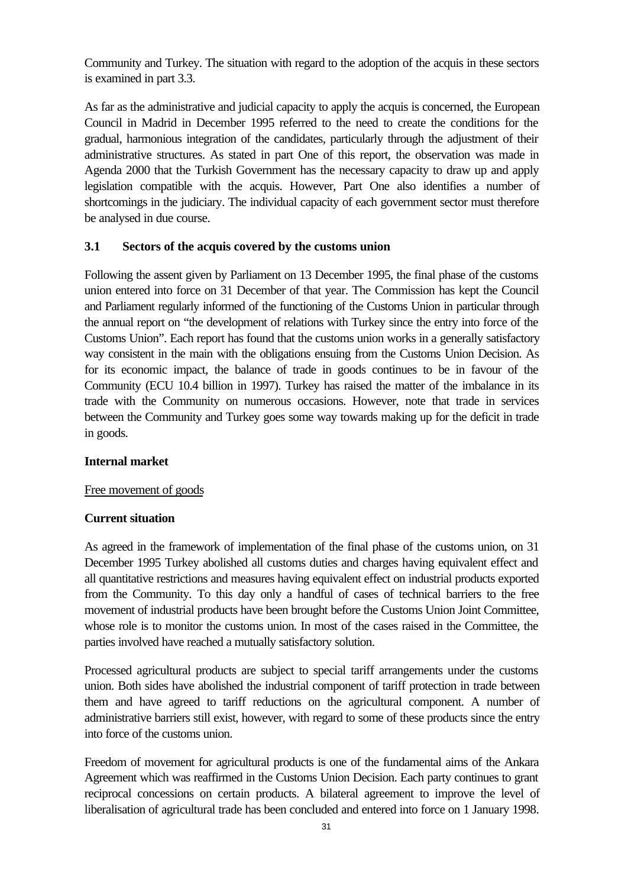Community and Turkey. The situation with regard to the adoption of the acquis in these sectors is examined in part 3.3.

As far as the administrative and judicial capacity to apply the acquis is concerned, the European Council in Madrid in December 1995 referred to the need to create the conditions for the gradual, harmonious integration of the candidates, particularly through the adjustment of their administrative structures. As stated in part One of this report, the observation was made in Agenda 2000 that the Turkish Government has the necessary capacity to draw up and apply legislation compatible with the acquis. However, Part One also identifies a number of shortcomings in the judiciary. The individual capacity of each government sector must therefore be analysed in due course.

### 3.1 Sectors of the acquis covered by the customs union

Following the assent given by Parliament on 13 December 1995, the final phase of the customs union entered into force on 31 December of that year. The Commission has kept the Council and Parliament regularly informed of the functioning of the Customs Union in particular through the annual report on "the development of relations with Turkey since the entry into force of the Customs Union". Each report has found that the customs union works in a generally satisfactory way consistent in the main with the obligations ensuing from the Customs Union Decision. As for its economic impact, the balance of trade in goods continues to be in favour of the Community (ECU 10.4 billion in 1997). Turkey has raised the matter of the imbalance in its trade with the Community on numerous occasions. However, note that trade in services between the Community and Turkey goes some way towards making up for the deficit in trade in goods.

#### Internal market

Free movement of goods

#### Current situation

As agreed in the framework of implementation of the final phase of the customs union, on 31 December 1995 Turkey abolished all customs duties and charges having equivalent effect and all quantitative restrictions and measures having equivalent effect on industrial products exported from the Community. To this day only a handful of cases of technical barriers to the free movement of industrial products have been brought before the Customs Union Joint Committee, whose role is to monitor the customs union. In most of the cases raised in the Committee, the parties involved have reached a mutually satisfactory solution.

Processed agricultural products are subject to special tariff arrangements under the customs union. Both sides have abolished the industrial component of tariff protection in trade between them and have agreed to tariff reductions on the agricultural component. A number of administrative barriers still exist, however, with regard to some of these products since the entry into force of the customs union.

Freedom of movement for agricultural products is one of the fundamental aims of the Ankara Agreement which was reaffirmed in the Customs Union Decision. Each party continues to grant reciprocal concessions on certain products. A bilateral agreement to improve the level of liberalisation of agricultural trade has been concluded and entered into force on 1 January 1998.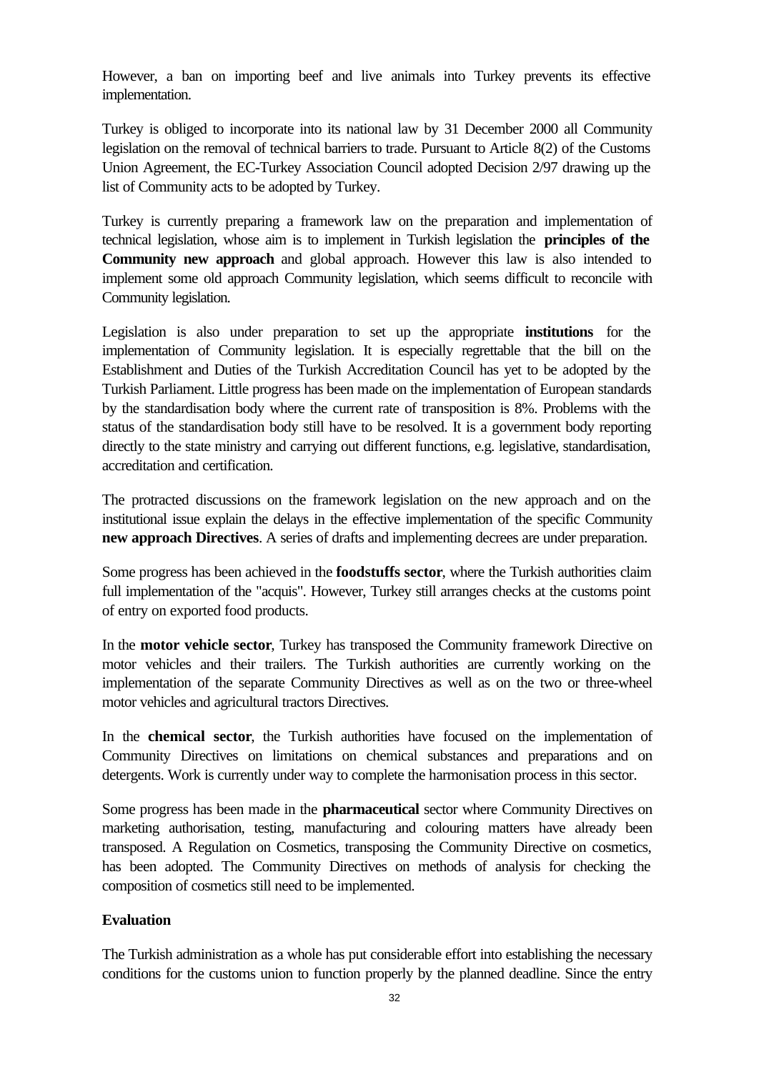However, a ban on importing beef and live animals into Turkey prevents its effective implementation.

Turkey is obliged to incorporate into its national law by 31 December 2000 all Community legislation on the removal of technical barriers to trade. Pursuant to Article 8(2) of the Customs Union Agreement, the EC-Turkey Association Council adopted Decision 2/97 drawing up the list of Community acts to be adopted by Turkey.

Turkey is currently preparing a framework law on the preparation and implementation of technical legislation, whose aim is to implement in Turkish legislation the **principles of the Community new approach** and global approach. However this law is also intended to implement some old approach Community legislation, which seems difficult to reconcile with Community legislation.

Legislation is also under preparation to set up the appropriate **institutions** for the implementation of Community legislation. It is especially regrettable that the bill on the Establishment and Duties of the Turkish Accreditation Council has yet to be adopted by the Turkish Parliament. Little progress has been made on the implementation of European standards by the standardisation body where the current rate of transposition is 8%. Problems with the status of the standardisation body still have to be resolved. It is a government body reporting directly to the state ministry and carrying out different functions, e.g. legislative, standardisation, accreditation and certification.

The protracted discussions on the framework legislation on the new approach and on the institutional issue explain the delays in the effective implementation of the specific Community **new approach Directives**. A series of drafts and implementing decrees are under preparation.

Some progress has been achieved in the **foodstuffs sector**, where the Turkish authorities claim full implementation of the "acquis". However, Turkey still arranges checks at the customs point of entry on exported food products.

In the **motor vehicle sector**, Turkey has transposed the Community framework Directive on motor vehicles and their trailers. The Turkish authorities are currently working on the implementation of the separate Community Directives as well as on the two or three-wheel motor vehicles and agricultural tractors Directives.

In the **chemical sector**, the Turkish authorities have focused on the implementation of Community Directives on limitations on chemical substances and preparations and on detergents. Work is currently under way to complete the harmonisation process in this sector.

Some progress has been made in the **pharmaceutical** sector where Community Directives on marketing authorisation, testing, manufacturing and colouring matters have already been transposed. A Regulation on Cosmetics, transposing the Community Directive on cosmetics, has been adopted. The Community Directives on methods of analysis for checking the composition of cosmetics still need to be implemented.

**Evaluation**

The Turkish administration as a whole has put considerable effort into establishing the necessary conditions for the customs union to function properly by the planned deadline. Since the entry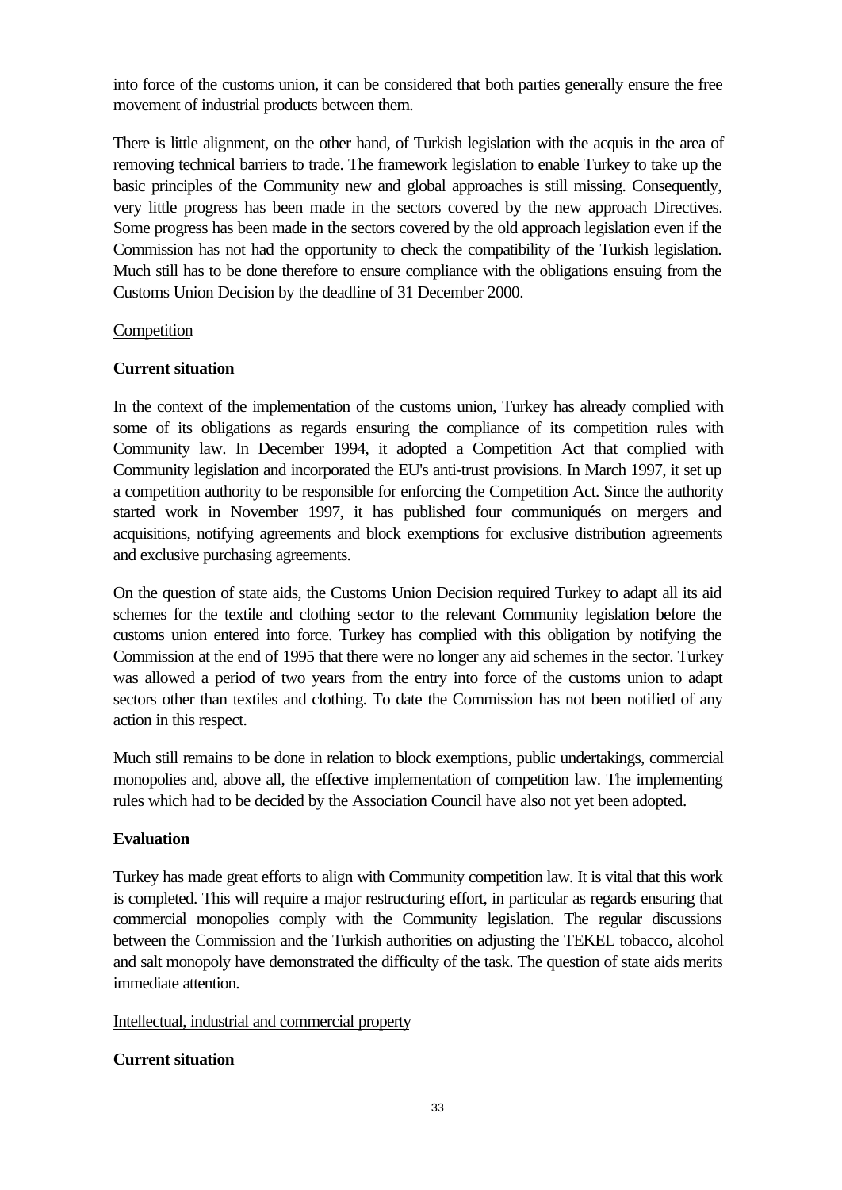into force of the customs union, it can be considered that both parties generally ensure the free movement of industrial products between them.

There is little alignment, on the other hand, of Turkish legislation with the acquis in the area of removing technical barriers to trade. The framework legislation to enable Turkey to take up the basic principles of the Community new and global approaches is still missing. Consequently, very little progress has been made in the sectors covered by the new approach Directives. Some progress has been made in the sectors covered by the old approach legislation even if the Commission has not had the opportunity to check the compatibility of the Turkish legislation. Much still has to be done therefore to ensure compliance with the obligations ensuing from the Customs Union Decision by the deadline of 31 December 2000.

Competition

**Current situation**

In the context of the implementation of the customs union, Turkey has already complied with some of its obligations as regards ensuring the compliance of its competition rules with Community law. In December 1994, it adopted a Competition Act that complied with Community legislation and incorporated the EU's anti-trust provisions. In March 1997, it set up a competition authority to be responsible for enforcing the Competition Act. Since the authority started work in November 1997, it has published four communiqués on mergers and acquisitions, notifying agreements and block exemptions for exclusive distribution agreements and exclusive purchasing agreements.

On the question of state aids, the Customs Union Decision required Turkey to adapt all its aid schemes for the textile and clothing sector to the relevant Community legislation before the customs union entered into force. Turkey has complied with this obligation by notifying the Commission at the end of 1995 that there were no longer any aid schemes in the sector. Turkey was allowed a period of two years from the entry into force of the customs union to adapt sectors other than textiles and clothing. To date the Commission has not been notified of any action in this respect.

Much still remains to be done in relation to block exemptions, public undertakings, commercial monopolies and, above all, the effective implementation of competition law. The implementing rules which had to be decided by the Association Council have also not yet been adopted.

**Evaluation**

Turkey has made great efforts to align with Community competition law. It is vital that this work is completed. This will require a major restructuring effort, in particular as regards ensuring that commercial monopolies comply with the Community legislation. The regular discussions between the Commission and the Turkish authorities on adjusting the TEKEL tobacco, alcohol and salt monopoly have demonstrated the difficulty of the task. The question of state aids merits immediate attention.

Intellectual, industrial and commercial property

**Current situation**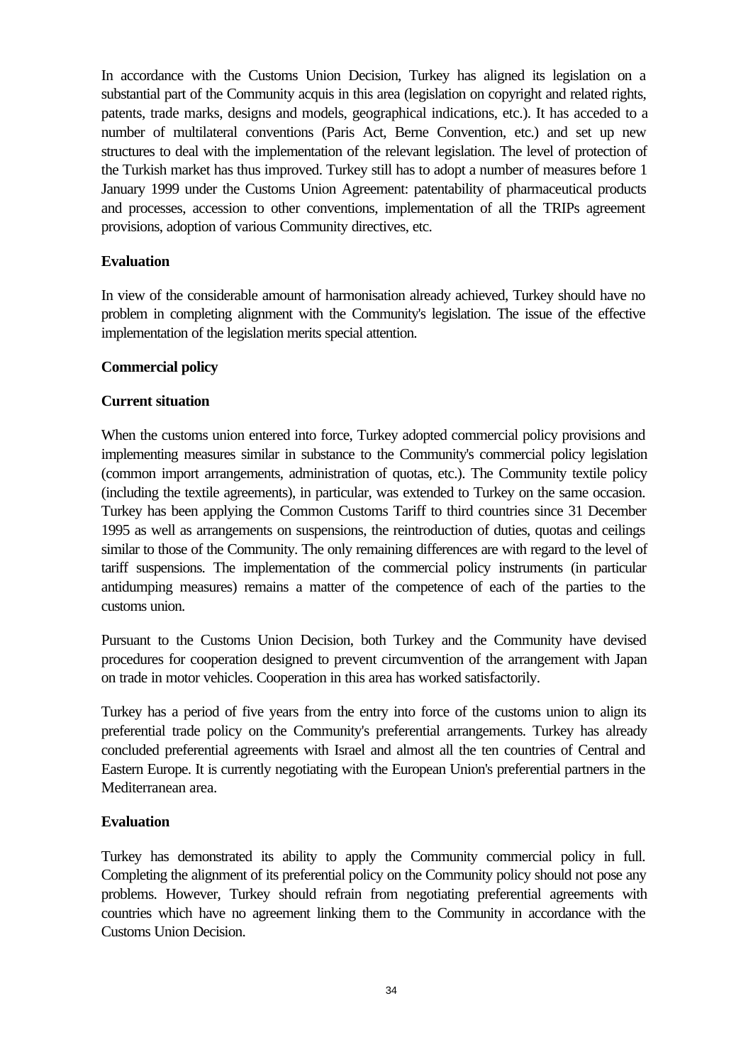In accordance with the Customs Union Decision, Turkey has aligned its legislation on a substantial part of the Community acquis in this area (legislation on copyright and related rights, patents, trade marks, designs and models, geographical indications, etc.). It has acceded to a number of multilateral conventions (Paris Act, Berne Convention, etc.) and set up new structures to deal with the implementation of the relevant legislation. The level of protection of the Turkish market has thus improved. Turkey still has to adopt a number of measures before 1 January 1999 under the Customs Union Agreement: patentability of pharmaceutical products and processes, accession to other conventions, implementation of all the TRIPs agreement provisions, adoption of various Community directives, etc.

**Evaluation**

In view of the considerable amount of harmonisation already achieved, Turkey should have no problem in completing alignment with the Community's legislation. The issue of the effective implementation of the legislation merits special attention.

**Commercial policy**

**Current situation**

When the customs union entered into force, Turkey adopted commercial policy provisions and implementing measures similar in substance to the Community's commercial policy legislation (common import arrangements, administration of quotas, etc.). The Community textile policy (including the textile agreements), in particular, was extended to Turkey on the same occasion. Turkey has been applying the Common Customs Tariff to third countries since 31 December 1995 as well as arrangements on suspensions, the reintroduction of duties, quotas and ceilings similar to those of the Community. The only remaining differences are with regard to the level of tariff suspensions. The implementation of the commercial policy instruments (in particular antidumping measures) remains a matter of the competence of each of the parties to the customs union.

Pursuant to the Customs Union Decision, both Turkey and the Community have devised procedures for cooperation designed to prevent circumvention of the arrangement with Japan on trade in motor vehicles. Cooperation in this area has worked satisfactorily.

Turkey has a period of five years from the entry into force of the customs union to align its preferential trade policy on the Community's preferential arrangements. Turkey has already concluded preferential agreements with Israel and almost all the ten countries of Central and Eastern Europe. It is currently negotiating with the European Union's preferential partners in the Mediterranean area.

**Evaluation**

Turkey has demonstrated its ability to apply the Community commercial policy in full. Completing the alignment of its preferential policy on the Community policy should not pose any problems. However, Turkey should refrain from negotiating preferential agreements with countries which have no agreement linking them to the Community in accordance with the Customs Union Decision.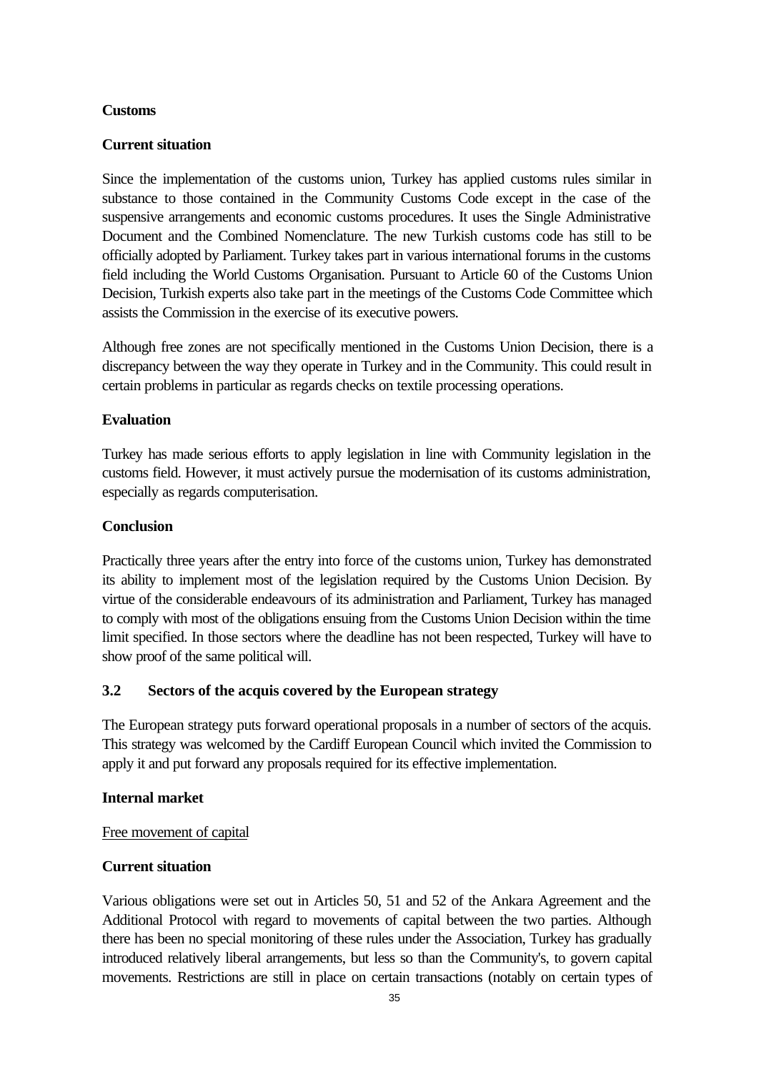**Customs**

**Current situation**

Since the implementation of the customs union, Turkey has applied customs rules similar in substance to those contained in the Community Customs Code except in the case of the suspensive arrangements and economic customs procedures. It uses the Single Administrative Document and the Combined Nomenclature. The new Turkish customs code has still to be officially adopted by Parliament. Turkey takes part in various international forums in the customs field including the World Customs Organisation. Pursuant to Article 60 of the Customs Union Decision, Turkish experts also take part in the meetings of the Customs Code Committee which assists the Commission in the exercise of its executive powers.

Although free zones are not specifically mentioned in the Customs Union Decision, there is a discrepancy between the way they operate in Turkey and in the Community. This could result in certain problems in particular as regards checks on textile processing operations.

**Evaluation**

Turkey has made serious efforts to apply legislation in line with Community legislation in the customs field. However, it must actively pursue the modernisation of its customs administration, especially as regards computerisation.

**Conclusion**

Practically three years after the entry into force of the customs union, Turkey has demonstrated its ability to implement most of the legislation required by the Customs Union Decision. By virtue of the considerable endeavours of its administration and Parliament, Turkey has managed to comply with most of the obligations ensuing from the Customs Union Decision within the time limit specified. In those sectors where the deadline has not been respected, Turkey will have to show proof of the same political will.

## 3.2 Sectors of the acquis covered by the European strategy

The European strategy puts forward operational proposals in a number of sectors of the acquis. This strategy was welcomed by the Cardiff European Council which invited the Commission to apply it and put forward any proposals required for its effective implementation.

**Internal market**

Free movement of capital

**Current situation**

Various obligations were set out in Articles 50, 51 and 52 of the Ankara Agreement and the Additional Protocol with regard to movements of capital between the two parties. Although there has been no special monitoring of these rules under the Association, Turkey has gradually introduced relatively liberal arrangements, but less so than the Community's, to govern capital movements. Restrictions are still in place on certain transactions (notably on certain types of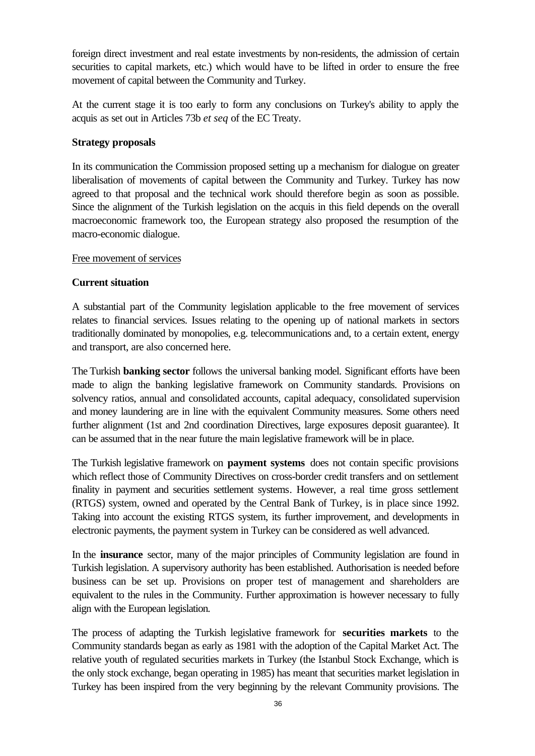foreign direct investment and real estate investments by non-residents, the admission of certain securities to capital markets, etc.) which would have to be lifted in order to ensure the free movement of capital between the Community and Turkey.

At the current stage it is too early to form any conclusions on Turkey's ability to apply the acquis as set out in Articles 73b *et seq* of the EC Treaty.

**Strategy proposals**

In its communication the Commission proposed setting up a mechanism for dialogue on greater liberalisation of movements of capital between the Community and Turkey. Turkey has now agreed to that proposal and the technical work should therefore begin as soon as possible. Since the alignment of the Turkish legislation on the acquis in this field depends on the overall macroeconomic framework too, the European strategy also proposed the resumption of the macro-economic dialogue.

Free movement of services

**Current situation**

A substantial part of the Community legislation applicable to the free movement of services relates to financial services. Issues relating to the opening up of national markets in sectors traditionally dominated by monopolies, e.g. telecommunications and, to a certain extent, energy and transport, are also concerned here.

The Turkish **banking sector** follows the universal banking model. Significant efforts have been made to align the banking legislative framework on Community standards. Provisions on solvency ratios, annual and consolidated accounts, capital adequacy, consolidated supervision and money laundering are in line with the equivalent Community measures. Some others need further alignment (1st and 2nd coordination Directives, large exposures deposit guarantee). It can be assumed that in the near future the main legislative framework will be in place.

The Turkish legislative framework on **payment systems** does not contain specific provisions which reflect those of Community Directives on cross-border credit transfers and on settlement finality in payment and securities settlement systems. However, a real time gross settlement (RTGS) system, owned and operated by the Central Bank of Turkey, is in place since 1992. Taking into account the existing RTGS system, its further improvement, and developments in electronic payments, the payment system in Turkey can be considered as well advanced.

In the **insurance** sector, many of the major principles of Community legislation are found in Turkish legislation. A supervisory authority has been established. Authorisation is needed before business can be set up. Provisions on proper test of management and shareholders are equivalent to the rules in the Community. Further approximation is however necessary to fully align with the European legislation.

The process of adapting the Turkish legislative framework for **securities markets** to the Community standards began as early as 1981 with the adoption of the Capital Market Act. The relative youth of regulated securities markets in Turkey (the Istanbul Stock Exchange, which is the only stock exchange, began operating in 1985) has meant that securities market legislation in Turkey has been inspired from the very beginning by the relevant Community provisions. The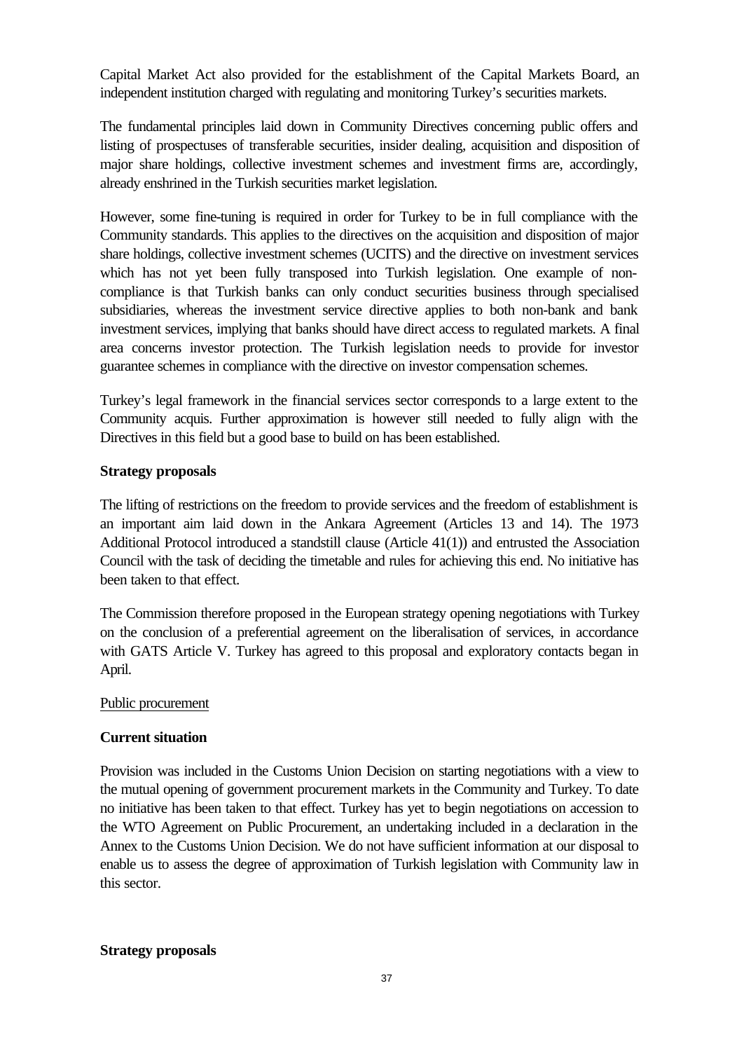Capital Market Act also provided for the establishment of the Capital Markets Board, an independent institution charged with regulating and monitoring Turkey's securities markets.

The fundamental principles laid down in Community Directives concerning public offers and listing of prospectuses of transferable securities, insider dealing, acquisition and disposition of major share holdings, collective investment schemes and investment firms are, accordingly, already enshrined in the Turkish securities market legislation.

However, some fine-tuning is required in order for Turkey to be in full compliance with the Community standards. This applies to the directives on the acquisition and disposition of major share holdings, collective investment schemes (UCITS) and the directive on investment services which has not yet been fully transposed into Turkish legislation. One example of non-compliance is that Turkish banks can only conduct securities business through specialised subsidiaries, whereas the investment service directive applies to both non-bank and bank investment services, implying that banks should have direct access to regulated markets. A final area concerns investor protection. The Turkish legislation needs to provide for investor guarantee schemes in compliance with the directive on investor compensation schemes.

Turkey's legal framework in the financial services sector corresponds to a large extent to the Community acquis. Further approximation is however still needed to fully align with the Directives in this field but a good base to build on has been established.

**Strategy proposals**

The lifting of restrictions on the freedom to provide services and the freedom of establishment is an important aim laid down in the Ankara Agreement (Articles 13 and 14). The 1973 Additional Protocol introduced a standstill clause (Article 41(1)) and entrusted the Association Council with the task of deciding the timetable and rules for achieving this end. No initiative has been taken to that effect.

The Commission therefore proposed in the European strategy opening negotiations with Turkey on the conclusion of a preferential agreement on the liberalisation of services, in accordance with GATS Article V. Turkey has agreed to this proposal and exploratory contacts began in April.

Public procurement

**Current situation**

Provision was included in the Customs Union Decision on starting negotiations with a view to the mutual opening of government procurement markets in the Community and Turkey. To date no initiative has been taken to that effect. Turkey has yet to begin negotiations on accession to the WTO Agreement on Public Procurement, an undertaking included in a declaration in the Annex to the Customs Union Decision. We do not have sufficient information at our disposal to enable us to assess the degree of approximation of Turkish legislation with Community law in this sector.

**Strategy proposals**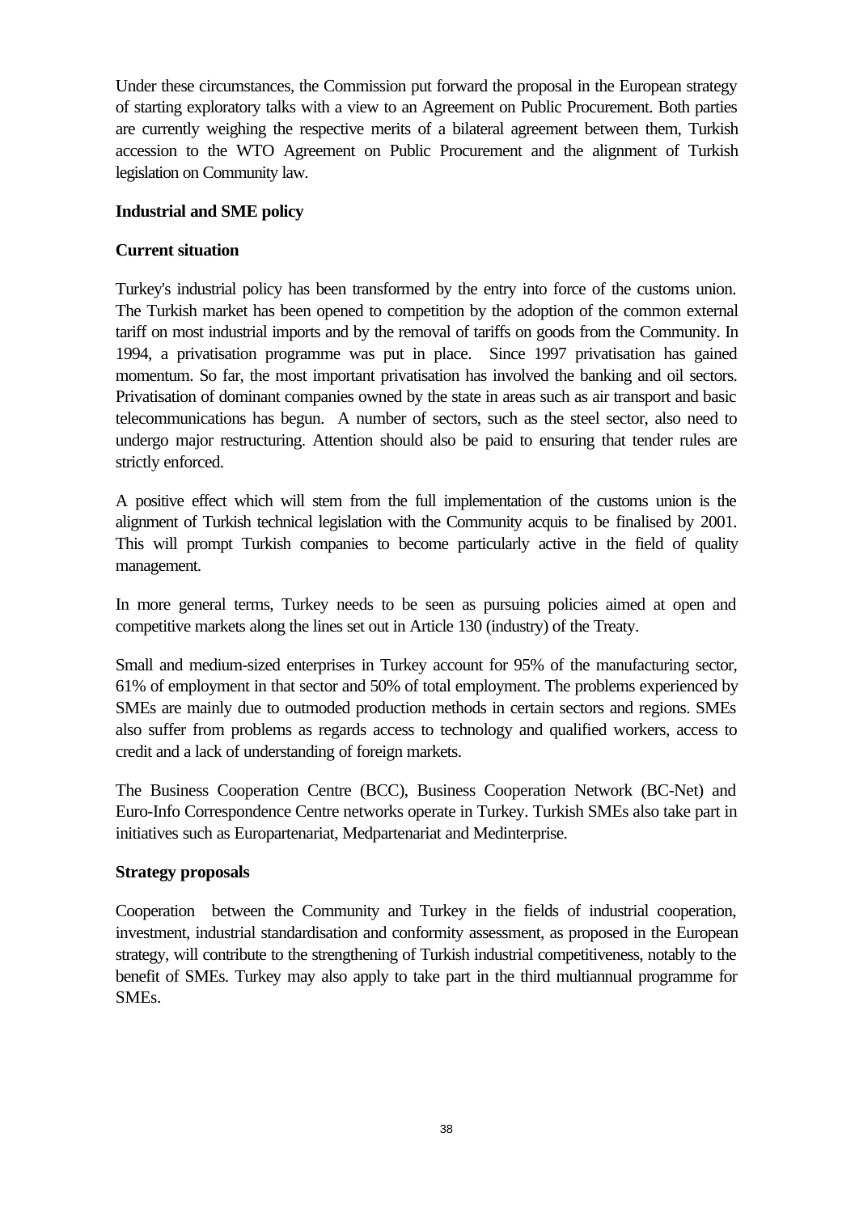Under these circumstances, the Commission put forward the proposal in the European strategy of starting exploratory talks with a view to an Agreement on Public Procurement. Both parties are currently weighing the respective merits of a bilateral agreement between them, Turkish accession to the WTO Agreement on Public Procurement and the alignment of Turkish legislation on Community law.

**Industrial and SME policy**

**Current situation**

Turkey's industrial policy has been transformed by the entry into force of the customs union. The Turkish market has been opened to competition by the adoption of the common external tariff on most industrial imports and by the removal of tariffs on goods from the Community. In 1994, a privatisation programme was put in place. Since 1997 privatisation has gained momentum. So far, the most important privatisation has involved the banking and oil sectors. Privatisation of dominant companies owned by the state in areas such as air transport and basic telecommunications has begun. A number of sectors, such as the steel sector, also need to undergo major restructuring. Attention should also be paid to ensuring that tender rules are strictly enforced.

A positive effect which will stem from the full implementation of the customs union is the alignment of Turkish technical legislation with the Community acquis to be finalised by 2001. This will prompt Turkish companies to become particularly active in the field of quality management.

In more general terms, Turkey needs to be seen as pursuing policies aimed at open and competitive markets along the lines set out in Article 130 (industry) of the Treaty.

Small and medium-sized enterprises in Turkey account for 95% of the manufacturing sector, 61% of employment in that sector and 50% of total employment. The problems experienced by SMEs are mainly due to outmoded production methods in certain sectors and regions. SMEs also suffer from problems as regards access to technology and qualified workers, access to credit and a lack of understanding of foreign markets.

The Business Cooperation Centre (BCC), Business Cooperation Network (BC-Net) and Euro-Info Correspondence Centre networks operate in Turkey. Turkish SMEs also take part in initiatives such as Europartenariat, Medpartenariat and Medinterprise.

**Strategy proposals**

Cooperation between the Community and Turkey in the fields of industrial cooperation, investment, industrial standardisation and conformity assessment, as proposed in the European strategy, will contribute to the strengthening of Turkish industrial competitiveness, notably to the benefit of SMEs. Turkey may also apply to take part in the third multiannual programme for SMEs.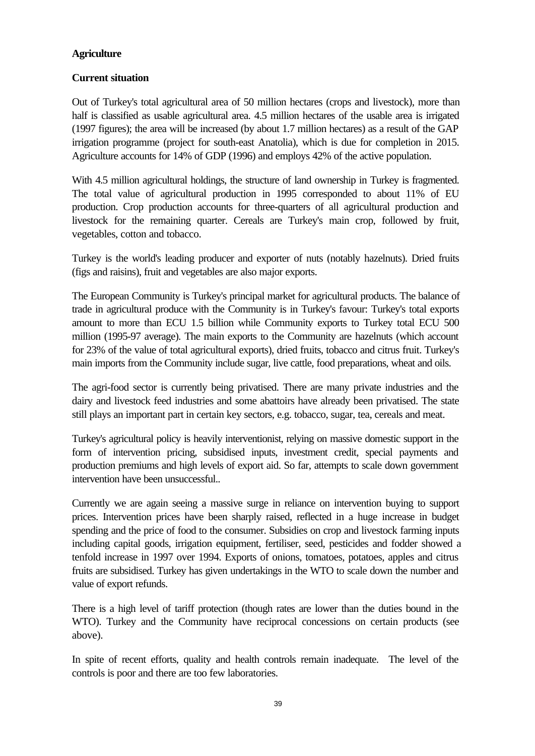**Agriculture**

**Current situation**

Out of Turkey's total agricultural area of 50 million hectares (crops and livestock), more than half is classified as usable agricultural area. 4.5 million hectares of the usable area is irrigated (1997 figures); the area will be increased (by about 1.7 million hectares) as a result of the GAP irrigation programme (project for south-east Anatolia), which is due for completion in 2015. Agriculture accounts for 14% of GDP (1996) and employs 42% of the active population.

With 4.5 million agricultural holdings, the structure of land ownership in Turkey is fragmented. The total value of agricultural production in 1995 corresponded to about 11% of EU production. Crop production accounts for three-quarters of all agricultural production and livestock for the remaining quarter. Cereals are Turkey's main crop, followed by fruit, vegetables, cotton and tobacco.

Turkey is the world's leading producer and exporter of nuts (notably hazelnuts). Dried fruits (figs and raisins), fruit and vegetables are also major exports.

The European Community is Turkey's principal market for agricultural products. The balance of trade in agricultural produce with the Community is in Turkey's favour: Turkey's total exports amount to more than ECU 1.5 billion while Community exports to Turkey total ECU 500 million (1995-97 average). The main exports to the Community are hazelnuts (which account for 23% of the value of total agricultural exports), dried fruits, tobacco and citrus fruit. Turkey's main imports from the Community include sugar, live cattle, food preparations, wheat and oils.

The agri-food sector is currently being privatised. There are many private industries and the dairy and livestock feed industries and some abattoirs have already been privatised. The state still plays an important part in certain key sectors, e.g. tobacco, sugar, tea, cereals and meat.

Turkey's agricultural policy is heavily interventionist, relying on massive domestic support in the form of intervention pricing, subsidised inputs, investment credit, special payments and production premiums and high levels of export aid. So far, attempts to scale down government intervention have been unsuccessful..

Currently we are again seeing a massive surge in reliance on intervention buying to support prices. Intervention prices have been sharply raised, reflected in a huge increase in budget spending and the price of food to the consumer. Subsidies on crop and livestock farming inputs including capital goods, irrigation equipment, fertiliser, seed, pesticides and fodder showed a tenfold increase in 1997 over 1994. Exports of onions, tomatoes, potatoes, apples and citrus fruits are subsidised. Turkey has given undertakings in the WTO to scale down the number and value of export refunds.

There is a high level of tariff protection (though rates are lower than the duties bound in the WTO). Turkey and the Community have reciprocal concessions on certain products (see above).

In spite of recent efforts, quality and health controls remain inadequate. The level of the controls is poor and there are too few laboratories.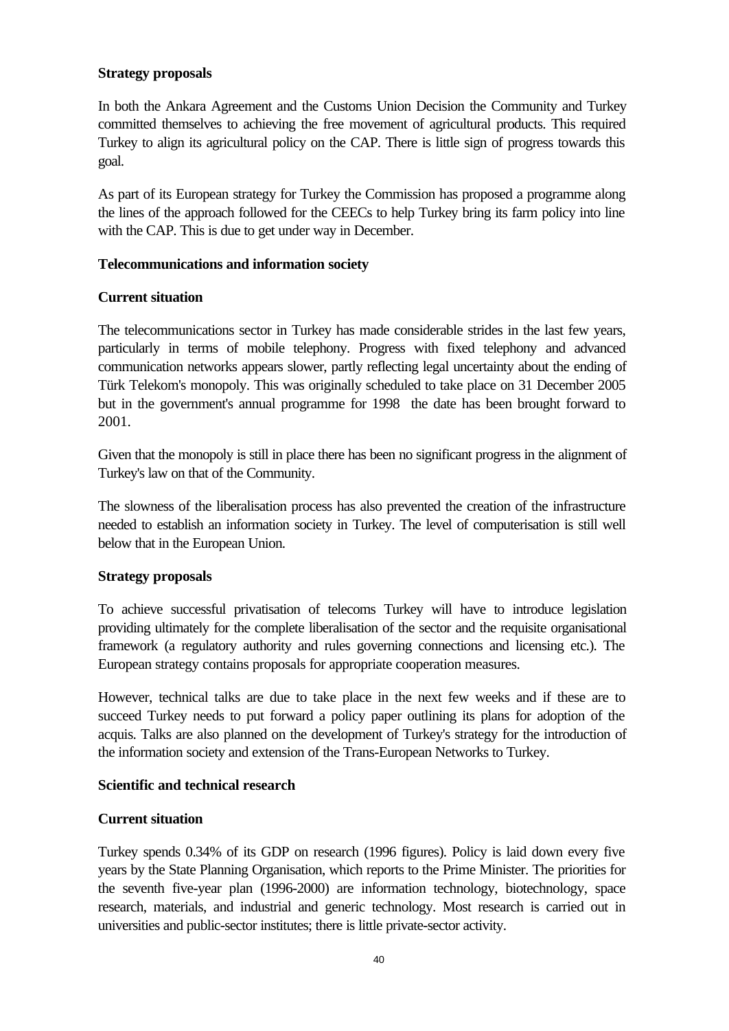**Strategy proposals**

In both the Ankara Agreement and the Customs Union Decision the Community and Turkey committed themselves to achieving the free movement of agricultural products. This required Turkey to align its agricultural policy on the CAP. There is little sign of progress towards this goal.

As part of its European strategy for Turkey the Commission has proposed a programme along the lines of the approach followed for the CEECs to help Turkey bring its farm policy into line with the CAP. This is due to get under way in December.

**Telecommunications and information society**

**Current situation**

The telecommunications sector in Turkey has made considerable strides in the last few years, particularly in terms of mobile telephony. Progress with fixed telephony and advanced communication networks appears slower, partly reflecting legal uncertainty about the ending of Türk Telekom's monopoly. This was originally scheduled to take place on 31 December 2005 but in the government's annual programme for 1998 the date has been brought forward to 2001.

Given that the monopoly is still in place there has been no significant progress in the alignment of Turkey's law on that of the Community.

The slowness of the liberalisation process has also prevented the creation of the infrastructure needed to establish an information society in Turkey. The level of computerisation is still well below that in the European Union.

**Strategy proposals**

To achieve successful privatisation of telecoms Turkey will have to introduce legislation providing ultimately for the complete liberalisation of the sector and the requisite organisational framework (a regulatory authority and rules governing connections and licensing etc.). The European strategy contains proposals for appropriate cooperation measures.

However, technical talks are due to take place in the next few weeks and if these are to succeed Turkey needs to put forward a policy paper outlining its plans for adoption of the acquis. Talks are also planned on the development of Turkey's strategy for the introduction of the information society and extension of the Trans-European Networks to Turkey.

**Scientific and technical research**

**Current situation**

Turkey spends 0.34% of its GDP on research (1996 figures). Policy is laid down every five years by the State Planning Organisation, which reports to the Prime Minister. The priorities for the seventh five-year plan (1996-2000) are information technology, biotechnology, space research, materials, and industrial and generic technology. Most research is carried out in universities and public-sector institutes; there is little private-sector activity.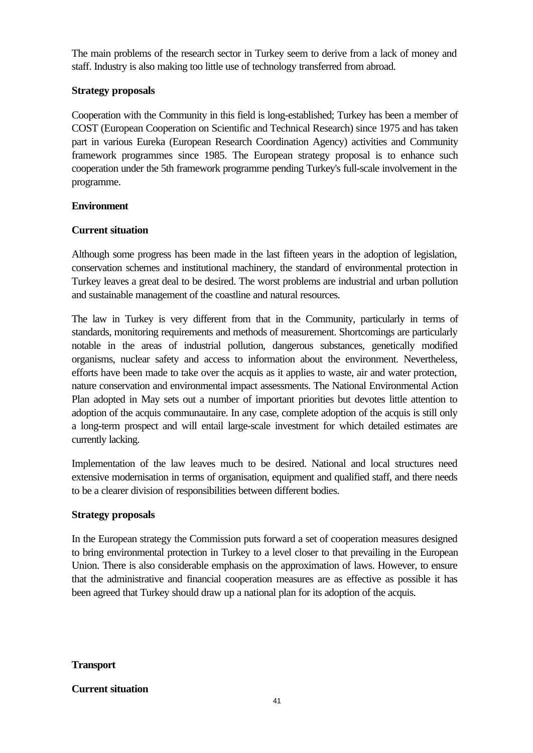The main problems of the research sector in Turkey seem to derive from a lack of money and staff. Industry is also making too little use of technology transferred from abroad.

**Strategy proposals**

Cooperation with the Community in this field is long-established; Turkey has been a member of COST (European Cooperation on Scientific and Technical Research) since 1975 and has taken part in various Eureka (European Research Coordination Agency) activities and Community framework programmes since 1985. The European strategy proposal is to enhance such cooperation under the 5th framework programme pending Turkey's full-scale involvement in the programme.

**Environment**

**Current situation**

Although some progress has been made in the last fifteen years in the adoption of legislation, conservation schemes and institutional machinery, the standard of environmental protection in Turkey leaves a great deal to be desired. The worst problems are industrial and urban pollution and sustainable management of the coastline and natural resources.

The law in Turkey is very different from that in the Community, particularly in terms of standards, monitoring requirements and methods of measurement. Shortcomings are particularly notable in the areas of industrial pollution, dangerous substances, genetically modified organisms, nuclear safety and access to information about the environment. Nevertheless, efforts have been made to take over the acquis as it applies to waste, air and water protection, nature conservation and environmental impact assessments. The National Environmental Action Plan adopted in May sets out a number of important priorities but devotes little attention to adoption of the acquis communautaire. In any case, complete adoption of the acquis is still only a long-term prospect and will entail large-scale investment for which detailed estimates are currently lacking.

Implementation of the law leaves much to be desired. National and local structures need extensive modernisation in terms of organisation, equipment and qualified staff, and there needs to be a clearer division of responsibilities between different bodies.

**Strategy proposals**

In the European strategy the Commission puts forward a set of cooperation measures designed to bring environmental protection in Turkey to a level closer to that prevailing in the European Union. There is also considerable emphasis on the approximation of laws. However, to ensure that the administrative and financial cooperation measures are as effective as possible it has been agreed that Turkey should draw up a national plan for its adoption of the acquis.

**Transport**

**Current situation**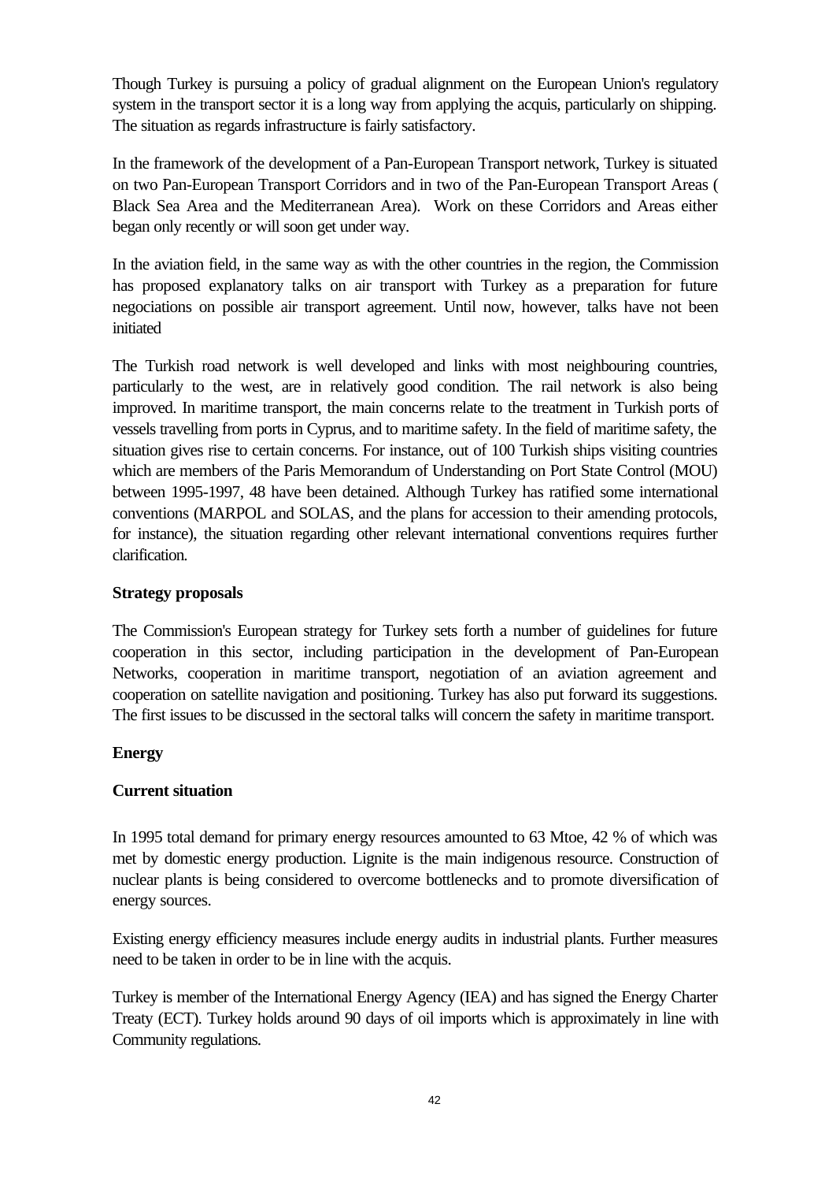Though Turkey is pursuing a policy of gradual alignment on the European Union's regulatory system in the transport sector it is a long way from applying the acquis, particularly on shipping. The situation as regards infrastructure is fairly satisfactory.

In the framework of the development of a Pan-European Transport network, Turkey is situated on two Pan-European Transport Corridors and in two of the Pan-European Transport Areas ( Black Sea Area and the Mediterranean Area). Work on these Corridors and Areas either began only recently or will soon get under way.

In the aviation field, in the same way as with the other countries in the region, the Commission has proposed explanatory talks on air transport with Turkey as a preparation for future negociations on possible air transport agreement. Until now, however, talks have not been initiated

The Turkish road network is well developed and links with most neighbouring countries, particularly to the west, are in relatively good condition. The rail network is also being improved. In maritime transport, the main concerns relate to the treatment in Turkish ports of vessels travelling from ports in Cyprus, and to maritime safety. In the field of maritime safety, the situation gives rise to certain concerns. For instance, out of 100 Turkish ships visiting countries which are members of the Paris Memorandum of Understanding on Port State Control (MOU) between 1995-1997, 48 have been detained. Although Turkey has ratified some international conventions (MARPOL and SOLAS, and the plans for accession to their amending protocols, for instance), the situation regarding other relevant international conventions requires further clarification.

**Strategy proposals**

The Commission's European strategy for Turkey sets forth a number of guidelines for future cooperation in this sector, including participation in the development of Pan-European Networks, cooperation in maritime transport, negotiation of an aviation agreement and cooperation on satellite navigation and positioning. Turkey has also put forward its suggestions. The first issues to be discussed in the sectoral talks will concern the safety in maritime transport.

**Energy**

**Current situation**

In 1995 total demand for primary energy resources amounted to 63 Mtoe, 42 % of which was met by domestic energy production. Lignite is the main indigenous resource. Construction of nuclear plants is being considered to overcome bottlenecks and to promote diversification of energy sources.

Existing energy efficiency measures include energy audits in industrial plants. Further measures need to be taken in order to be in line with the acquis.

Turkey is member of the International Energy Agency (IEA) and has signed the Energy Charter Treaty (ECT). Turkey holds around 90 days of oil imports which is approximately in line with Community regulations.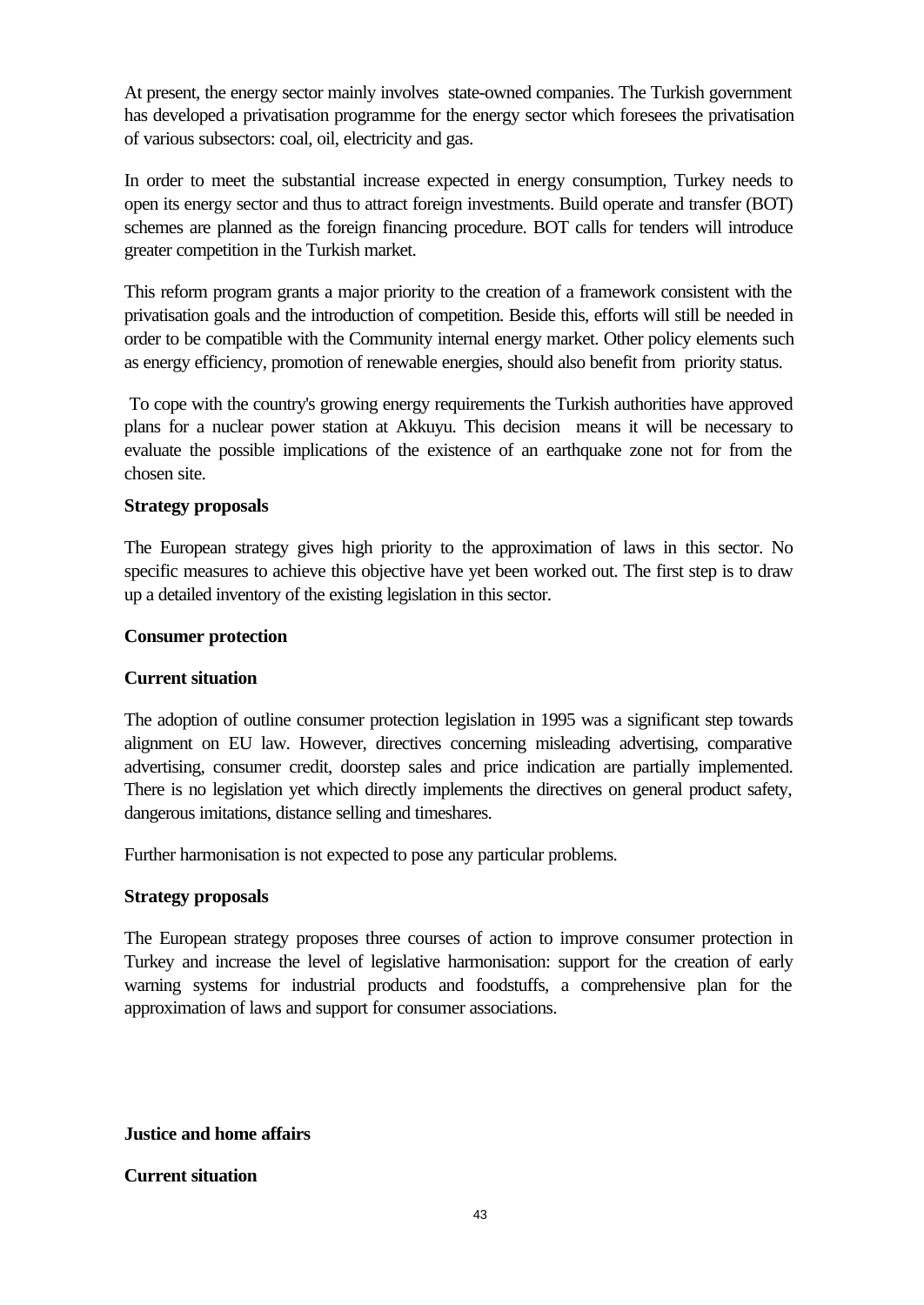At present, the energy sector mainly involves state-owned companies. The Turkish government has developed a privatisation programme for the energy sector which foresees the privatisation of various subsectors: coal, oil, electricity and gas.

In order to meet the substantial increase expected in energy consumption, Turkey needs to open its energy sector and thus to attract foreign investments. Build operate and transfer (BOT) schemes are planned as the foreign financing procedure. BOT calls for tenders will introduce greater competition in the Turkish market.

This reform program grants a major priority to the creation of a framework consistent with the privatisation goals and the introduction of competition. Beside this, efforts will still be needed in order to be compatible with the Community internal energy market. Other policy elements such as energy efficiency, promotion of renewable energies, should also benefit from priority status.

To cope with the country's growing energy requirements the Turkish authorities have approved plans for a nuclear power station at Akkuyu. This decision means it will be necessary to evaluate the possible implications of the existence of an earthquake zone not for from the chosen site.

**Strategy proposals**

The European strategy gives high priority to the approximation of laws in this sector. No specific measures to achieve this objective have yet been worked out. The first step is to draw up a detailed inventory of the existing legislation in this sector.

**Consumer protection**

**Current situation**

The adoption of outline consumer protection legislation in 1995 was a significant step towards alignment on EU law. However, directives concerning misleading advertising, comparative advertising, consumer credit, doorstep sales and price indication are partially implemented. There is no legislation yet which directly implements the directives on general product safety, dangerous imitations, distance selling and timeshares.

Further harmonisation is not expected to pose any particular problems.

**Strategy proposals**

The European strategy proposes three courses of action to improve consumer protection in Turkey and increase the level of legislative harmonisation: support for the creation of early warning systems for industrial products and foodstuffs, a comprehensive plan for the approximation of laws and support for consumer associations.

**Justice and home affairs**

**Current situation**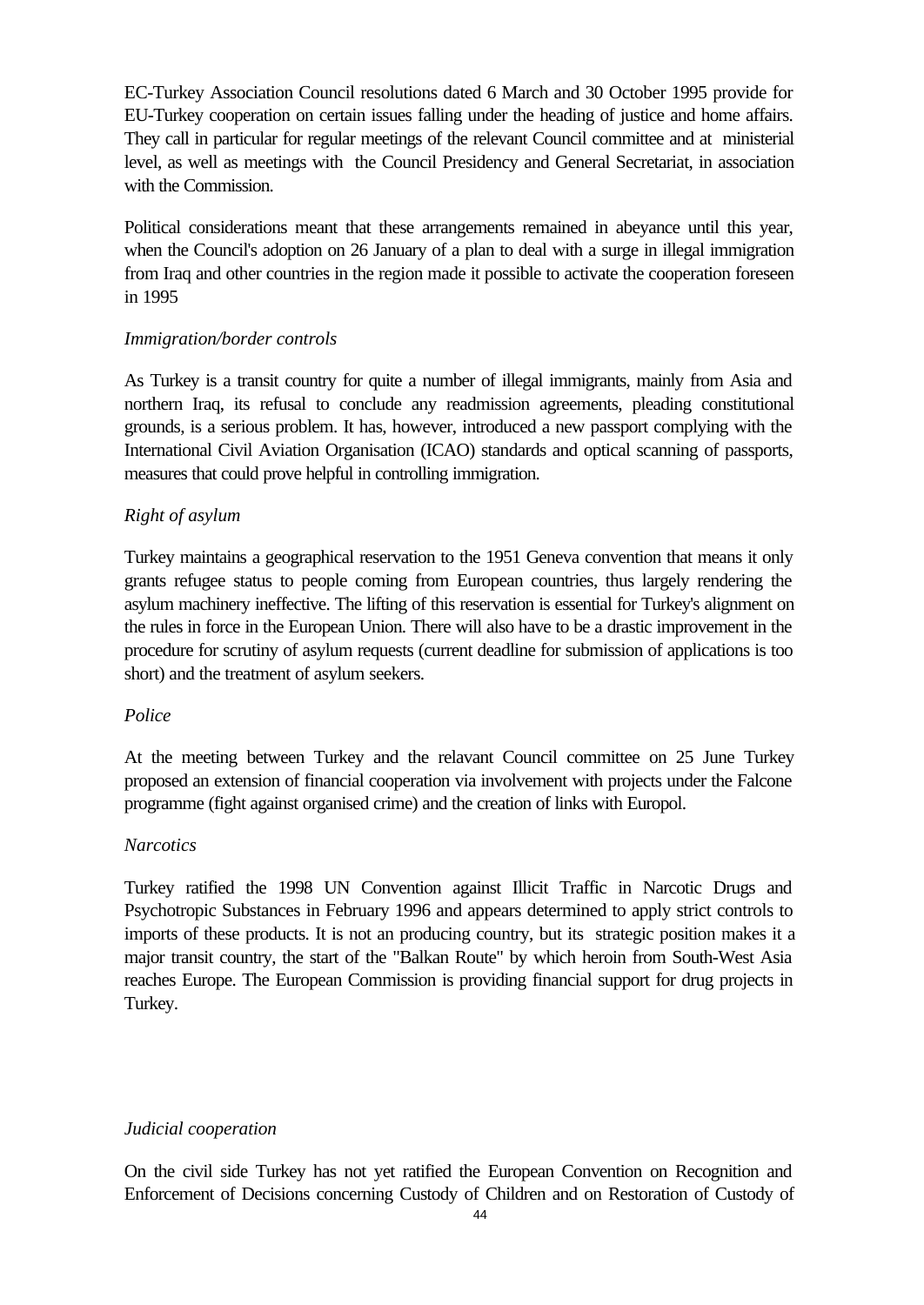EC-Turkey Association Council resolutions dated 6 March and 30 October 1995 provide for EU-Turkey cooperation on certain issues falling under the heading of justice and home affairs. They call in particular for regular meetings of the relevant Council committee and at ministerial level, as well as meetings with the Council Presidency and General Secretariat, in association with the Commission.

Political considerations meant that these arrangements remained in abeyance until this year, when the Council's adoption on 26 January of a plan to deal with a surge in illegal immigration from Iraq and other countries in the region made it possible to activate the cooperation foreseen in 1995

*Immigration/border controls*

As Turkey is a transit country for quite a number of illegal immigrants, mainly from Asia and northern Iraq, its refusal to conclude any readmission agreements, pleading constitutional grounds, is a serious problem. It has, however, introduced a new passport complying with the International Civil Aviation Organisation (ICAO) standards and optical scanning of passports, measures that could prove helpful in controlling immigration.

*Right of asylum*

Turkey maintains a geographical reservation to the 1951 Geneva convention that means it only grants refugee status to people coming from European countries, thus largely rendering the asylum machinery ineffective. The lifting of this reservation is essential for Turkey's alignment on the rules in force in the European Union. There will also have to be a drastic improvement in the procedure for scrutiny of asylum requests (current deadline for submission of applications is too short) and the treatment of asylum seekers.

*Police*

At the meeting between Turkey and the relavant Council committee on 25 June Turkey proposed an extension of financial cooperation via involvement with projects under the Falcone programme (fight against organised crime) and the creation of links with Europol.

*Narcotics*

Turkey ratified the 1998 UN Convention against Illicit Traffic in Narcotic Drugs and Psychotropic Substances in February 1996 and appears determined to apply strict controls to imports of these products. It is not an producing country, but its strategic position makes it a major transit country, the start of the "Balkan Route" by which heroin from South-West Asia reaches Europe. The European Commission is providing financial support for drug projects in Turkey.

*Judicial cooperation*

On the civil side Turkey has not yet ratified the European Convention on Recognition and Enforcement of Decisions concerning Custody of Children and on Restoration of Custody of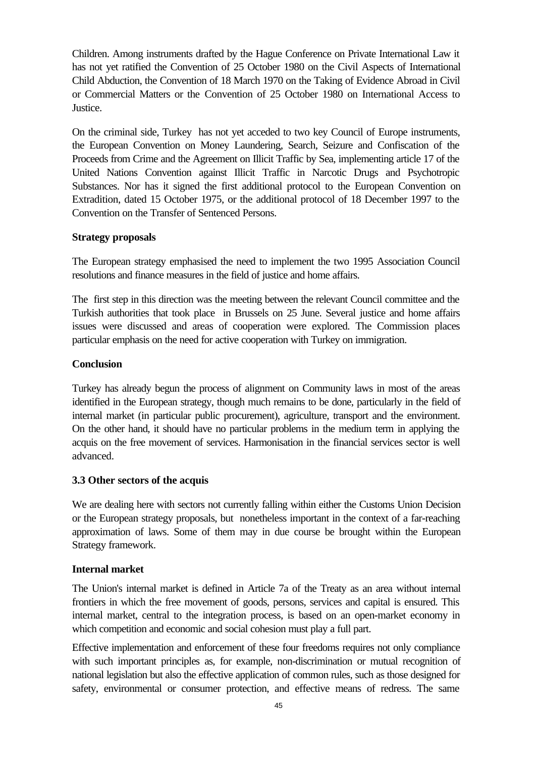Children. Among instruments drafted by the Hague Conference on Private International Law it has not yet ratified the Convention of 25 October 1980 on the Civil Aspects of International Child Abduction, the Convention of 18 March 1970 on the Taking of Evidence Abroad in Civil or Commercial Matters or the Convention of 25 October 1980 on International Access to Justice.

On the criminal side, Turkey has not yet acceded to two key Council of Europe instruments, the European Convention on Money Laundering, Search, Seizure and Confiscation of the Proceeds from Crime and the Agreement on Illicit Traffic by Sea, implementing article 17 of the United Nations Convention against Illicit Traffic in Narcotic Drugs and Psychotropic Substances. Nor has it signed the first additional protocol to the European Convention on Extradition, dated 15 October 1975, or the additional protocol of 18 December 1997 to the Convention on the Transfer of Sentenced Persons.

**Strategy proposals**

The European strategy emphasised the need to implement the two 1995 Association Council resolutions and finance measures in the field of justice and home affairs.

The first step in this direction was the meeting between the relevant Council committee and the Turkish authorities that took place in Brussels on 25 June. Several justice and home affairs issues were discussed and areas of cooperation were explored. The Commission places particular emphasis on the need for active cooperation with Turkey on immigration.

**Conclusion**

Turkey has already begun the process of alignment on Community laws in most of the areas identified in the European strategy, though much remains to be done, particularly in the field of internal market (in particular public procurement), agriculture, transport and the environment. On the other hand, it should have no particular problems in the medium term in applying the acquis on the free movement of services. Harmonisation in the financial services sector is well advanced.

### 3.3 Other sectors of the acquis

We are dealing here with sectors not currently falling within either the Customs Union Decision or the European strategy proposals, but nonetheless important in the context of a far-reaching approximation of laws. Some of them may in due course be brought within the European Strategy framework.

**Internal market**

The Union's internal market is defined in Article 7a of the Treaty as an area without internal frontiers in which the free movement of goods, persons, services and capital is ensured. This internal market, central to the integration process, is based on an open-market economy in which competition and economic and social cohesion must play a full part.

Effective implementation and enforcement of these four freedoms requires not only compliance with such important principles as, for example, non-discrimination or mutual recognition of national legislation but also the effective application of common rules, such as those designed for safety, environmental or consumer protection, and effective means of redress. The same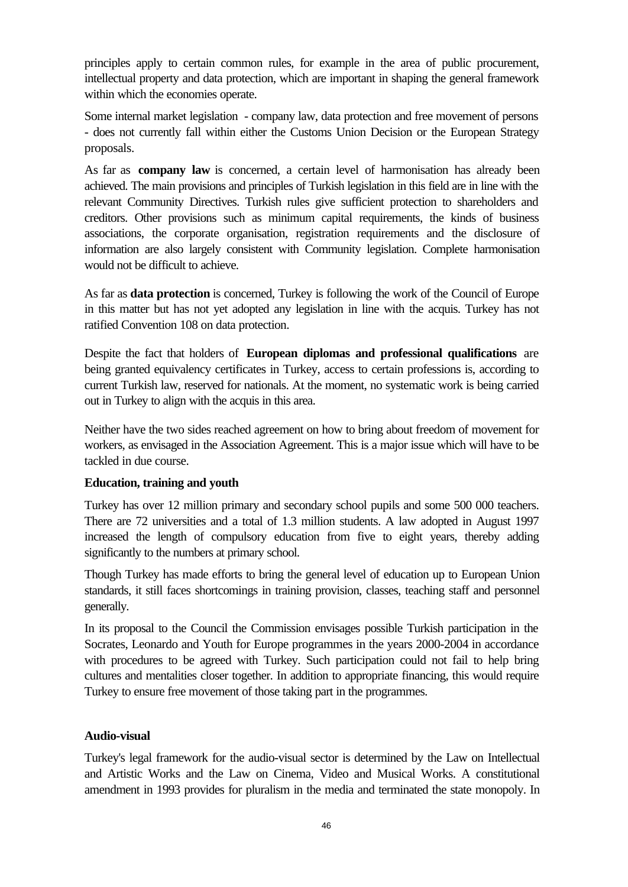principles apply to certain common rules, for example in the area of public procurement, intellectual property and data protection, which are important in shaping the general framework within which the economies operate.

Some internal market legislation - company law, data protection and free movement of persons - does not currently fall within either the Customs Union Decision or the European Strategy proposals.

As far as **company law** is concerned, a certain level of harmonisation has already been achieved. The main provisions and principles of Turkish legislation in this field are in line with the relevant Community Directives. Turkish rules give sufficient protection to shareholders and creditors. Other provisions such as minimum capital requirements, the kinds of business associations, the corporate organisation, registration requirements and the disclosure of information are also largely consistent with Community legislation. Complete harmonisation would not be difficult to achieve.

As far as **data protection** is concerned, Turkey is following the work of the Council of Europe in this matter but has not yet adopted any legislation in line with the acquis. Turkey has not ratified Convention 108 on data protection.

Despite the fact that holders of **European diplomas and professional qualifications** are being granted equivalency certificates in Turkey, access to certain professions is, according to current Turkish law, reserved for nationals. At the moment, no systematic work is being carried out in Turkey to align with the acquis in this area.

Neither have the two sides reached agreement on how to bring about freedom of movement for workers, as envisaged in the Association Agreement. This is a major issue which will have to be tackled in due course.

**Education, training and youth**

Turkey has over 12 million primary and secondary school pupils and some 500 000 teachers. There are 72 universities and a total of 1.3 million students. A law adopted in August 1997 increased the length of compulsory education from five to eight years, thereby adding significantly to the numbers at primary school.

Though Turkey has made efforts to bring the general level of education up to European Union standards, it still faces shortcomings in training provision, classes, teaching staff and personnel generally.

In its proposal to the Council the Commission envisages possible Turkish participation in the Socrates, Leonardo and Youth for Europe programmes in the years 2000-2004 in accordance with procedures to be agreed with Turkey. Such participation could not fail to help bring cultures and mentalities closer together. In addition to appropriate financing, this would require Turkey to ensure free movement of those taking part in the programmes.

**Audio-visual**

Turkey's legal framework for the audio-visual sector is determined by the Law on Intellectual and Artistic Works and the Law on Cinema, Video and Musical Works. A constitutional amendment in 1993 provides for pluralism in the media and terminated the state monopoly. In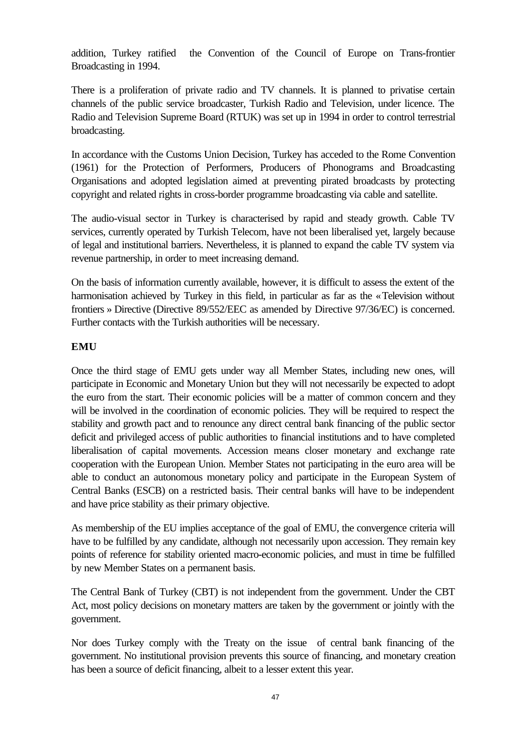addition, Turkey ratified the Convention of the Council of Europe on Trans-frontier Broadcasting in 1994.

There is a proliferation of private radio and TV channels. It is planned to privatise certain channels of the public service broadcaster, Turkish Radio and Television, under licence. The Radio and Television Supreme Board (RTUK) was set up in 1994 in order to control terrestrial broadcasting.

In accordance with the Customs Union Decision, Turkey has acceded to the Rome Convention (1961) for the Protection of Performers, Producers of Phonograms and Broadcasting Organisations and adopted legislation aimed at preventing pirated broadcasts by protecting copyright and related rights in cross-border programme broadcasting via cable and satellite.

The audio-visual sector in Turkey is characterised by rapid and steady growth. Cable TV services, currently operated by Turkish Telecom, have not been liberalised yet, largely because of legal and institutional barriers. Nevertheless, it is planned to expand the cable TV system via revenue partnership, in order to meet increasing demand.

On the basis of information currently available, however, it is difficult to assess the extent of the harmonisation achieved by Turkey in this field, in particular as far as the « Television without frontiers » Directive (Directive 89/552/EEC as amended by Directive 97/36/EC) is concerned. Further contacts with the Turkish authorities will be necessary.

**EMU**

Once the third stage of EMU gets under way all Member States, including new ones, will participate in Economic and Monetary Union but they will not necessarily be expected to adopt the euro from the start. Their economic policies will be a matter of common concern and they will be involved in the coordination of economic policies. They will be required to respect the stability and growth pact and to renounce any direct central bank financing of the public sector deficit and privileged access of public authorities to financial institutions and to have completed liberalisation of capital movements. Accession means closer monetary and exchange rate cooperation with the European Union. Member States not participating in the euro area will be able to conduct an autonomous monetary policy and participate in the European System of Central Banks (ESCB) on a restricted basis. Their central banks will have to be independent and have price stability as their primary objective.

As membership of the EU implies acceptance of the goal of EMU, the convergence criteria will have to be fulfilled by any candidate, although not necessarily upon accession. They remain key points of reference for stability oriented macro-economic policies, and must in time be fulfilled by new Member States on a permanent basis.

The Central Bank of Turkey (CBT) is not independent from the government. Under the CBT Act, most policy decisions on monetary matters are taken by the government or jointly with the government.

Nor does Turkey comply with the Treaty on the issue of central bank financing of the government. No institutional provision prevents this source of financing, and monetary creation has been a source of deficit financing, albeit to a lesser extent this year.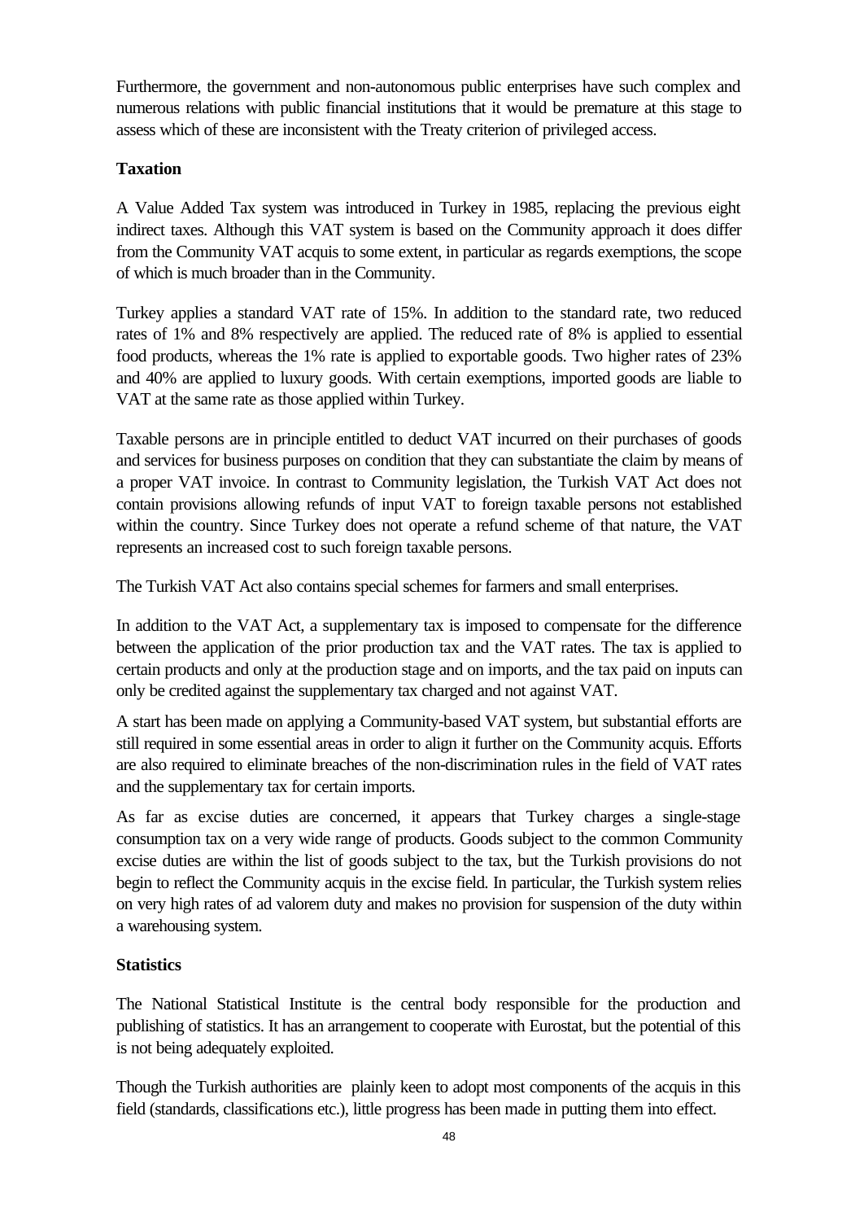Furthermore, the government and non-autonomous public enterprises have such complex and numerous relations with public financial institutions that it would be premature at this stage to assess which of these are inconsistent with the Treaty criterion of privileged access.

**Taxation**

A Value Added Tax system was introduced in Turkey in 1985, replacing the previous eight indirect taxes. Although this VAT system is based on the Community approach it does differ from the Community VAT acquis to some extent, in particular as regards exemptions, the scope of which is much broader than in the Community.

Turkey applies a standard VAT rate of 15%. In addition to the standard rate, two reduced rates of 1% and 8% respectively are applied. The reduced rate of 8% is applied to essential food products, whereas the 1% rate is applied to exportable goods. Two higher rates of 23% and 40% are applied to luxury goods. With certain exemptions, imported goods are liable to VAT at the same rate as those applied within Turkey.

Taxable persons are in principle entitled to deduct VAT incurred on their purchases of goods and services for business purposes on condition that they can substantiate the claim by means of a proper VAT invoice. In contrast to Community legislation, the Turkish VAT Act does not contain provisions allowing refunds of input VAT to foreign taxable persons not established within the country. Since Turkey does not operate a refund scheme of that nature, the VAT represents an increased cost to such foreign taxable persons.

The Turkish VAT Act also contains special schemes for farmers and small enterprises.

In addition to the VAT Act, a supplementary tax is imposed to compensate for the difference between the application of the prior production tax and the VAT rates. The tax is applied to certain products and only at the production stage and on imports, and the tax paid on inputs can only be credited against the supplementary tax charged and not against VAT.

A start has been made on applying a Community-based VAT system, but substantial efforts are still required in some essential areas in order to align it further on the Community acquis. Efforts are also required to eliminate breaches of the non-discrimination rules in the field of VAT rates and the supplementary tax for certain imports.

As far as excise duties are concerned, it appears that Turkey charges a single-stage consumption tax on a very wide range of products. Goods subject to the common Community excise duties are within the list of goods subject to the tax, but the Turkish provisions do not begin to reflect the Community acquis in the excise field. In particular, the Turkish system relies on very high rates of ad valorem duty and makes no provision for suspension of the duty within a warehousing system.

**Statistics**

The National Statistical Institute is the central body responsible for the production and publishing of statistics. It has an arrangement to cooperate with Eurostat, but the potential of this is not being adequately exploited.

Though the Turkish authorities are plainly keen to adopt most components of the acquis in this field (standards, classifications etc.), little progress has been made in putting them into effect.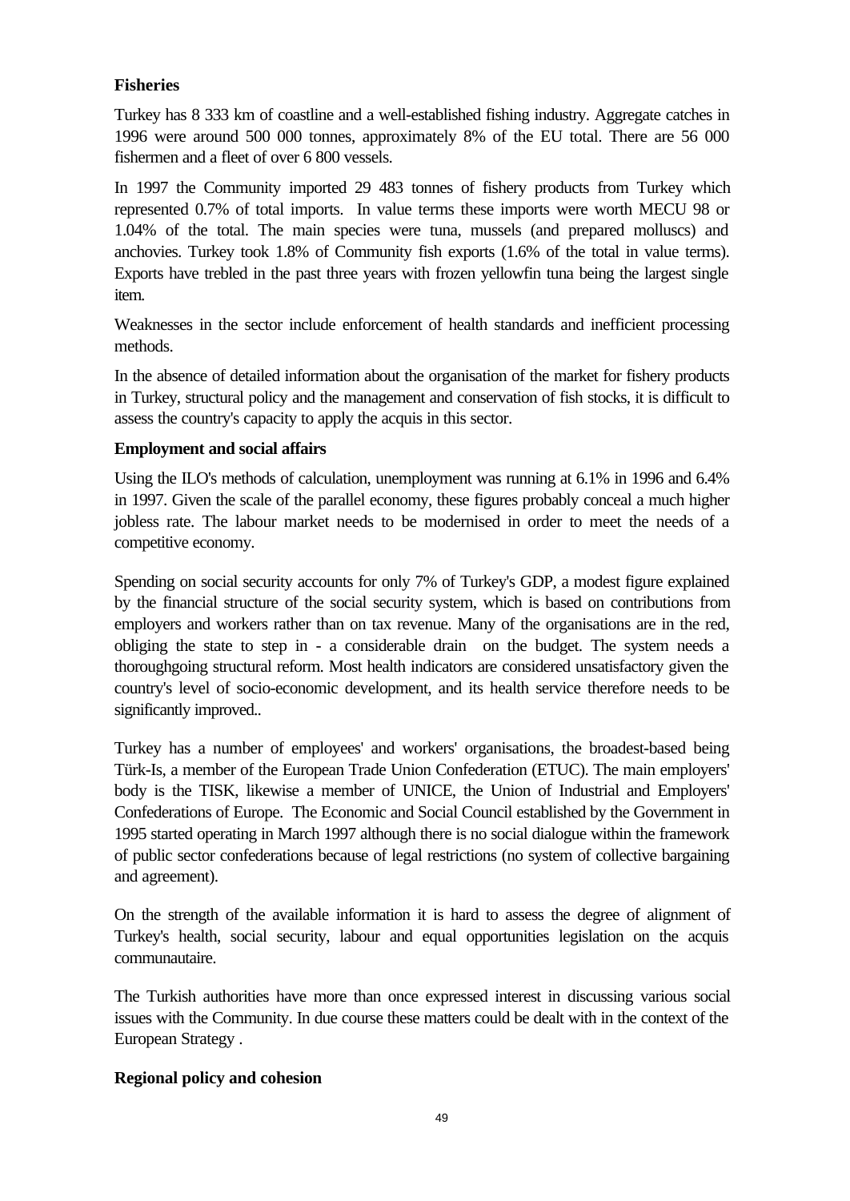**Fisheries**

Turkey has 8 333 km of coastline and a well-established fishing industry. Aggregate catches in 1996 were around 500 000 tonnes, approximately 8% of the EU total. There are 56 000 fishermen and a fleet of over 6 800 vessels.

In 1997 the Community imported 29 483 tonnes of fishery products from Turkey which represented 0.7% of total imports. In value terms these imports were worth MECU 98 or 1.04% of the total. The main species were tuna, mussels (and prepared molluscs) and anchovies. Turkey took 1.8% of Community fish exports (1.6% of the total in value terms). Exports have trebled in the past three years with frozen yellowfin tuna being the largest single item.

Weaknesses in the sector include enforcement of health standards and inefficient processing methods.

In the absence of detailed information about the organisation of the market for fishery products in Turkey, structural policy and the management and conservation of fish stocks, it is difficult to assess the country's capacity to apply the acquis in this sector.

**Employment and social affairs**

Using the ILO's methods of calculation, unemployment was running at 6.1% in 1996 and 6.4% in 1997. Given the scale of the parallel economy, these figures probably conceal a much higher jobless rate. The labour market needs to be modernised in order to meet the needs of a competitive economy.

Spending on social security accounts for only 7% of Turkey's GDP, a modest figure explained by the financial structure of the social security system, which is based on contributions from employers and workers rather than on tax revenue. Many of the organisations are in the red, obliging the state to step in - a considerable drain on the budget. The system needs a thoroughgoing structural reform. Most health indicators are considered unsatisfactory given the country's level of socio-economic development, and its health service therefore needs to be significantly improved..

Turkey has a number of employees' and workers' organisations, the broadest-based being Türk-Is, a member of the European Trade Union Confederation (ETUC). The main employers' body is the TISK, likewise a member of UNICE, the Union of Industrial and Employers' Confederations of Europe. The Economic and Social Council established by the Government in 1995 started operating in March 1997 although there is no social dialogue within the framework of public sector confederations because of legal restrictions (no system of collective bargaining and agreement).

On the strength of the available information it is hard to assess the degree of alignment of Turkey's health, social security, labour and equal opportunities legislation on the acquis communautaire.

The Turkish authorities have more than once expressed interest in discussing various social issues with the Community. In due course these matters could be dealt with in the context of the European Strategy .

**Regional policy and cohesion**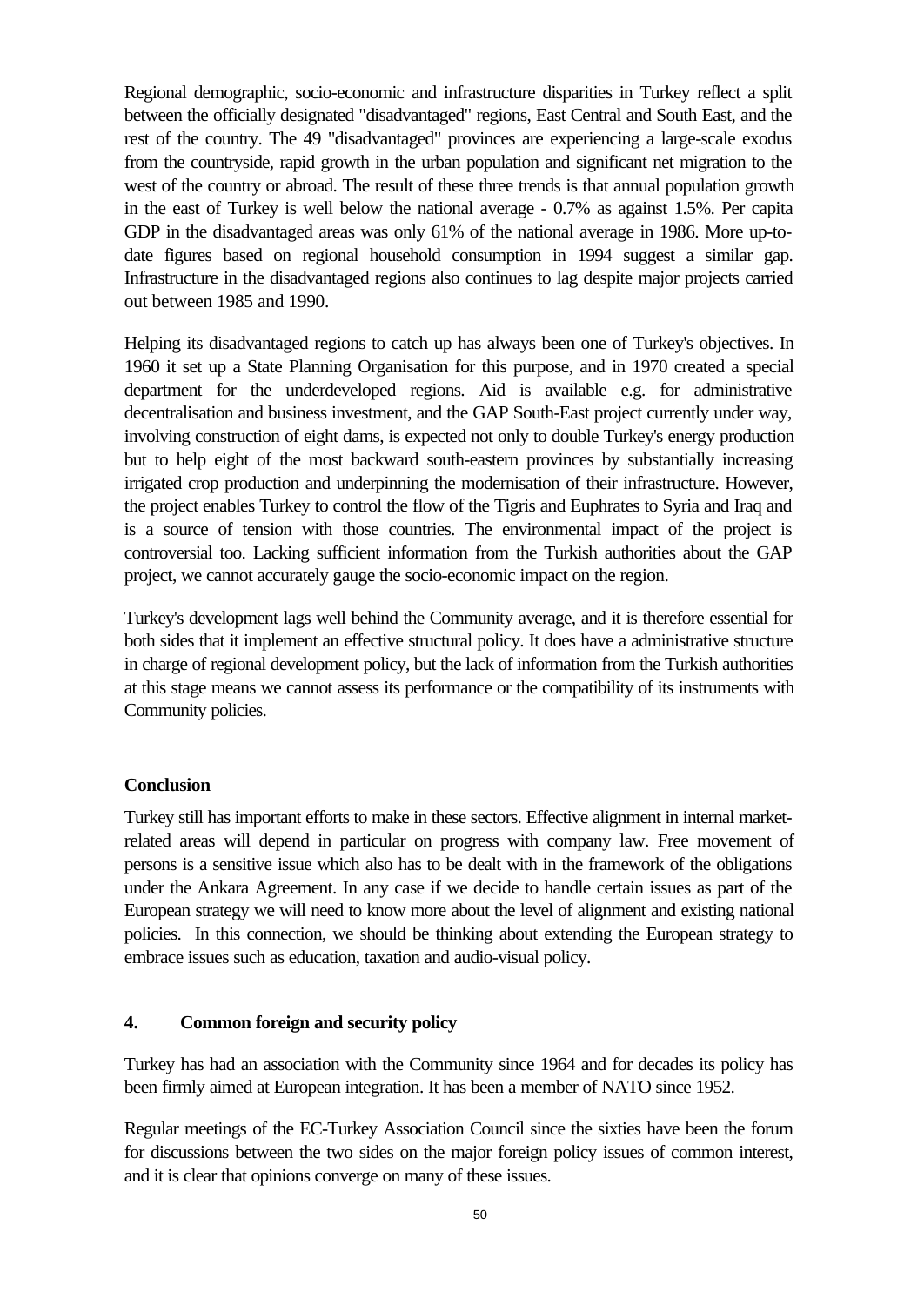Regional demographic, socio-economic and infrastructure disparities in Turkey reflect a split between the officially designated "disadvantaged" regions, East Central and South East, and the rest of the country. The 49 "disadvantaged" provinces are experiencing a large-scale exodus from the countryside, rapid growth in the urban population and significant net migration to the west of the country or abroad. The result of these three trends is that annual population growth in the east of Turkey is well below the national average - 0.7% as against 1.5%. Per capita GDP in the disadvantaged areas was only 61% of the national average in 1986. More up-to-date figures based on regional household consumption in 1994 suggest a similar gap. Infrastructure in the disadvantaged regions also continues to lag despite major projects carried out between 1985 and 1990.

Helping its disadvantaged regions to catch up has always been one of Turkey's objectives. In 1960 it set up a State Planning Organisation for this purpose, and in 1970 created a special department for the underdeveloped regions. Aid is available e.g. for administrative decentralisation and business investment, and the GAP South-East project currently under way, involving construction of eight dams, is expected not only to double Turkey's energy production but to help eight of the most backward south-eastern provinces by substantially increasing irrigated crop production and underpinning the modernisation of their infrastructure. However, the project enables Turkey to control the flow of the Tigris and Euphrates to Syria and Iraq and is a source of tension with those countries. The environmental impact of the project is controversial too. Lacking sufficient information from the Turkish authorities about the GAP project, we cannot accurately gauge the socio-economic impact on the region.

Turkey's development lags well behind the Community average, and it is therefore essential for both sides that it implement an effective structural policy. It does have a administrative structure in charge of regional development policy, but the lack of information from the Turkish authorities at this stage means we cannot assess its performance or the compatibility of its instruments with Community policies.

**Conclusion**

Turkey still has important efforts to make in these sectors. Effective alignment in internal market-related areas will depend in particular on progress with company law. Free movement of persons is a sensitive issue which also has to be dealt with in the framework of the obligations under the Ankara Agreement. In any case if we decide to handle certain issues as part of the European strategy we will need to know more about the level of alignment and existing national policies. In this connection, we should be thinking about extending the European strategy to embrace issues such as education, taxation and audio-visual policy.

## 4. Common foreign and security policy

Turkey has had an association with the Community since 1964 and for decades its policy has been firmly aimed at European integration. It has been a member of NATO since 1952.

Regular meetings of the EC-Turkey Association Council since the sixties have been the forum for discussions between the two sides on the major foreign policy issues of common interest, and it is clear that opinions converge on many of these issues.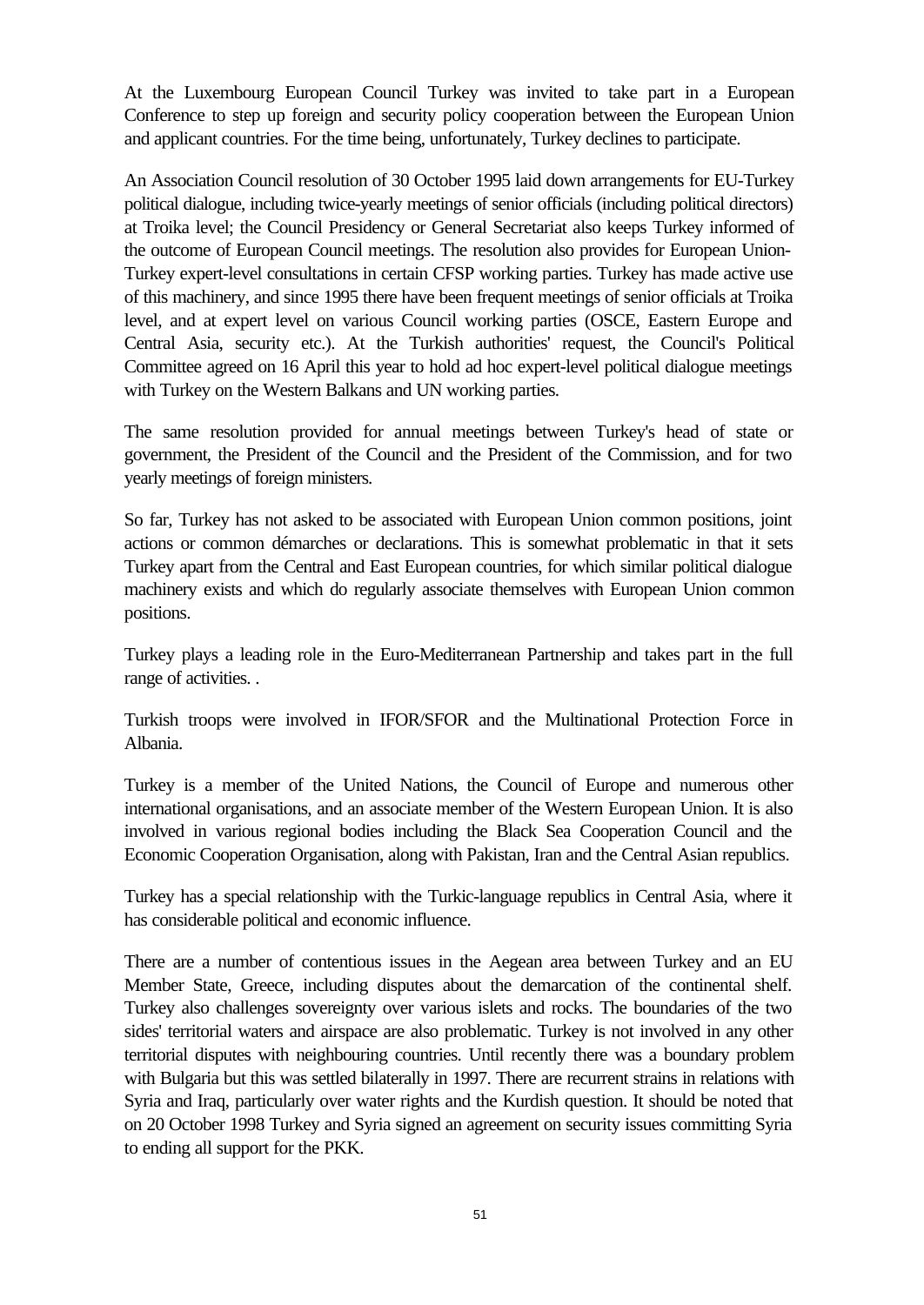At the Luxembourg European Council Turkey was invited to take part in a European Conference to step up foreign and security policy cooperation between the European Union and applicant countries. For the time being, unfortunately, Turkey declines to participate.

An Association Council resolution of 30 October 1995 laid down arrangements for EU-Turkey political dialogue, including twice-yearly meetings of senior officials (including political directors) at Troika level; the Council Presidency or General Secretariat also keeps Turkey informed of the outcome of European Council meetings. The resolution also provides for European Union-Turkey expert-level consultations in certain CFSP working parties. Turkey has made active use of this machinery, and since 1995 there have been frequent meetings of senior officials at Troika level, and at expert level on various Council working parties (OSCE, Eastern Europe and Central Asia, security etc.). At the Turkish authorities' request, the Council's Political Committee agreed on 16 April this year to hold ad hoc expert-level political dialogue meetings with Turkey on the Western Balkans and UN working parties.

The same resolution provided for annual meetings between Turkey's head of state or government, the President of the Council and the President of the Commission, and for two yearly meetings of foreign ministers.

So far, Turkey has not asked to be associated with European Union common positions, joint actions or common démarches or declarations. This is somewhat problematic in that it sets Turkey apart from the Central and East European countries, for which similar political dialogue machinery exists and which do regularly associate themselves with European Union common positions.

Turkey plays a leading role in the Euro-Mediterranean Partnership and takes part in the full range of activities. .

Turkish troops were involved in IFOR/SFOR and the Multinational Protection Force in Albania.

Turkey is a member of the United Nations, the Council of Europe and numerous other international organisations, and an associate member of the Western European Union. It is also involved in various regional bodies including the Black Sea Cooperation Council and the Economic Cooperation Organisation, along with Pakistan, Iran and the Central Asian republics.

Turkey has a special relationship with the Turkic-language republics in Central Asia, where it has considerable political and economic influence.

There are a number of contentious issues in the Aegean area between Turkey and an EU Member State, Greece, including disputes about the demarcation of the continental shelf. Turkey also challenges sovereignty over various islets and rocks. The boundaries of the two sides' territorial waters and airspace are also problematic. Turkey is not involved in any other territorial disputes with neighbouring countries. Until recently there was a boundary problem with Bulgaria but this was settled bilaterally in 1997. There are recurrent strains in relations with Syria and Iraq, particularly over water rights and the Kurdish question. It should be noted that on 20 October 1998 Turkey and Syria signed an agreement on security issues committing Syria to ending all support for the PKK.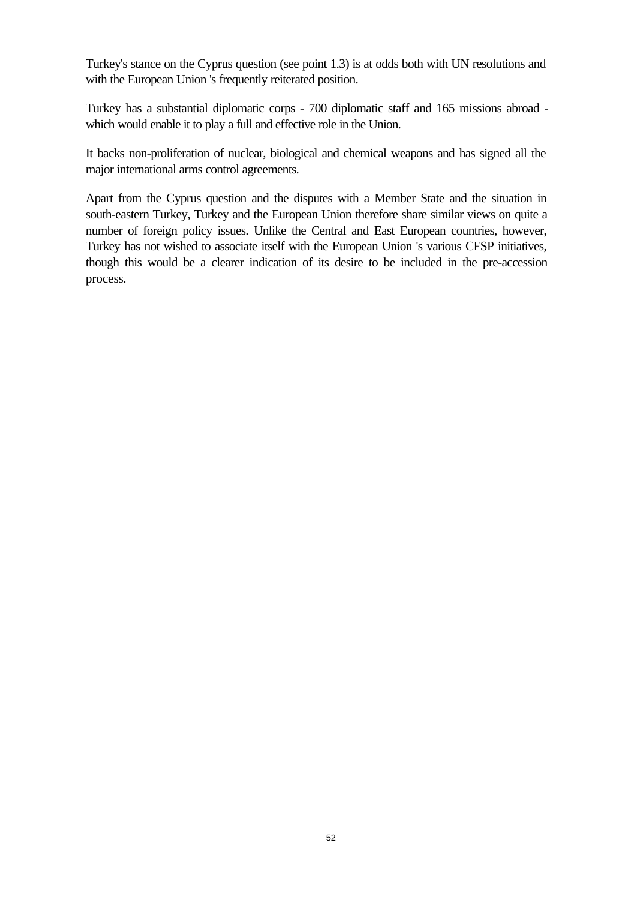Turkey's stance on the Cyprus question (see point 1.3) is at odds both with UN resolutions and with the European Union 's frequently reiterated position.

Turkey has a substantial diplomatic corps - 700 diplomatic staff and 165 missions abroad - which would enable it to play a full and effective role in the Union.

It backs non-proliferation of nuclear, biological and chemical weapons and has signed all the major international arms control agreements.

Apart from the Cyprus question and the disputes with a Member State and the situation in south-eastern Turkey, Turkey and the European Union therefore share similar views on quite a number of foreign policy issues. Unlike the Central and East European countries, however, Turkey has not wished to associate itself with the European Union 's various CFSP initiatives, though this would be a clearer indication of its desire to be included in the pre-accession process.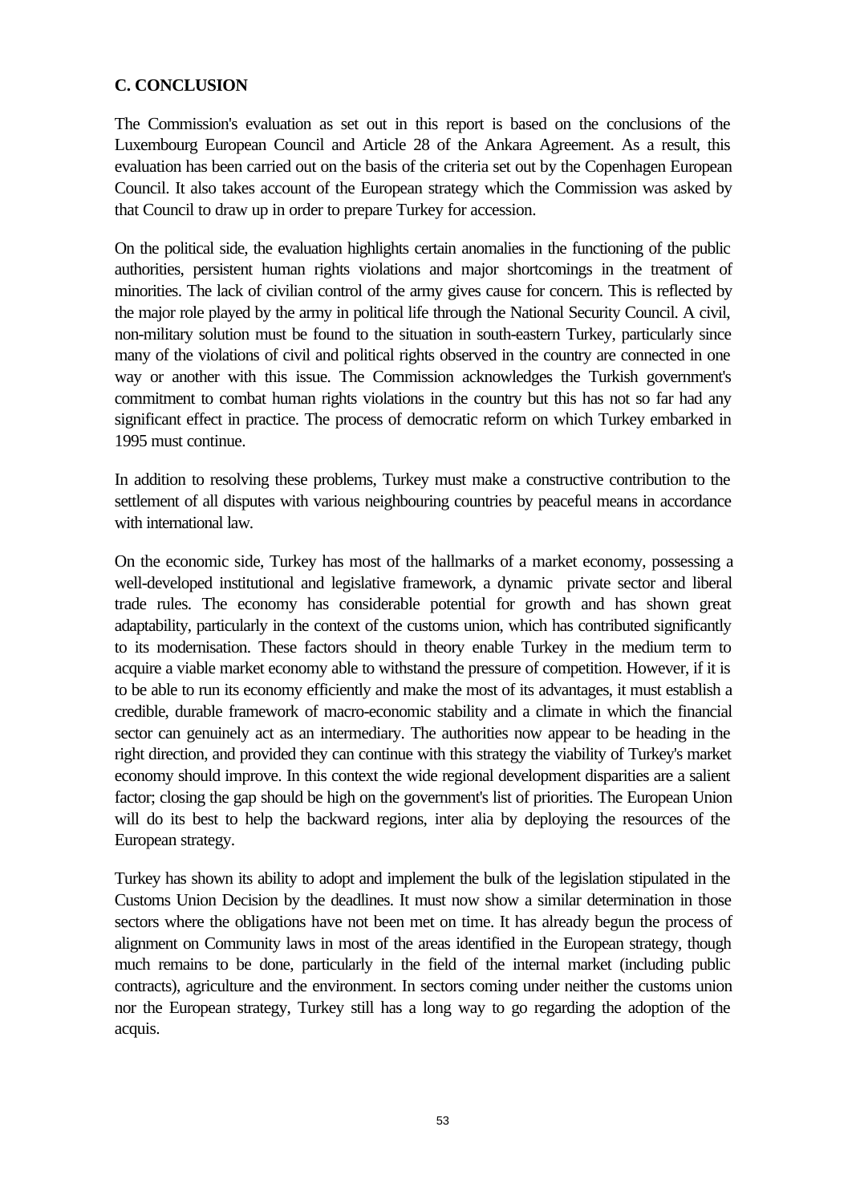## C. CONCLUSION

The Commission's evaluation as set out in this report is based on the conclusions of the Luxembourg European Council and Article 28 of the Ankara Agreement. As a result, this evaluation has been carried out on the basis of the criteria set out by the Copenhagen European Council. It also takes account of the European strategy which the Commission was asked by that Council to draw up in order to prepare Turkey for accession.

On the political side, the evaluation highlights certain anomalies in the functioning of the public authorities, persistent human rights violations and major shortcomings in the treatment of minorities. The lack of civilian control of the army gives cause for concern. This is reflected by the major role played by the army in political life through the National Security Council. A civil, non-military solution must be found to the situation in south-eastern Turkey, particularly since many of the violations of civil and political rights observed in the country are connected in one way or another with this issue. The Commission acknowledges the Turkish government's commitment to combat human rights violations in the country but this has not so far had any significant effect in practice. The process of democratic reform on which Turkey embarked in 1995 must continue.

In addition to resolving these problems, Turkey must make a constructive contribution to the settlement of all disputes with various neighbouring countries by peaceful means in accordance with international law.

On the economic side, Turkey has most of the hallmarks of a market economy, possessing a well-developed institutional and legislative framework, a dynamic private sector and liberal trade rules. The economy has considerable potential for growth and has shown great adaptability, particularly in the context of the customs union, which has contributed significantly to its modernisation. These factors should in theory enable Turkey in the medium term to acquire a viable market economy able to withstand the pressure of competition. However, if it is to be able to run its economy efficiently and make the most of its advantages, it must establish a credible, durable framework of macro-economic stability and a climate in which the financial sector can genuinely act as an intermediary. The authorities now appear to be heading in the right direction, and provided they can continue with this strategy the viability of Turkey's market economy should improve. In this context the wide regional development disparities are a salient factor; closing the gap should be high on the government's list of priorities. The European Union will do its best to help the backward regions, inter alia by deploying the resources of the European strategy.

Turkey has shown its ability to adopt and implement the bulk of the legislation stipulated in the Customs Union Decision by the deadlines. It must now show a similar determination in those sectors where the obligations have not been met on time. It has already begun the process of alignment on Community laws in most of the areas identified in the European strategy, though much remains to be done, particularly in the field of the internal market (including public contracts), agriculture and the environment. In sectors coming under neither the customs union nor the European strategy, Turkey still has a long way to go regarding the adoption of the acquis.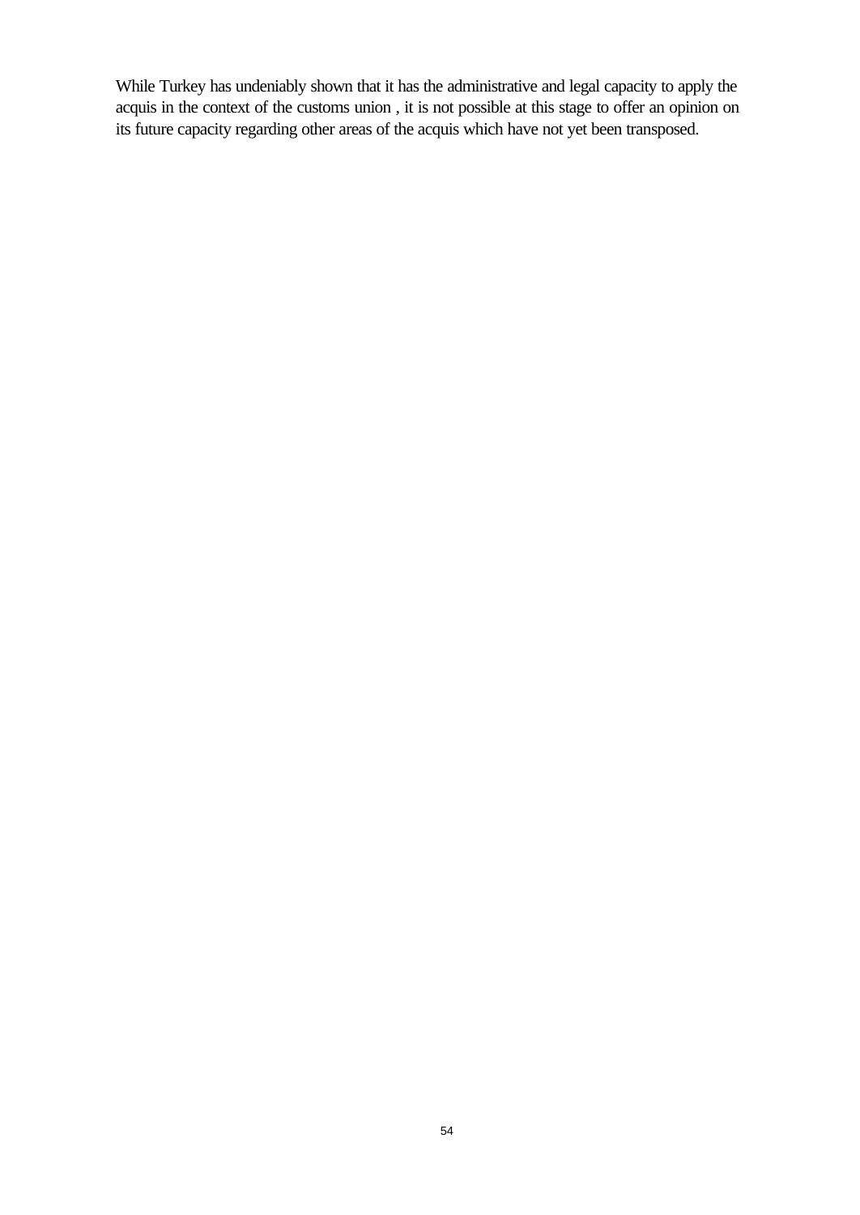While Turkey has undeniably shown that it has the administrative and legal capacity to apply the acquis in the context of the customs union , it is not possible at this stage to offer an opinion on its future capacity regarding other areas of the acquis which have not yet been transposed.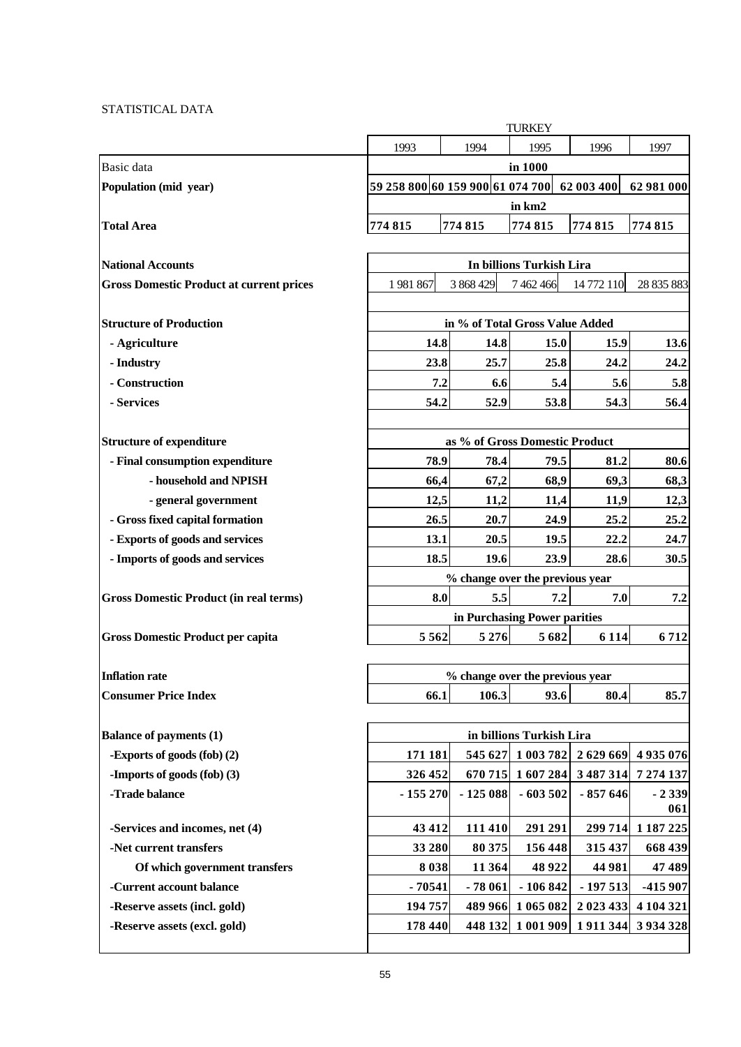STATISTICAL DATA

| | TURKEY | | | | |
|---|---|---|---|---|---|
| | 1993 | 1994 | 1995 | 1996 | 1997 |
| Basic data | in 1000 | | | | |
| **Population (mid year)** | **59 258 800** | **60 159 900** | **61 074 700** | **62 003 400** | **62 981 000** |
| | **in km2** | | | | |
| **Total Area** | **774 815** | **774 815** | **774 815** | **774 815** | **774 815** |
| | | | | | |
| **National Accounts** | **In billions Turkish Lira** | | | | |
| **Gross Domestic Product at current prices** | 1 981 867 | 3 868 429 | 7 462 466 | 14 772 110 | 28 835 883 |
| | | | | | |
| **Structure of Production** | **in % of Total Gross Value Added** | | | | |
| **- Agriculture** | **14.8** | **14.8** | **15.0** | **15.9** | **13.6** |
| **- Industry** | **23.8** | **25.7** | **25.8** | **24.2** | **24.2** |
| **- Construction** | **7.2** | **6.6** | **5.4** | **5.6** | **5.8** |
| **- Services** | **54.2** | **52.9** | **53.8** | **54.3** | **56.4** |
| | | | | | |
| **Structure of expenditure** | **as % of Gross Domestic Product** | | | | |
| **- Final consumption expenditure** | **78.9** | **78.4** | **79.5** | **81.2** | **80.6** |
| **- household and NPISH** | **66,4** | **67,2** | **68,9** | **69,3** | **68,3** |
| **- general government** | **12,5** | **11,2** | **11,4** | **11,9** | **12,3** |
| **- Gross fixed capital formation** | **26.5** | **20.7** | **24.9** | **25.2** | **25.2** |
| **- Exports of goods and services** | **13.1** | **20.5** | **19.5** | **22.2** | **24.7** |
| **- Imports of goods and services** | **18.5** | **19.6** | **23.9** | **28.6** | **30.5** |
| | **% change over the previous year** | | | | |
| **Gross Domestic Product (in real terms)** | **8.0** | **5.5** | **7.2** | **7.0** | **7.2** |
| | **in Purchasing Power parities** | | | | |
| **Gross Domestic Product per capita** | **5 562** | **5 276** | **5 682** | **6 114** | **6 712** |
| | | | | | |
| **Inflation rate** | **% change over the previous year** | | | | |
| **Consumer Price Index** | **66.1** | **106.3** | **93.6** | **80.4** | **85.7** |
| | | | | | |
| **Balance of payments (1)** | **in billions Turkish Lira** | | | | |
| **-Exports of goods (fob) (2)** | **171 181** | **545 627** | **1 003 782** | **2 629 669** | **4 935 076** |
| **-Imports of goods (fob) (3)** | **326 452** | **670 715** | **1 607 284** | **3 487 314** | **7 274 137** |
| **-Trade balance** | **- 155 270** | **- 125 088** | **- 603 502** | **- 857 646** | **- 2 339 061** |
| **-Services and incomes, net (4)** | **43 412** | **111 410** | **291 291** | **299 714** | **1 187 225** |
| **-Net current transfers** | **33 280** | **80 375** | **156 448** | **315 437** | **668 439** |
| **Of which government transfers** | **8 038** | **11 364** | **48 922** | **44 981** | **47 489** |
| **-Current account balance** | **- 70541** | **- 78 061** | **- 106 842** | **- 197 513** | **-415 907** |
| **-Reserve assets (incl. gold)** | **194 757** | **489 966** | **1 065 082** | **2 023 433** | **4 104 321** |
| **-Reserve assets (excl. gold)** | **178 440** | **448 132** | **1 001 909** | **1 911 344** | **3 934 328** |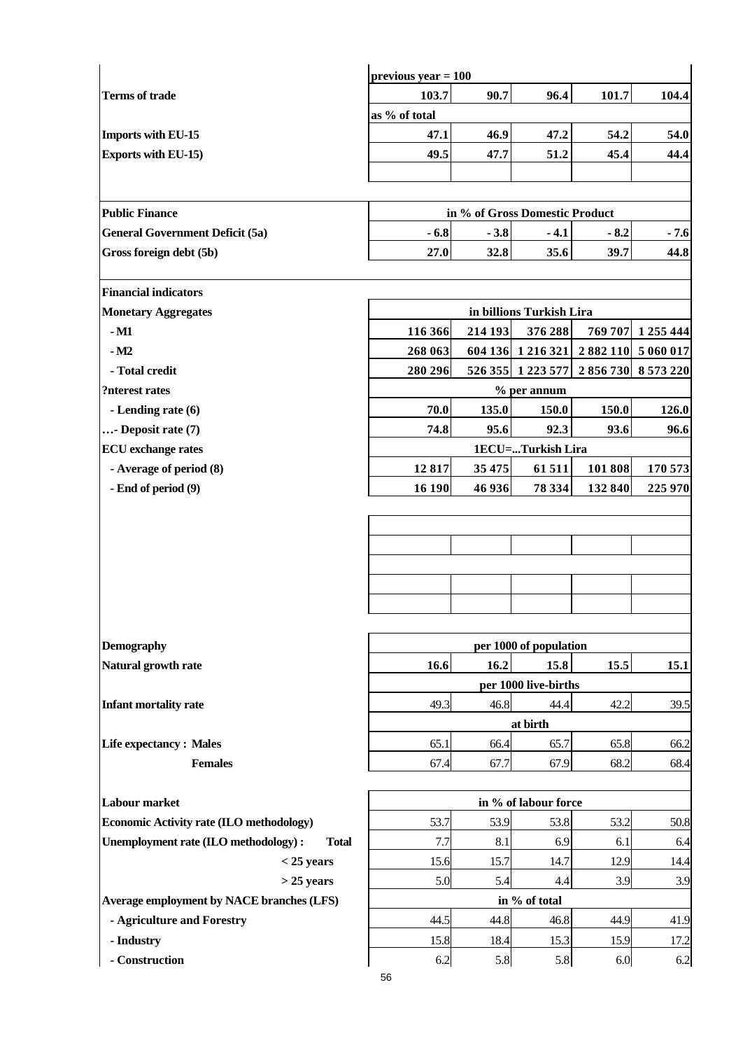| | | | | | |
|---|---|---|---|---|---|
| | previous year = 100 | | | | |
| **Terms of trade** | 103.7 | 90.7 | 96.4 | 101.7 | 104.4 |
| | as % of total | | | | |
| **Imports with EU-15** | 47.1 | 46.9 | 47.2 | 54.2 | 54.0 |
| **Exports with EU-15)** | 49.5 | 47.7 | 51.2 | 45.4 | 44.4 |
| | | | | | |
| **Public Finance** | in % of Gross Domestic Product | | | | |
| **General Government Deficit (5a)** | - 6.8 | - 3.8 | - 4.1 | - 8.2 | - 7.6 |
| **Gross foreign debt (5b)** | 27.0 | 32.8 | 35.6 | 39.7 | 44.8 |
| | | | | | |
| **Financial indicators** | | | | | |
| **Monetary Aggregates** | in billions Turkish Lira | | | | |
| **- M1** | 116 366 | 214 193 | 376 288 | 769 707 | 1 255 444 |
| **- M2** | 268 063 | 604 136 | 1 216 321 | 2 882 110 | 5 060 017 |
| **- Total credit** | 280 296 | 526 355 | 1 223 577 | 2 856 730 | 8 573 220 |
| **?nterest rates** | % per annum | | | | |
| **- Lending rate (6)** | 70.0 | 135.0 | 150.0 | 150.0 | 126.0 |
| **…- Deposit rate (7)** | 74.8 | 95.6 | 92.3 | 93.6 | 96.6 |
| **ECU exchange rates** | 1ECU=...Turkish Lira | | | | |
| **- Average of period (8)** | 12 817 | 35 475 | 61 511 | 101 808 | 170 573 |
| **- End of period (9)** | 16 190 | 46 936 | 78 334 | 132 840 | 225 970 |
| | | | | | |
| **Demography** | per 1000 of population | | | | |
| **Natural growth rate** | 16.6 | 16.2 | 15.8 | 15.5 | 15.1 |
| | per 1000 live-births | | | | |
| **Infant mortality rate** | 49.3 | 46.8 | 44.4 | 42.2 | 39.5 |
| | at birth | | | | |
| **Life expectancy : Males** | 65.1 | 66.4 | 65.7 | 65.8 | 66.2 |
| **Females** | 67.4 | 67.7 | 67.9 | 68.2 | 68.4 |
| | | | | | |
| **Labour market** | in % of labour force | | | | |
| **Economic Activity rate (ILO methodology)** | 53.7 | 53.9 | 53.8 | 53.2 | 50.8 |
| **Unemployment rate (ILO methodology) : Total** | 7.7 | 8.1 | 6.9 | 6.1 | 6.4 |
| **< 25 years** | 15.6 | 15.7 | 14.7 | 12.9 | 14.4 |
| **> 25 years** | 5.0 | 5.4 | 4.4 | 3.9 | 3.9 |
| **Average employment by NACE branches (LFS)** | in % of total | | | | |
| **- Agriculture and Forestry** | 44.5 | 44.8 | 46.8 | 44.9 | 41.9 |
| **- Industry** | 15.8 | 18.4 | 15.3 | 15.9 | 17.2 |
| **- Construction** | 6.2 | 5.8 | 5.8 | 6.0 | 6.2 |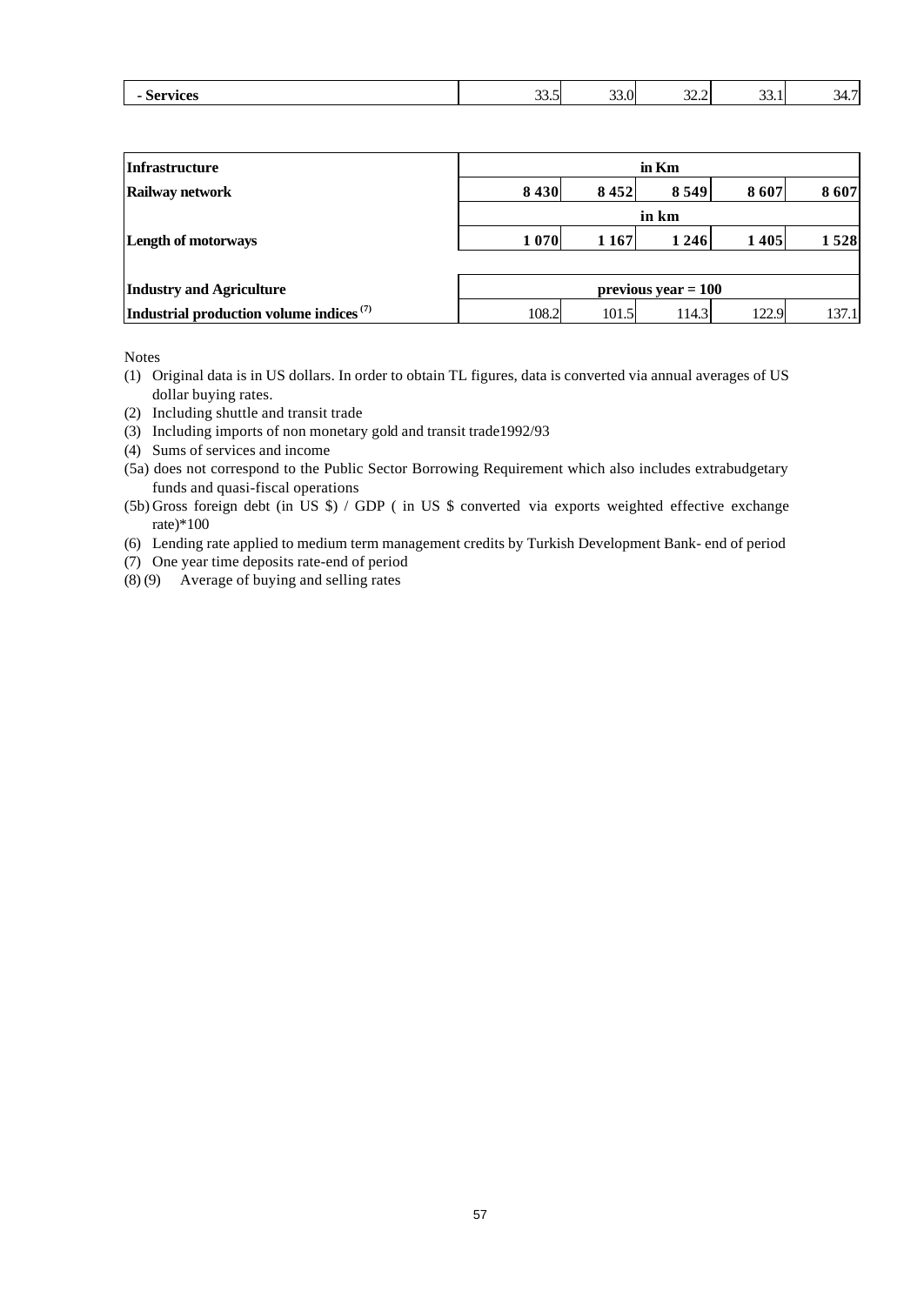| | | | | | |
|---|---|---|---|---|---|
| **- Services** | 33.5 | 33.0 | 32.2 | 33.1 | 34.7 |

| | | | | | |
|---|---|---|---|---|---|
| **Infrastructure** | **in Km** | | | | |
| **Railway network** | **8 430** | **8 452** | **8 549** | **8 607** | **8 607** |
| | **in km** | | | | |
| **Length of motorways** | **1 070** | **1 167** | **1 246** | **1 405** | **1 528** |
| | | | | | |
| **Industry and Agriculture** | **previous year = 100** | | | | |
| **Industrial production volume indices (7)** | 108.2 | 101.5 | 114.3 | 122.9 | 137.1 |

Notes

(1) Original data is in US dollars. In order to obtain TL figures, data is converted via annual averages of US dollar buying rates.

(2) Including shuttle and transit trade

(3) Including imports of non monetary gold and transit trade1992/93

(4) Sums of services and income

(5a) does not correspond to the Public Sector Borrowing Requirement which also includes extrabudgetary funds and quasi-fiscal operations

(5b) Gross foreign debt (in US $) / GDP ( in US $ converted via exports weighted effective exchange rate)*100

(6) Lending rate applied to medium term management credits by Turkish Development Bank- end of period

(7) One year time deposits rate-end of period

(8) (9) Average of buying and selling rates